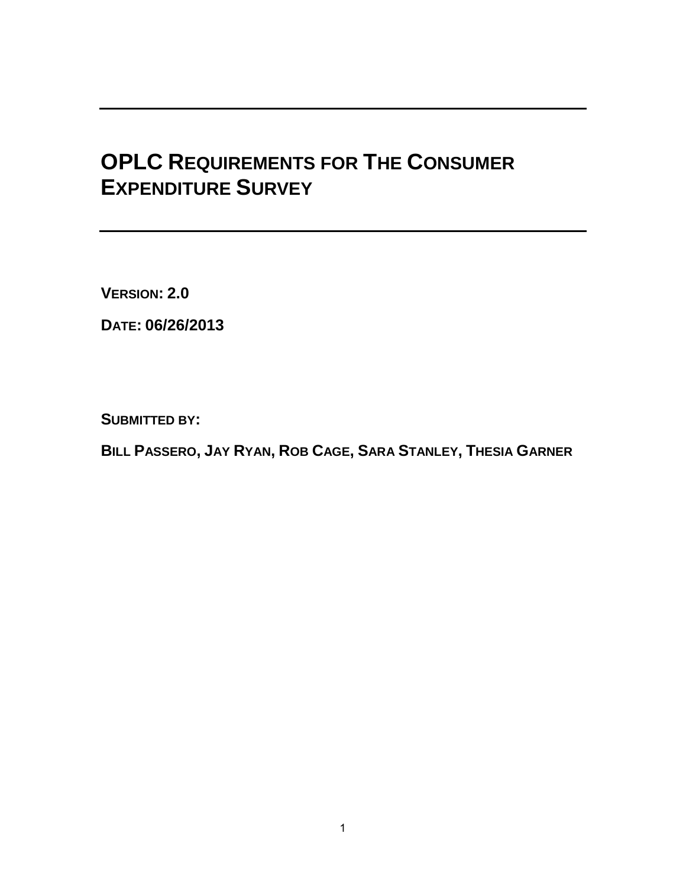# OPLC Requirements for The Consumer Expenditure Survey

**Version: 2.0**

**Date: 06/26/2013**

**Submitted by:**

**Bill Passero, Jay Ryan, Rob Cage, Sara Stanley, Thesia Garner**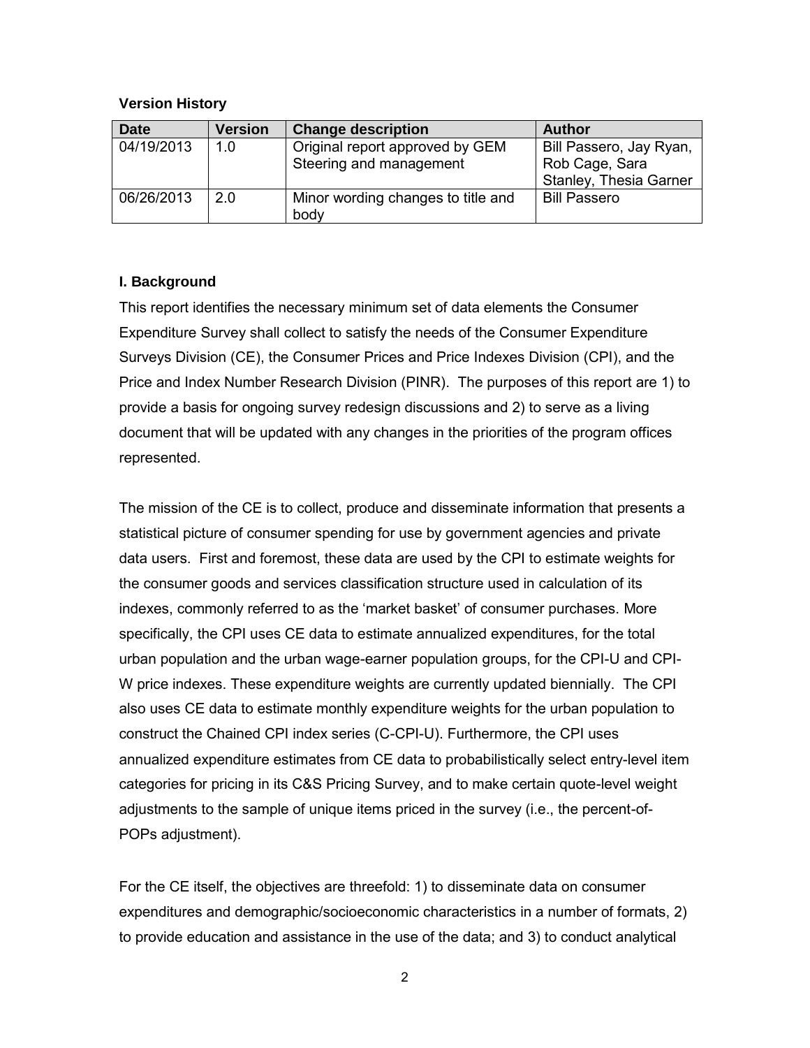**Version History**

| Date | Version | Change description | Author |
|---|---|---|---|
| 04/19/2013 | 1.0 | Original report approved by GEM Steering and management | Bill Passero, Jay Ryan, Rob Cage, Sara Stanley, Thesia Garner |
| 06/26/2013 | 2.0 | Minor wording changes to title and body | Bill Passero |

**I. Background**

This report identifies the necessary minimum set of data elements the Consumer Expenditure Survey shall collect to satisfy the needs of the Consumer Expenditure Surveys Division (CE), the Consumer Prices and Price Indexes Division (CPI), and the Price and Index Number Research Division (PINR). The purposes of this report are 1) to provide a basis for ongoing survey redesign discussions and 2) to serve as a living document that will be updated with any changes in the priorities of the program offices represented.

The mission of the CE is to collect, produce and disseminate information that presents a statistical picture of consumer spending for use by government agencies and private data users. First and foremost, these data are used by the CPI to estimate weights for the consumer goods and services classification structure used in calculation of its indexes, commonly referred to as the 'market basket' of consumer purchases. More specifically, the CPI uses CE data to estimate annualized expenditures, for the total urban population and the urban wage-earner population groups, for the CPI-U and CPI-W price indexes. These expenditure weights are currently updated biennially. The CPI also uses CE data to estimate monthly expenditure weights for the urban population to construct the Chained CPI index series (C-CPI-U). Furthermore, the CPI uses annualized expenditure estimates from CE data to probabilistically select entry-level item categories for pricing in its C&S Pricing Survey, and to make certain quote-level weight adjustments to the sample of unique items priced in the survey (i.e., the percent-of-POPs adjustment).

For the CE itself, the objectives are threefold: 1) to disseminate data on consumer expenditures and demographic/socioeconomic characteristics in a number of formats, 2) to provide education and assistance in the use of the data; and 3) to conduct analytical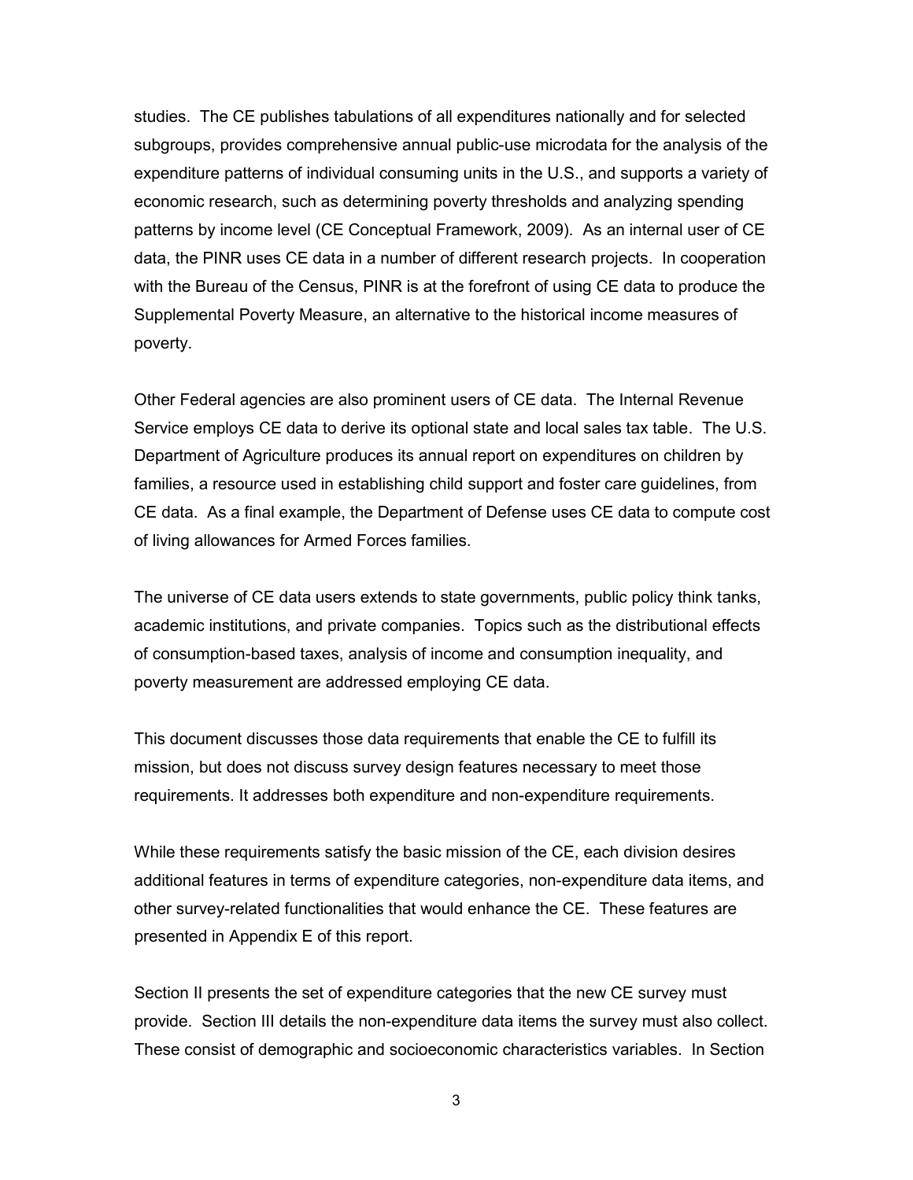studies. The CE publishes tabulations of all expenditures nationally and for selected subgroups, provides comprehensive annual public-use microdata for the analysis of the expenditure patterns of individual consuming units in the U.S., and supports a variety of economic research, such as determining poverty thresholds and analyzing spending patterns by income level (CE Conceptual Framework, 2009). As an internal user of CE data, the PINR uses CE data in a number of different research projects. In cooperation with the Bureau of the Census, PINR is at the forefront of using CE data to produce the Supplemental Poverty Measure, an alternative to the historical income measures of poverty.

Other Federal agencies are also prominent users of CE data. The Internal Revenue Service employs CE data to derive its optional state and local sales tax table. The U.S. Department of Agriculture produces its annual report on expenditures on children by families, a resource used in establishing child support and foster care guidelines, from CE data. As a final example, the Department of Defense uses CE data to compute cost of living allowances for Armed Forces families.

The universe of CE data users extends to state governments, public policy think tanks, academic institutions, and private companies. Topics such as the distributional effects of consumption-based taxes, analysis of income and consumption inequality, and poverty measurement are addressed employing CE data.

This document discusses those data requirements that enable the CE to fulfill its mission, but does not discuss survey design features necessary to meet those requirements. It addresses both expenditure and non-expenditure requirements.

While these requirements satisfy the basic mission of the CE, each division desires additional features in terms of expenditure categories, non-expenditure data items, and other survey-related functionalities that would enhance the CE. These features are presented in Appendix E of this report.

Section II presents the set of expenditure categories that the new CE survey must provide. Section III details the non-expenditure data items the survey must also collect. These consist of demographic and socioeconomic characteristics variables. In Section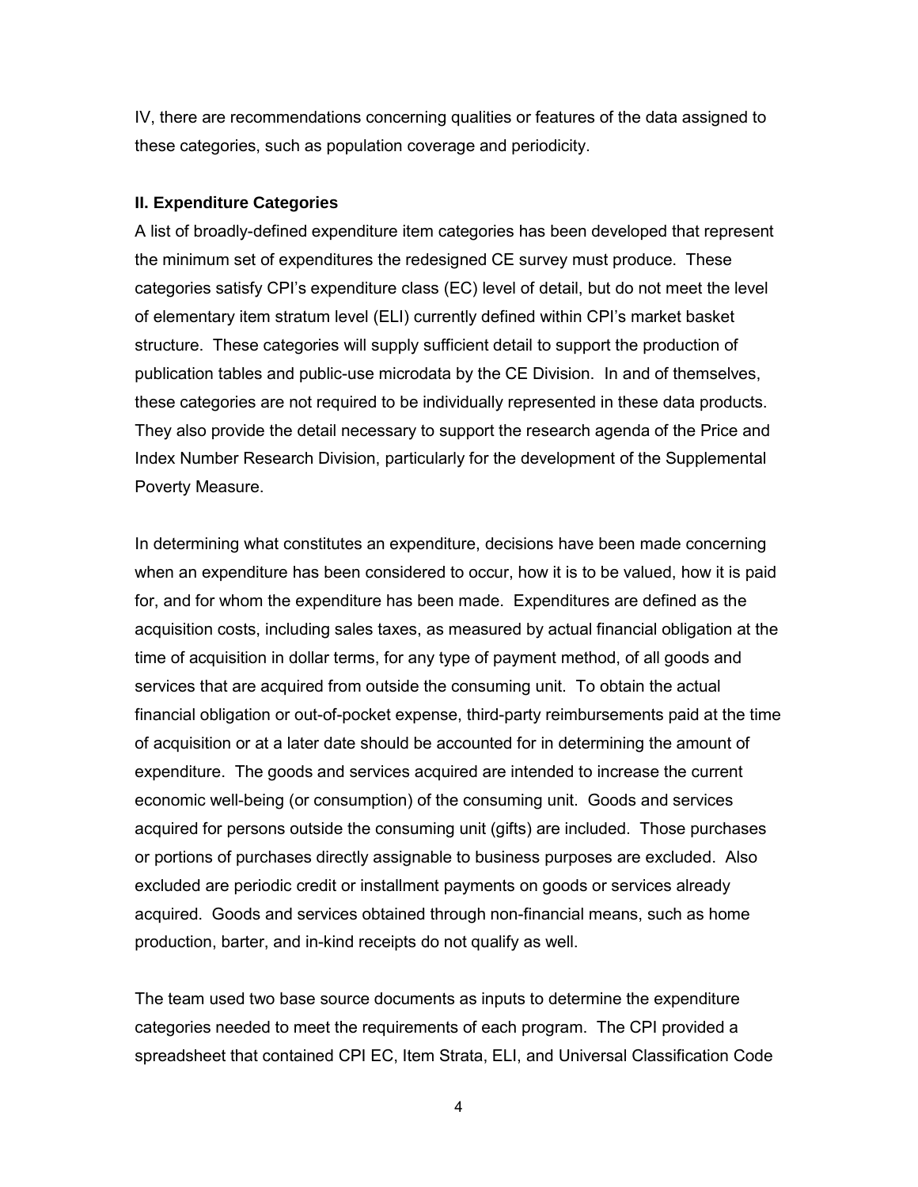IV, there are recommendations concerning qualities or features of the data assigned to these categories, such as population coverage and periodicity.

## II. Expenditure Categories

A list of broadly-defined expenditure item categories has been developed that represent the minimum set of expenditures the redesigned CE survey must produce. These categories satisfy CPI's expenditure class (EC) level of detail, but do not meet the level of elementary item stratum level (ELI) currently defined within CPI's market basket structure. These categories will supply sufficient detail to support the production of publication tables and public-use microdata by the CE Division. In and of themselves, these categories are not required to be individually represented in these data products. They also provide the detail necessary to support the research agenda of the Price and Index Number Research Division, particularly for the development of the Supplemental Poverty Measure.

In determining what constitutes an expenditure, decisions have been made concerning when an expenditure has been considered to occur, how it is to be valued, how it is paid for, and for whom the expenditure has been made. Expenditures are defined as the acquisition costs, including sales taxes, as measured by actual financial obligation at the time of acquisition in dollar terms, for any type of payment method, of all goods and services that are acquired from outside the consuming unit. To obtain the actual financial obligation or out-of-pocket expense, third-party reimbursements paid at the time of acquisition or at a later date should be accounted for in determining the amount of expenditure. The goods and services acquired are intended to increase the current economic well-being (or consumption) of the consuming unit. Goods and services acquired for persons outside the consuming unit (gifts) are included. Those purchases or portions of purchases directly assignable to business purposes are excluded. Also excluded are periodic credit or installment payments on goods or services already acquired. Goods and services obtained through non-financial means, such as home production, barter, and in-kind receipts do not qualify as well.

The team used two base source documents as inputs to determine the expenditure categories needed to meet the requirements of each program. The CPI provided a spreadsheet that contained CPI EC, Item Strata, ELI, and Universal Classification Code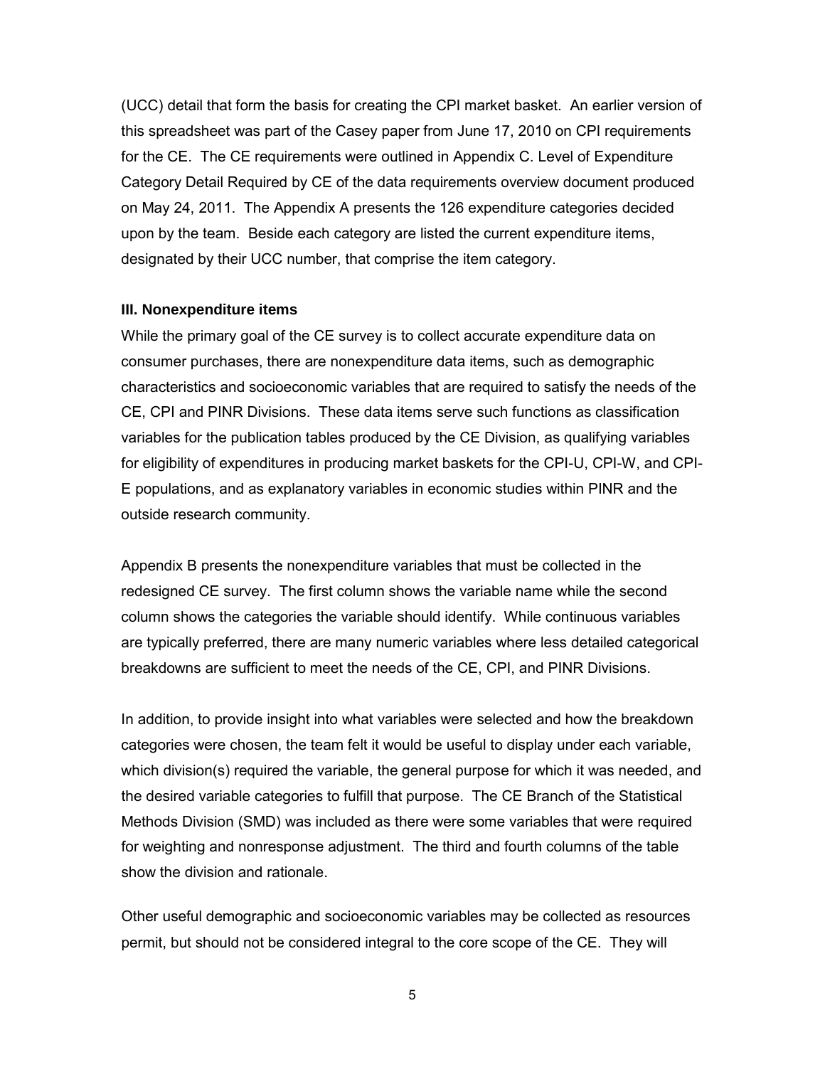(UCC) detail that form the basis for creating the CPI market basket. An earlier version of this spreadsheet was part of the Casey paper from June 17, 2010 on CPI requirements for the CE. The CE requirements were outlined in Appendix C. Level of Expenditure Category Detail Required by CE of the data requirements overview document produced on May 24, 2011. The Appendix A presents the 126 expenditure categories decided upon by the team. Beside each category are listed the current expenditure items, designated by their UCC number, that comprise the item category.

### III. Nonexpenditure items

While the primary goal of the CE survey is to collect accurate expenditure data on consumer purchases, there are nonexpenditure data items, such as demographic characteristics and socioeconomic variables that are required to satisfy the needs of the CE, CPI and PINR Divisions. These data items serve such functions as classification variables for the publication tables produced by the CE Division, as qualifying variables for eligibility of expenditures in producing market baskets for the CPI-U, CPI-W, and CPI-E populations, and as explanatory variables in economic studies within PINR and the outside research community.

Appendix B presents the nonexpenditure variables that must be collected in the redesigned CE survey. The first column shows the variable name while the second column shows the categories the variable should identify. While continuous variables are typically preferred, there are many numeric variables where less detailed categorical breakdowns are sufficient to meet the needs of the CE, CPI, and PINR Divisions.

In addition, to provide insight into what variables were selected and how the breakdown categories were chosen, the team felt it would be useful to display under each variable, which division(s) required the variable, the general purpose for which it was needed, and the desired variable categories to fulfill that purpose. The CE Branch of the Statistical Methods Division (SMD) was included as there were some variables that were required for weighting and nonresponse adjustment. The third and fourth columns of the table show the division and rationale.

Other useful demographic and socioeconomic variables may be collected as resources permit, but should not be considered integral to the core scope of the CE. They will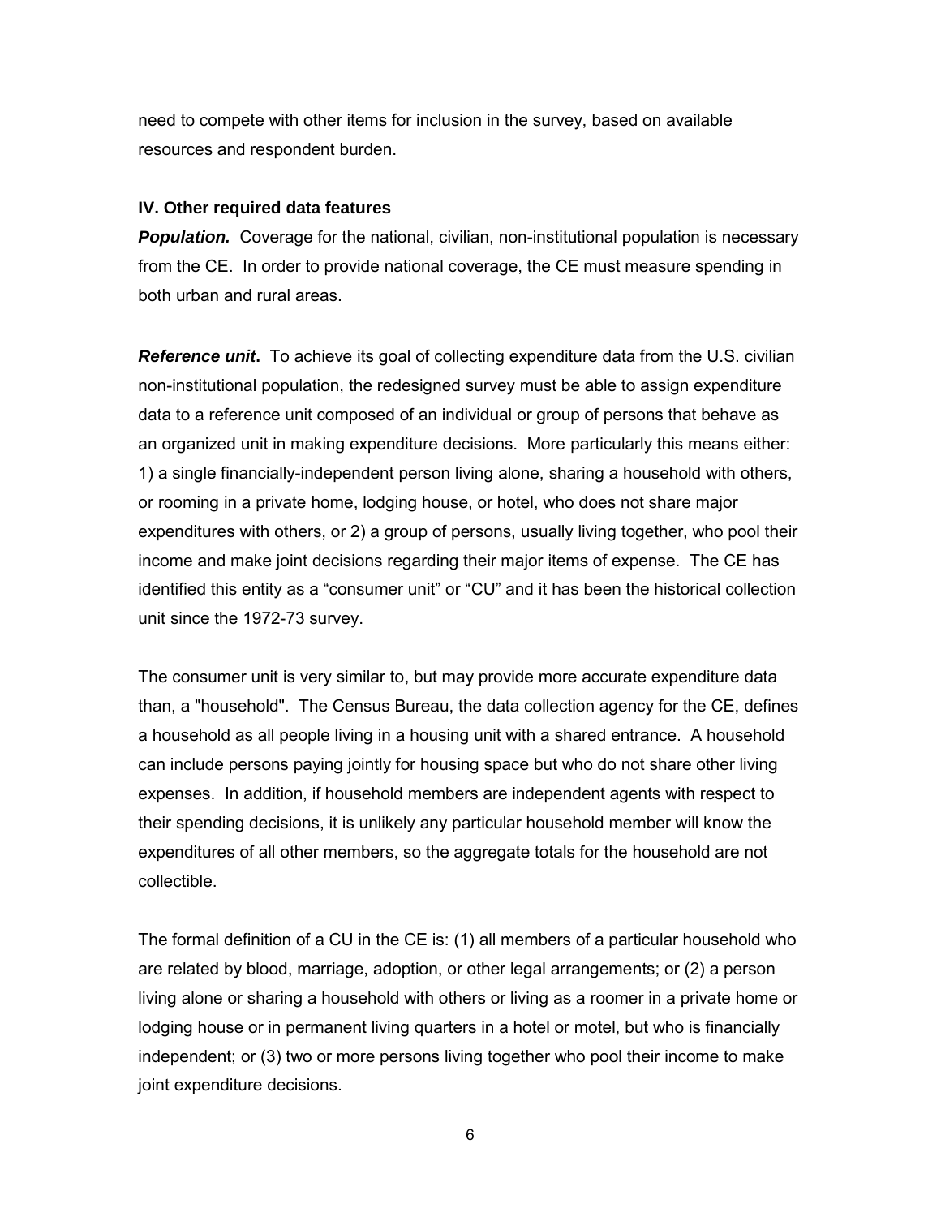need to compete with other items for inclusion in the survey, based on available resources and respondent burden.

## IV. Other required data features

***Population.*** Coverage for the national, civilian, non-institutional population is necessary from the CE. In order to provide national coverage, the CE must measure spending in both urban and rural areas.

***Reference unit*.** To achieve its goal of collecting expenditure data from the U.S. civilian non-institutional population, the redesigned survey must be able to assign expenditure data to a reference unit composed of an individual or group of persons that behave as an organized unit in making expenditure decisions. More particularly this means either: 1) a single financially-independent person living alone, sharing a household with others, or rooming in a private home, lodging house, or hotel, who does not share major expenditures with others, or 2) a group of persons, usually living together, who pool their income and make joint decisions regarding their major items of expense. The CE has identified this entity as a "consumer unit" or "CU" and it has been the historical collection unit since the 1972-73 survey.

The consumer unit is very similar to, but may provide more accurate expenditure data than, a "household". The Census Bureau, the data collection agency for the CE, defines a household as all people living in a housing unit with a shared entrance. A household can include persons paying jointly for housing space but who do not share other living expenses. In addition, if household members are independent agents with respect to their spending decisions, it is unlikely any particular household member will know the expenditures of all other members, so the aggregate totals for the household are not collectible.

The formal definition of a CU in the CE is: (1) all members of a particular household who are related by blood, marriage, adoption, or other legal arrangements; or (2) a person living alone or sharing a household with others or living as a roomer in a private home or lodging house or in permanent living quarters in a hotel or motel, but who is financially independent; or (3) two or more persons living together who pool their income to make joint expenditure decisions.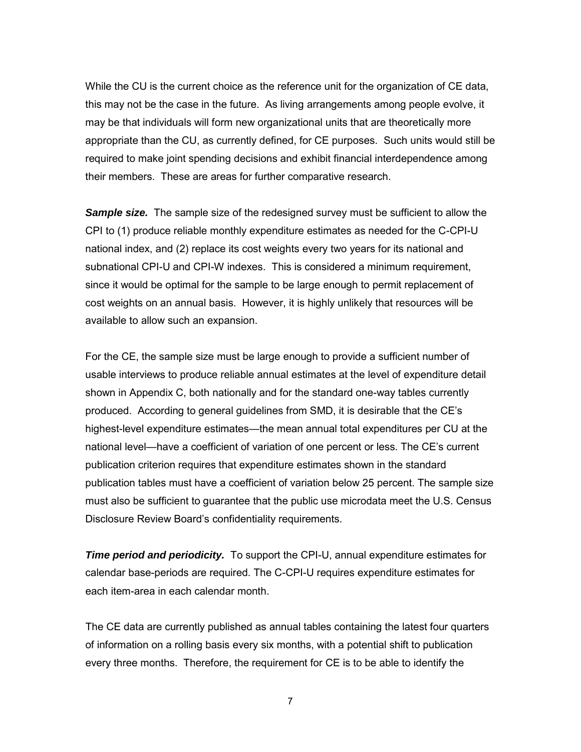While the CU is the current choice as the reference unit for the organization of CE data, this may not be the case in the future. As living arrangements among people evolve, it may be that individuals will form new organizational units that are theoretically more appropriate than the CU, as currently defined, for CE purposes. Such units would still be required to make joint spending decisions and exhibit financial interdependence among their members. These are areas for further comparative research.

***Sample size.*** The sample size of the redesigned survey must be sufficient to allow the CPI to (1) produce reliable monthly expenditure estimates as needed for the C-CPI-U national index, and (2) replace its cost weights every two years for its national and subnational CPI-U and CPI-W indexes. This is considered a minimum requirement, since it would be optimal for the sample to be large enough to permit replacement of cost weights on an annual basis. However, it is highly unlikely that resources will be available to allow such an expansion.

For the CE, the sample size must be large enough to provide a sufficient number of usable interviews to produce reliable annual estimates at the level of expenditure detail shown in Appendix C, both nationally and for the standard one-way tables currently produced. According to general guidelines from SMD, it is desirable that the CE's highest-level expenditure estimates—the mean annual total expenditures per CU at the national level—have a coefficient of variation of one percent or less. The CE's current publication criterion requires that expenditure estimates shown in the standard publication tables must have a coefficient of variation below 25 percent. The sample size must also be sufficient to guarantee that the public use microdata meet the U.S. Census Disclosure Review Board's confidentiality requirements.

***Time period and periodicity.*** To support the CPI-U, annual expenditure estimates for calendar base-periods are required. The C-CPI-U requires expenditure estimates for each item-area in each calendar month.

The CE data are currently published as annual tables containing the latest four quarters of information on a rolling basis every six months, with a potential shift to publication every three months. Therefore, the requirement for CE is to be able to identify the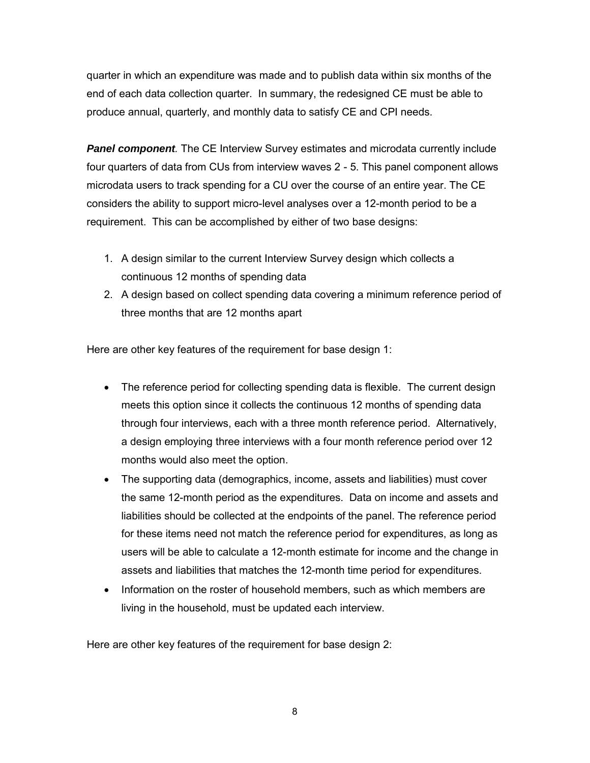quarter in which an expenditure was made and to publish data within six months of the end of each data collection quarter. In summary, the redesigned CE must be able to produce annual, quarterly, and monthly data to satisfy CE and CPI needs.

***Panel component***. The CE Interview Survey estimates and microdata currently include four quarters of data from CUs from interview waves 2 - 5. This panel component allows microdata users to track spending for a CU over the course of an entire year. The CE considers the ability to support micro-level analyses over a 12-month period to be a requirement. This can be accomplished by either of two base designs:

1. A design similar to the current Interview Survey design which collects a continuous 12 months of spending data
2. A design based on collect spending data covering a minimum reference period of three months that are 12 months apart

Here are other key features of the requirement for base design 1:

- The reference period for collecting spending data is flexible. The current design meets this option since it collects the continuous 12 months of spending data through four interviews, each with a three month reference period. Alternatively, a design employing three interviews with a four month reference period over 12 months would also meet the option.
- The supporting data (demographics, income, assets and liabilities) must cover the same 12-month period as the expenditures. Data on income and assets and liabilities should be collected at the endpoints of the panel. The reference period for these items need not match the reference period for expenditures, as long as users will be able to calculate a 12-month estimate for income and the change in assets and liabilities that matches the 12-month time period for expenditures.
- Information on the roster of household members, such as which members are living in the household, must be updated each interview.

Here are other key features of the requirement for base design 2: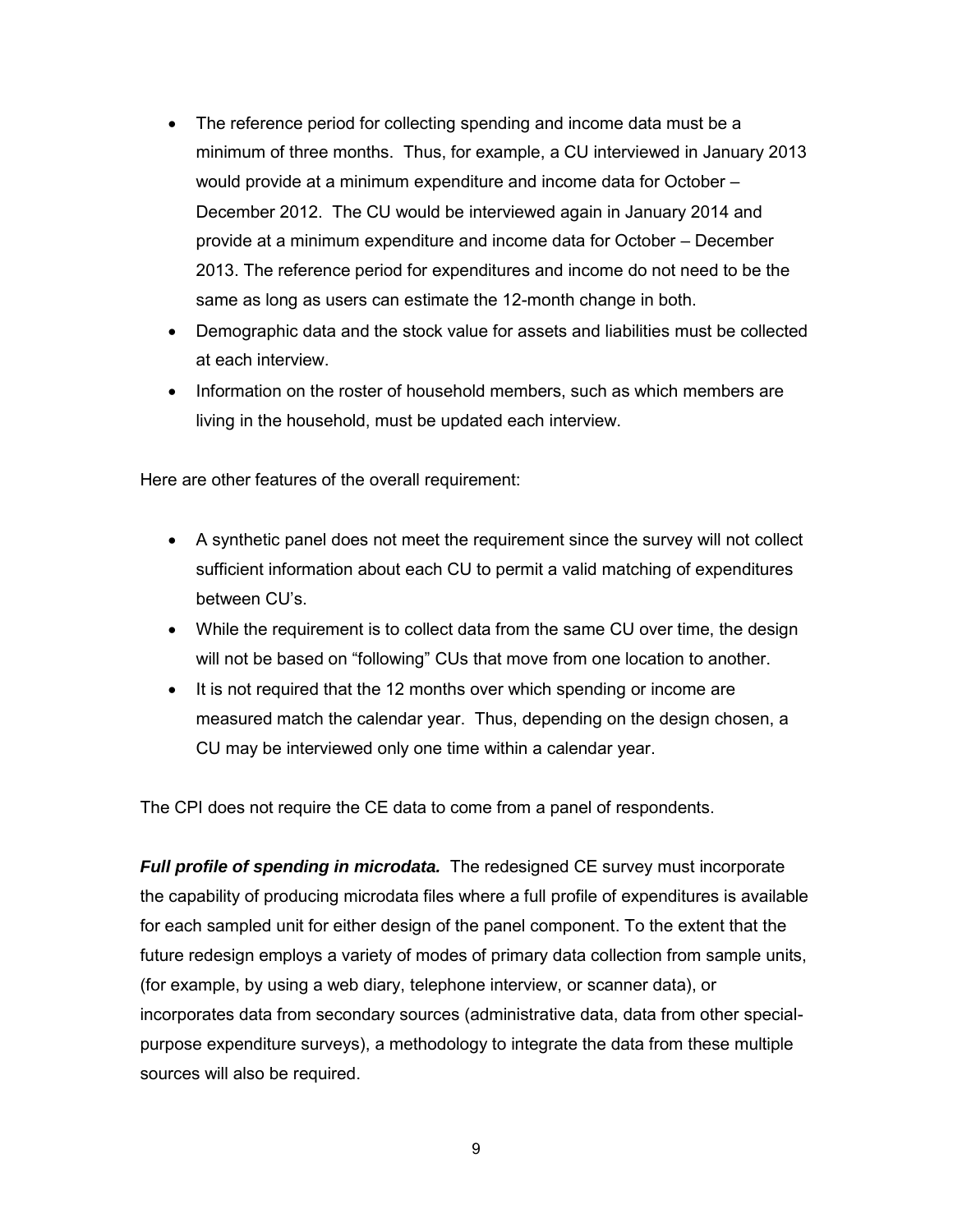- The reference period for collecting spending and income data must be a minimum of three months. Thus, for example, a CU interviewed in January 2013 would provide at a minimum expenditure and income data for October – December 2012. The CU would be interviewed again in January 2014 and provide at a minimum expenditure and income data for October – December 2013. The reference period for expenditures and income do not need to be the same as long as users can estimate the 12-month change in both.
- Demographic data and the stock value for assets and liabilities must be collected at each interview.
- Information on the roster of household members, such as which members are living in the household, must be updated each interview.

Here are other features of the overall requirement:

- A synthetic panel does not meet the requirement since the survey will not collect sufficient information about each CU to permit a valid matching of expenditures between CU's.
- While the requirement is to collect data from the same CU over time, the design will not be based on "following" CUs that move from one location to another.
- It is not required that the 12 months over which spending or income are measured match the calendar year. Thus, depending on the design chosen, a CU may be interviewed only one time within a calendar year.

The CPI does not require the CE data to come from a panel of respondents.

***Full profile of spending in microdata.*** The redesigned CE survey must incorporate the capability of producing microdata files where a full profile of expenditures is available for each sampled unit for either design of the panel component. To the extent that the future redesign employs a variety of modes of primary data collection from sample units, (for example, by using a web diary, telephone interview, or scanner data), or incorporates data from secondary sources (administrative data, data from other special-purpose expenditure surveys), a methodology to integrate the data from these multiple sources will also be required.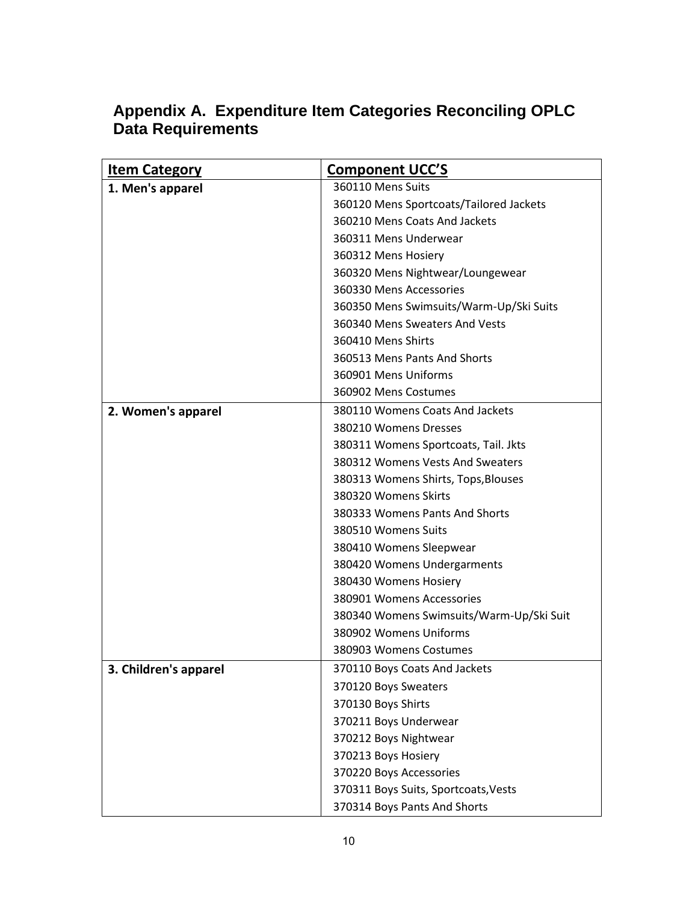## Appendix A. Expenditure Item Categories Reconciling OPLC Data Requirements

| Item Category | Component UCC'S |
|---|---|
| **1. Men's apparel** | 360110 Mens Suits |
| | 360120 Mens Sportcoats/Tailored Jackets |
| | 360210 Mens Coats And Jackets |
| | 360311 Mens Underwear |
| | 360312 Mens Hosiery |
| | 360320 Mens Nightwear/Loungewear |
| | 360330 Mens Accessories |
| | 360350 Mens Swimsuits/Warm-Up/Ski Suits |
| | 360340 Mens Sweaters And Vests |
| | 360410 Mens Shirts |
| | 360513 Mens Pants And Shorts |
| | 360901 Mens Uniforms |
| | 360902 Mens Costumes |
| **2. Women's apparel** | 380110 Womens Coats And Jackets |
| | 380210 Womens Dresses |
| | 380311 Womens Sportcoats, Tail. Jkts |
| | 380312 Womens Vests And Sweaters |
| | 380313 Womens Shirts, Tops,Blouses |
| | 380320 Womens Skirts |
| | 380333 Womens Pants And Shorts |
| | 380510 Womens Suits |
| | 380410 Womens Sleepwear |
| | 380420 Womens Undergarments |
| | 380430 Womens Hosiery |
| | 380901 Womens Accessories |
| | 380340 Womens Swimsuits/Warm-Up/Ski Suit |
| | 380902 Womens Uniforms |
| | 380903 Womens Costumes |
| **3. Children's apparel** | 370110 Boys Coats And Jackets |
| | 370120 Boys Sweaters |
| | 370130 Boys Shirts |
| | 370211 Boys Underwear |
| | 370212 Boys Nightwear |
| | 370213 Boys Hosiery |
| | 370220 Boys Accessories |
| | 370311 Boys Suits, Sportcoats,Vests |
| | 370314 Boys Pants And Shorts |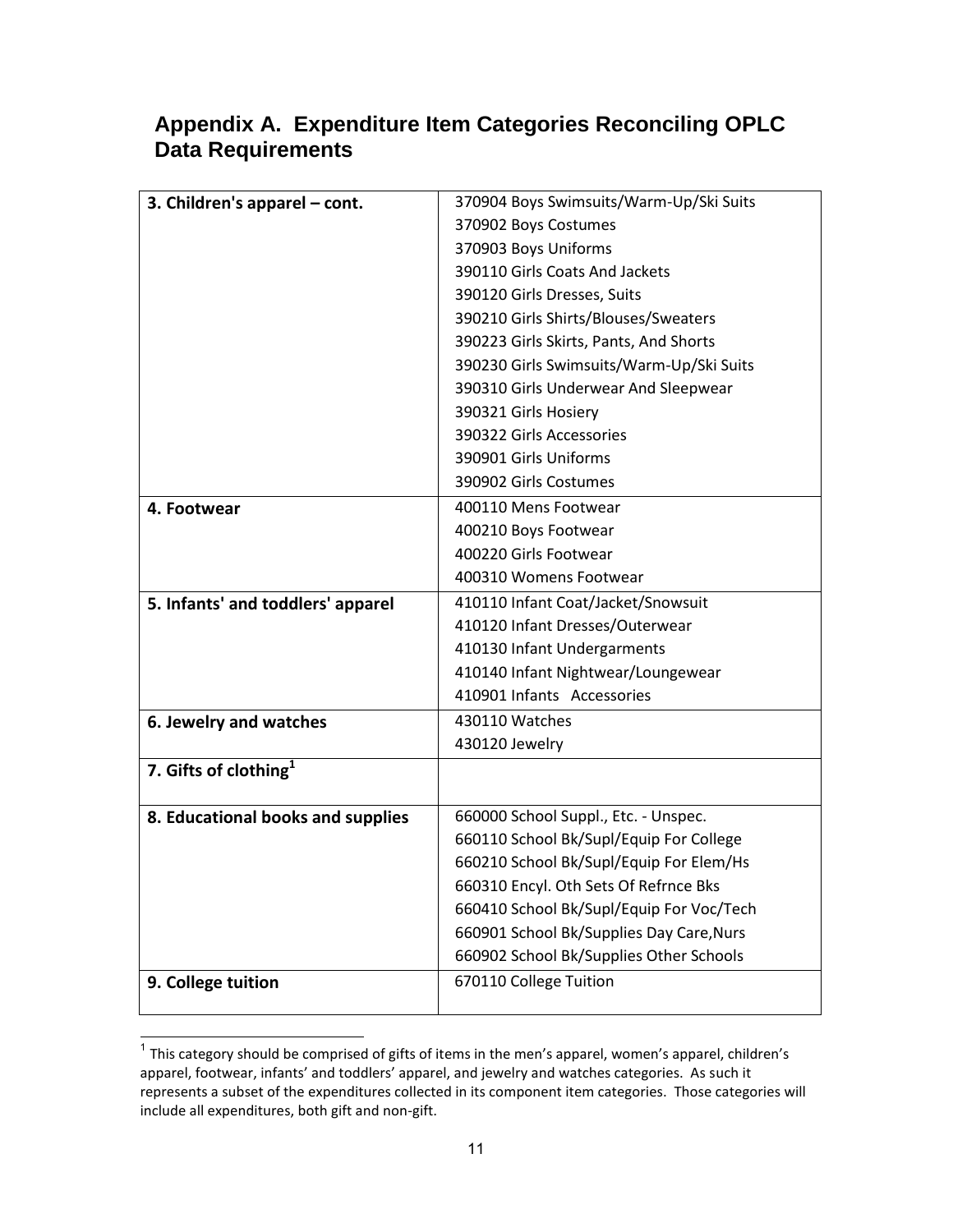## Appendix A. Expenditure Item Categories Reconciling OPLC Data Requirements

| | |
|---|---|
| **3. Children's apparel – cont.** | 370904 Boys Swimsuits/Warm-Up/Ski Suits |
| | 370902 Boys Costumes |
| | 370903 Boys Uniforms |
| | 390110 Girls Coats And Jackets |
| | 390120 Girls Dresses, Suits |
| | 390210 Girls Shirts/Blouses/Sweaters |
| | 390223 Girls Skirts, Pants, And Shorts |
| | 390230 Girls Swimsuits/Warm-Up/Ski Suits |
| | 390310 Girls Underwear And Sleepwear |
| | 390321 Girls Hosiery |
| | 390322 Girls Accessories |
| | 390901 Girls Uniforms |
| | 390902 Girls Costumes |
| **4. Footwear** | 400110 Mens Footwear |
| | 400210 Boys Footwear |
| | 400220 Girls Footwear |
| | 400310 Womens Footwear |
| **5. Infants' and toddlers' apparel** | 410110 Infant Coat/Jacket/Snowsuit |
| | 410120 Infant Dresses/Outerwear |
| | 410130 Infant Undergarments |
| | 410140 Infant Nightwear/Loungewear |
| | 410901 Infants Accessories |
| **6. Jewelry and watches** | 430110 Watches |
| | 430120 Jewelry |
| **7. Gifts of clothing[1]** | |
| **8. Educational books and supplies** | 660000 School Suppl., Etc. - Unspec. |
| | 660110 School Bk/Supl/Equip For College |
| | 660210 School Bk/Supl/Equip For Elem/Hs |
| | 660310 Encyl. Oth Sets Of Refrnce Bks |
| | 660410 School Bk/Supl/Equip For Voc/Tech |
| | 660901 School Bk/Supplies Day Care,Nurs |
| | 660902 School Bk/Supplies Other Schools |
| **9. College tuition** | 670110 College Tuition |

[1] This category should be comprised of gifts of items in the men's apparel, women's apparel, children's apparel, footwear, infants' and toddlers' apparel, and jewelry and watches categories. As such it represents a subset of the expenditures collected in its component item categories. Those categories will include all expenditures, both gift and non-gift.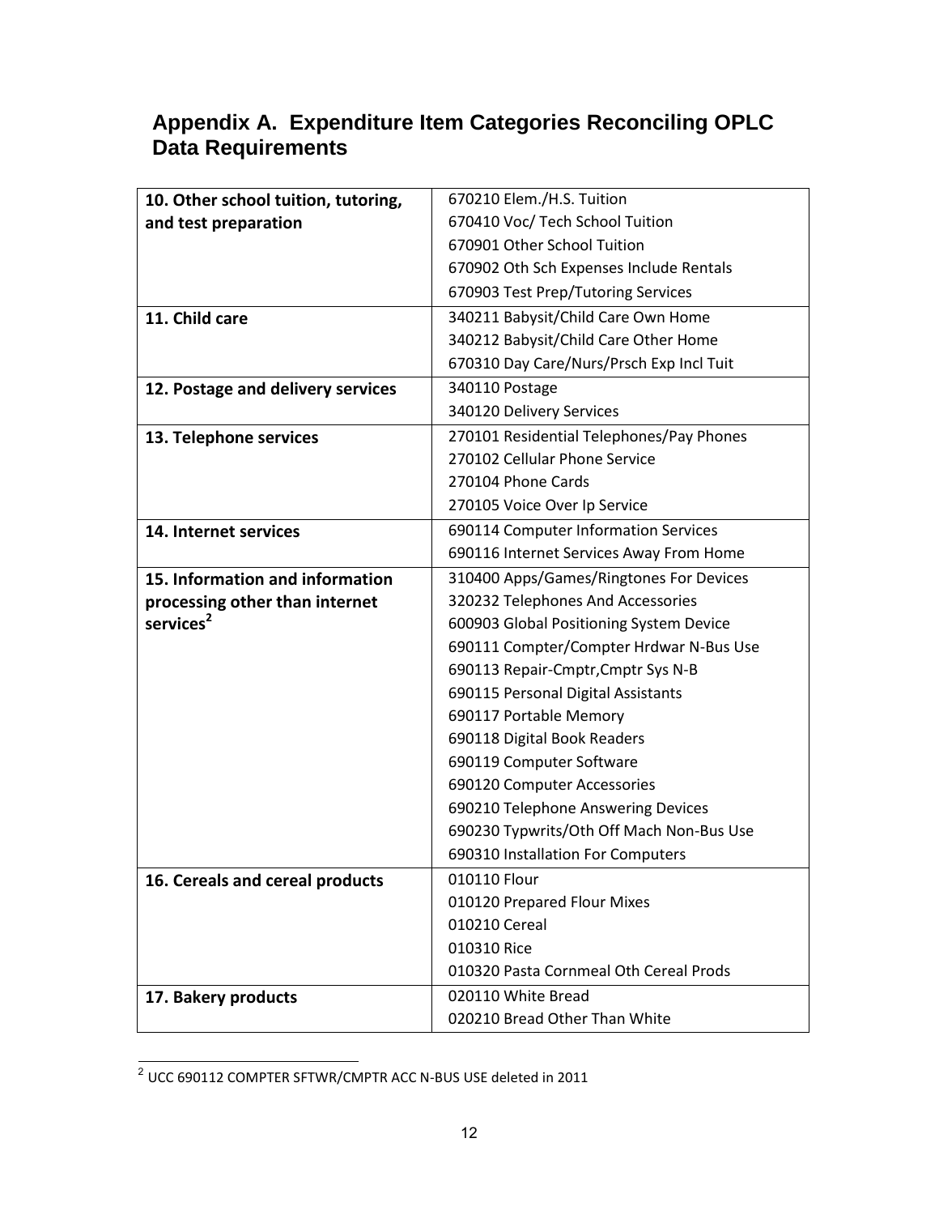## Appendix A. Expenditure Item Categories Reconciling OPLC Data Requirements

| | |
|---|---|
| **10. Other school tuition, tutoring, and test preparation** | 670210 Elem./H.S. Tuition<br>670410 Voc/ Tech School Tuition<br>670901 Other School Tuition<br>670902 Oth Sch Expenses Include Rentals<br>670903 Test Prep/Tutoring Services |
| **11. Child care** | 340211 Babysit/Child Care Own Home<br>340212 Babysit/Child Care Other Home<br>670310 Day Care/Nurs/Prsch Exp Incl Tuit |
| **12. Postage and delivery services** | 340110 Postage<br>340120 Delivery Services |
| **13. Telephone services** | 270101 Residential Telephones/Pay Phones<br>270102 Cellular Phone Service<br>270104 Phone Cards<br>270105 Voice Over Ip Service |
| **14. Internet services** | 690114 Computer Information Services<br>690116 Internet Services Away From Home |
| **15. Information and information processing other than internet services[2]** | 310400 Apps/Games/Ringtones For Devices<br>320232 Telephones And Accessories<br>600903 Global Positioning System Device<br>690111 Compter/Compter Hrdwar N-Bus Use<br>690113 Repair-Cmptr,Cmptr Sys N-B<br>690115 Personal Digital Assistants<br>690117 Portable Memory<br>690118 Digital Book Readers<br>690119 Computer Software<br>690120 Computer Accessories<br>690210 Telephone Answering Devices<br>690230 Typwrits/Oth Off Mach Non-Bus Use<br>690310 Installation For Computers |
| **16. Cereals and cereal products** | 010110 Flour<br>010120 Prepared Flour Mixes<br>010210 Cereal<br>010310 Rice<br>010320 Pasta Cornmeal Oth Cereal Prods |
| **17. Bakery products** | 020110 White Bread<br>020210 Bread Other Than White |

[2] UCC 690112 COMPTER SFTWR/CMPTR ACC N-BUS USE deleted in 2011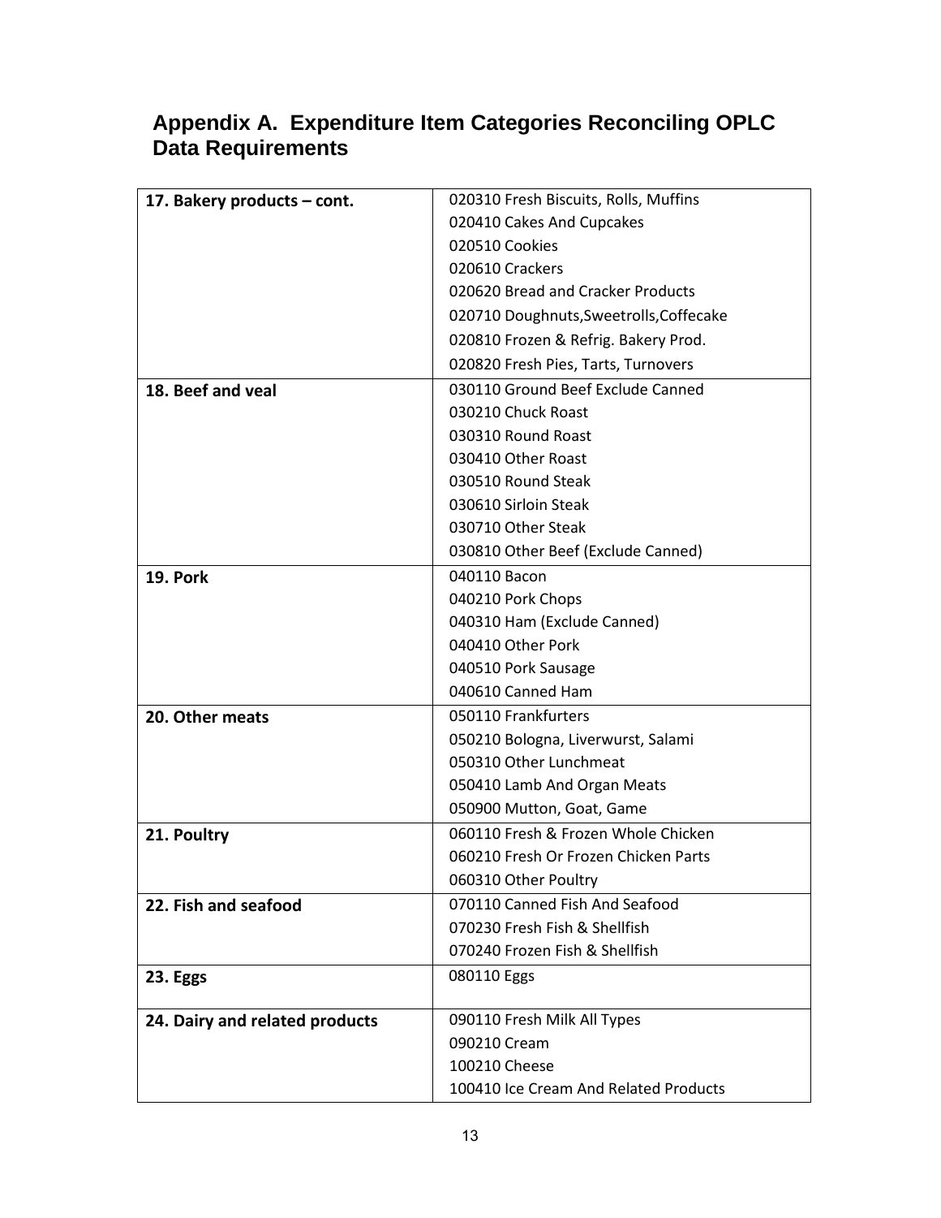## Appendix A. Expenditure Item Categories Reconciling OPLC Data Requirements

| | |
|---|---|
| **17. Bakery products – cont.** | 020310 Fresh Biscuits, Rolls, Muffins<br>020410 Cakes And Cupcakes<br>020510 Cookies<br>020610 Crackers<br>020620 Bread and Cracker Products<br>020710 Doughnuts,Sweetrolls,Coffecake<br>020810 Frozen & Refrig. Bakery Prod.<br>020820 Fresh Pies, Tarts, Turnovers |
| **18. Beef and veal** | 030110 Ground Beef Exclude Canned<br>030210 Chuck Roast<br>030310 Round Roast<br>030410 Other Roast<br>030510 Round Steak<br>030610 Sirloin Steak<br>030710 Other Steak<br>030810 Other Beef (Exclude Canned) |
| **19. Pork** | 040110 Bacon<br>040210 Pork Chops<br>040310 Ham (Exclude Canned)<br>040410 Other Pork<br>040510 Pork Sausage<br>040610 Canned Ham |
| **20. Other meats** | 050110 Frankfurters<br>050210 Bologna, Liverwurst, Salami<br>050310 Other Lunchmeat<br>050410 Lamb And Organ Meats<br>050900 Mutton, Goat, Game |
| **21. Poultry** | 060110 Fresh & Frozen Whole Chicken<br>060210 Fresh Or Frozen Chicken Parts<br>060310 Other Poultry |
| **22. Fish and seafood** | 070110 Canned Fish And Seafood<br>070230 Fresh Fish & Shellfish<br>070240 Frozen Fish & Shellfish |
| **23. Eggs** | 080110 Eggs |
| **24. Dairy and related products** | 090110 Fresh Milk All Types<br>090210 Cream<br>100210 Cheese<br>100410 Ice Cream And Related Products |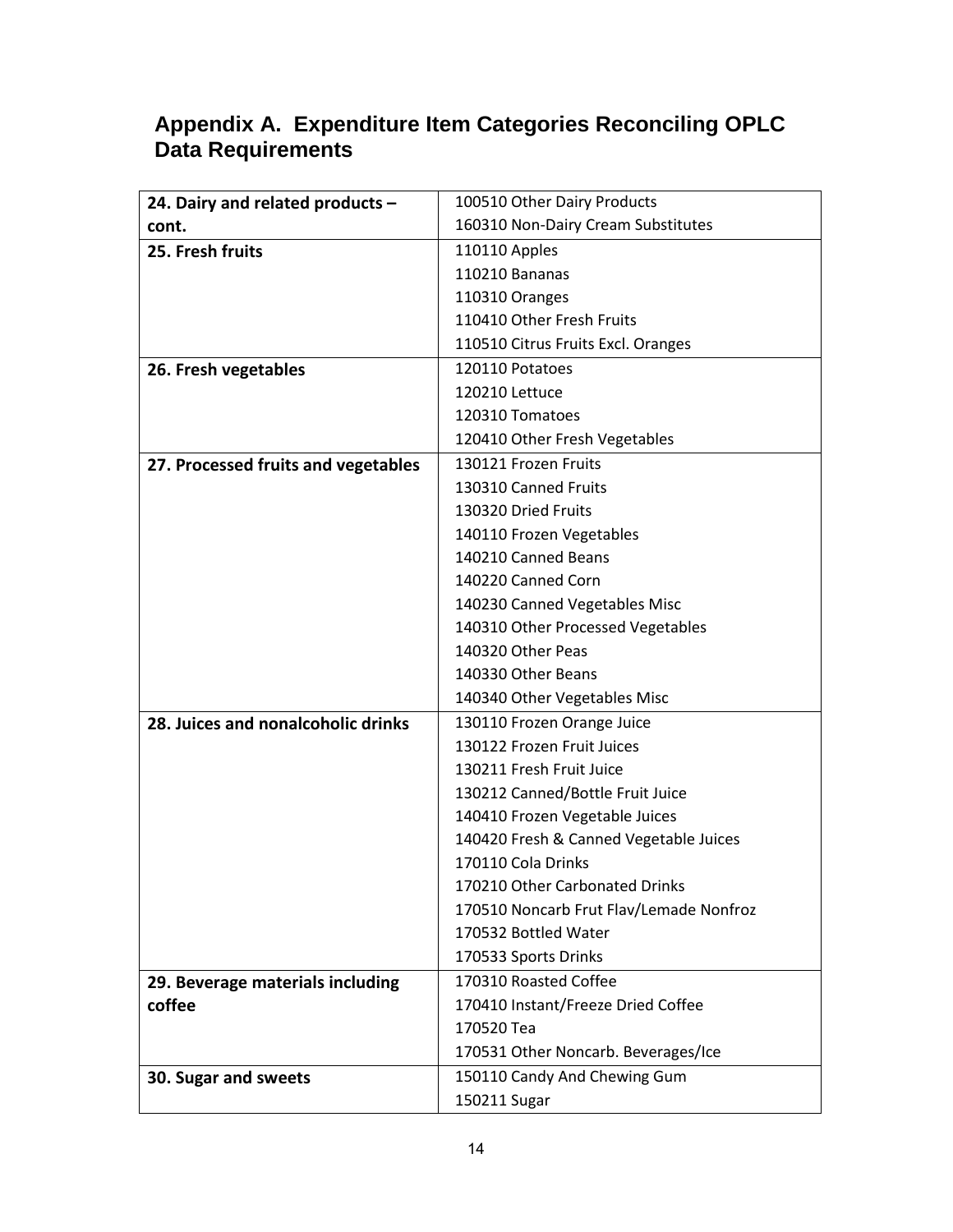## Appendix A. Expenditure Item Categories Reconciling OPLC Data Requirements

| Category | Items |
|---|---|
| **24. Dairy and related products – cont.** | 100510 Other Dairy Products<br>160310 Non-Dairy Cream Substitutes |
| **25. Fresh fruits** | 110110 Apples<br>110210 Bananas<br>110310 Oranges<br>110410 Other Fresh Fruits<br>110510 Citrus Fruits Excl. Oranges |
| **26. Fresh vegetables** | 120110 Potatoes<br>120210 Lettuce<br>120310 Tomatoes<br>120410 Other Fresh Vegetables |
| **27. Processed fruits and vegetables** | 130121 Frozen Fruits<br>130310 Canned Fruits<br>130320 Dried Fruits<br>140110 Frozen Vegetables<br>140210 Canned Beans<br>140220 Canned Corn<br>140230 Canned Vegetables Misc<br>140310 Other Processed Vegetables<br>140320 Other Peas<br>140330 Other Beans<br>140340 Other Vegetables Misc |
| **28. Juices and nonalcoholic drinks** | 130110 Frozen Orange Juice<br>130122 Frozen Fruit Juices<br>130211 Fresh Fruit Juice<br>130212 Canned/Bottle Fruit Juice<br>140410 Frozen Vegetable Juices<br>140420 Fresh & Canned Vegetable Juices<br>170110 Cola Drinks<br>170210 Other Carbonated Drinks<br>170510 Noncarb Frut Flav/Lemade Nonfroz<br>170532 Bottled Water<br>170533 Sports Drinks |
| **29. Beverage materials including coffee** | 170310 Roasted Coffee<br>170410 Instant/Freeze Dried Coffee<br>170520 Tea<br>170531 Other Noncarb. Beverages/Ice |
| **30. Sugar and sweets** | 150110 Candy And Chewing Gum<br>150211 Sugar |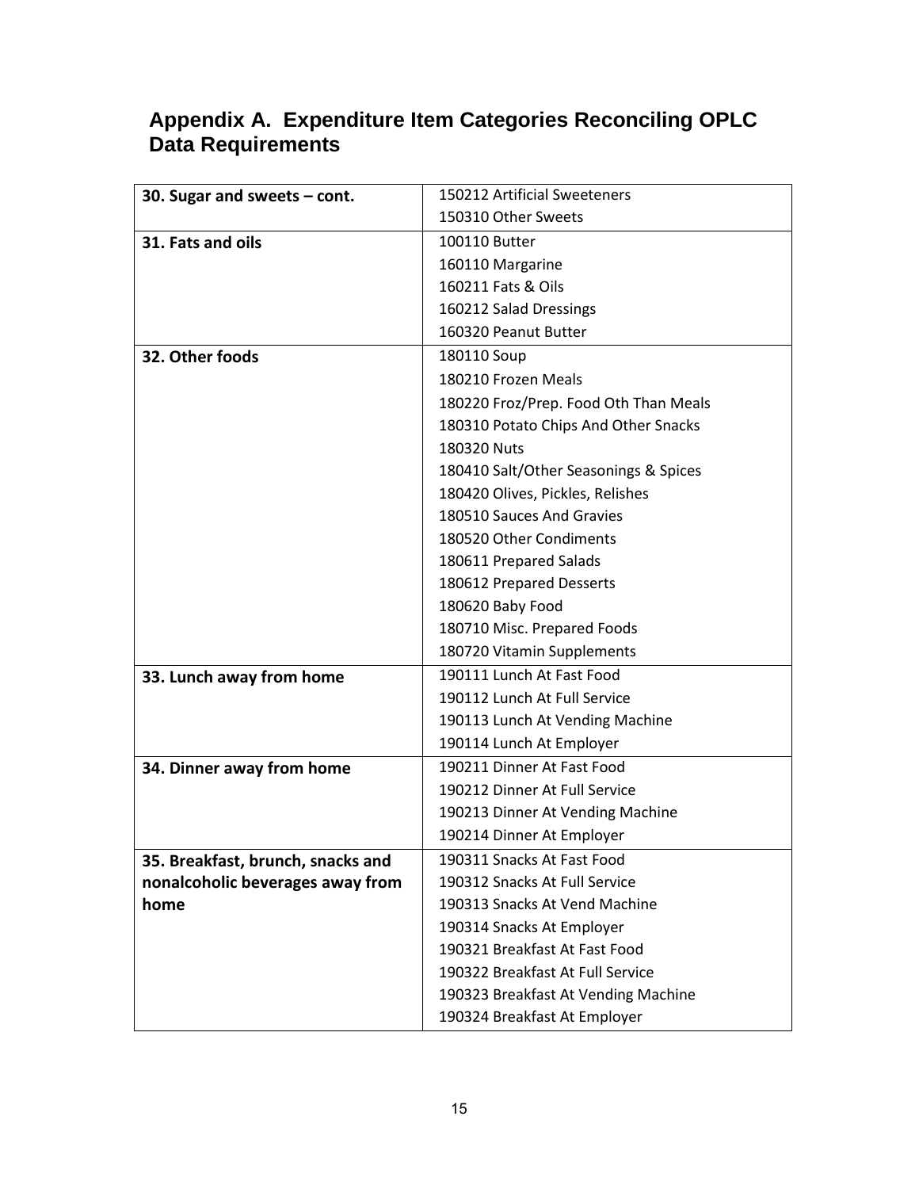## Appendix A. Expenditure Item Categories Reconciling OPLC Data Requirements

| | |
|---|---|
| **30. Sugar and sweets – cont.** | 150212 Artificial Sweeteners<br>150310 Other Sweets |
| **31. Fats and oils** | 100110 Butter<br>160110 Margarine<br>160211 Fats & Oils<br>160212 Salad Dressings<br>160320 Peanut Butter |
| **32. Other foods** | 180110 Soup<br>180210 Frozen Meals<br>180220 Froz/Prep. Food Oth Than Meals<br>180310 Potato Chips And Other Snacks<br>180320 Nuts<br>180410 Salt/Other Seasonings & Spices<br>180420 Olives, Pickles, Relishes<br>180510 Sauces And Gravies<br>180520 Other Condiments<br>180611 Prepared Salads<br>180612 Prepared Desserts<br>180620 Baby Food<br>180710 Misc. Prepared Foods<br>180720 Vitamin Supplements |
| **33. Lunch away from home** | 190111 Lunch At Fast Food<br>190112 Lunch At Full Service<br>190113 Lunch At Vending Machine<br>190114 Lunch At Employer |
| **34. Dinner away from home** | 190211 Dinner At Fast Food<br>190212 Dinner At Full Service<br>190213 Dinner At Vending Machine<br>190214 Dinner At Employer |
| **35. Breakfast, brunch, snacks and nonalcoholic beverages away from home** | 190311 Snacks At Fast Food<br>190312 Snacks At Full Service<br>190313 Snacks At Vend Machine<br>190314 Snacks At Employer<br>190321 Breakfast At Fast Food<br>190322 Breakfast At Full Service<br>190323 Breakfast At Vending Machine<br>190324 Breakfast At Employer |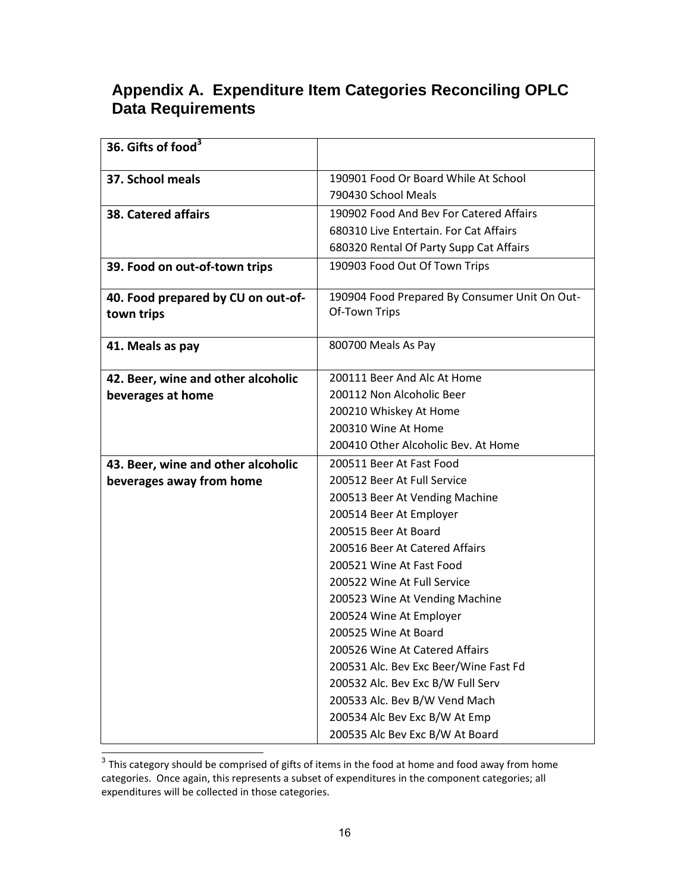## Appendix A. Expenditure Item Categories Reconciling OPLC Data Requirements

| | |
|---|---|
| **36. Gifts of food**[3] | |
| **37. School meals** | 190901 Food Or Board While At School<br>790430 School Meals |
| **38. Catered affairs** | 190902 Food And Bev For Catered Affairs<br>680310 Live Entertain. For Cat Affairs<br>680320 Rental Of Party Supp Cat Affairs |
| **39. Food on out-of-town trips** | 190903 Food Out Of Town Trips |
| **40. Food prepared by CU on out-of-town trips** | 190904 Food Prepared By Consumer Unit On Out-Of-Town Trips |
| **41. Meals as pay** | 800700 Meals As Pay |
| **42. Beer, wine and other alcoholic beverages at home** | 200111 Beer And Alc At Home<br>200112 Non Alcoholic Beer<br>200210 Whiskey At Home<br>200310 Wine At Home<br>200410 Other Alcoholic Bev. At Home |
| **43. Beer, wine and other alcoholic beverages away from home** | 200511 Beer At Fast Food<br>200512 Beer At Full Service<br>200513 Beer At Vending Machine<br>200514 Beer At Employer<br>200515 Beer At Board<br>200516 Beer At Catered Affairs<br>200521 Wine At Fast Food<br>200522 Wine At Full Service<br>200523 Wine At Vending Machine<br>200524 Wine At Employer<br>200525 Wine At Board<br>200526 Wine At Catered Affairs<br>200531 Alc. Bev Exc Beer/Wine Fast Fd<br>200532 Alc. Bev Exc B/W Full Serv<br>200533 Alc. Bev B/W Vend Mach<br>200534 Alc Bev Exc B/W At Emp<br>200535 Alc Bev Exc B/W At Board |

[3] This category should be comprised of gifts of items in the food at home and food away from home categories. Once again, this represents a subset of expenditures in the component categories; all expenditures will be collected in those categories.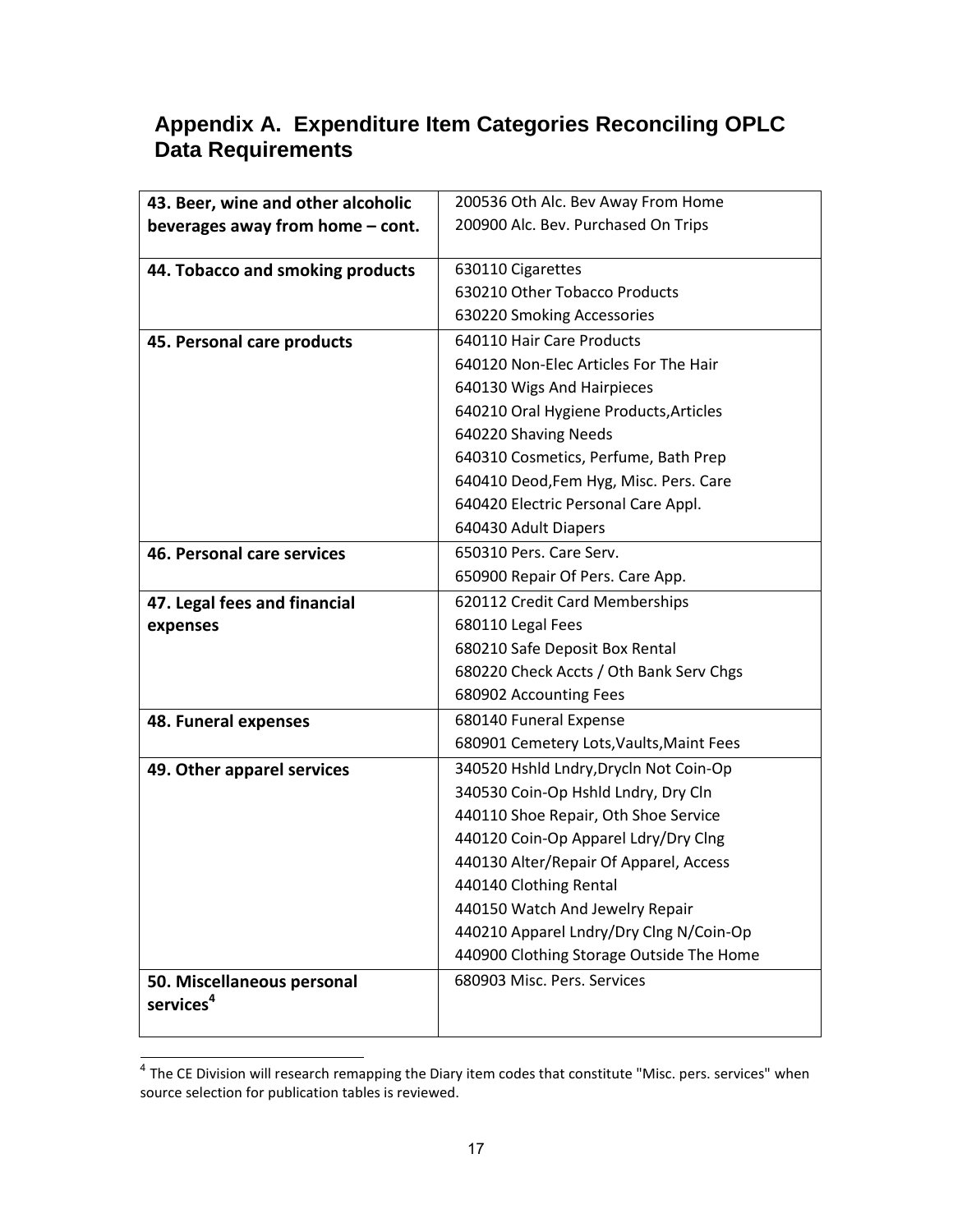## Appendix A. Expenditure Item Categories Reconciling OPLC Data Requirements

| | |
|---|---|
| **43. Beer, wine and other alcoholic beverages away from home – cont.** | 200536 Oth Alc. Bev Away From Home<br>200900 Alc. Bev. Purchased On Trips |
| **44. Tobacco and smoking products** | 630110 Cigarettes<br>630210 Other Tobacco Products<br>630220 Smoking Accessories |
| **45. Personal care products** | 640110 Hair Care Products<br>640120 Non-Elec Articles For The Hair<br>640130 Wigs And Hairpieces<br>640210 Oral Hygiene Products,Articles<br>640220 Shaving Needs<br>640310 Cosmetics, Perfume, Bath Prep<br>640410 Deod,Fem Hyg, Misc. Pers. Care<br>640420 Electric Personal Care Appl.<br>640430 Adult Diapers |
| **46. Personal care services** | 650310 Pers. Care Serv.<br>650900 Repair Of Pers. Care App. |
| **47. Legal fees and financial expenses** | 620112 Credit Card Memberships<br>680110 Legal Fees<br>680210 Safe Deposit Box Rental<br>680220 Check Accts / Oth Bank Serv Chgs<br>680902 Accounting Fees |
| **48. Funeral expenses** | 680140 Funeral Expense<br>680901 Cemetery Lots,Vaults,Maint Fees |
| **49. Other apparel services** | 340520 Hshld Lndry,Drycln Not Coin-Op<br>340530 Coin-Op Hshld Lndry, Dry Cln<br>440110 Shoe Repair, Oth Shoe Service<br>440120 Coin-Op Apparel Ldry/Dry Clng<br>440130 Alter/Repair Of Apparel, Access<br>440140 Clothing Rental<br>440150 Watch And Jewelry Repair<br>440210 Apparel Lndry/Dry Clng N/Coin-Op<br>440900 Clothing Storage Outside The Home |
| **50. Miscellaneous personal services[4]** | 680903 Misc. Pers. Services |

[4] The CE Division will research remapping the Diary item codes that constitute "Misc. pers. services" when source selection for publication tables is reviewed.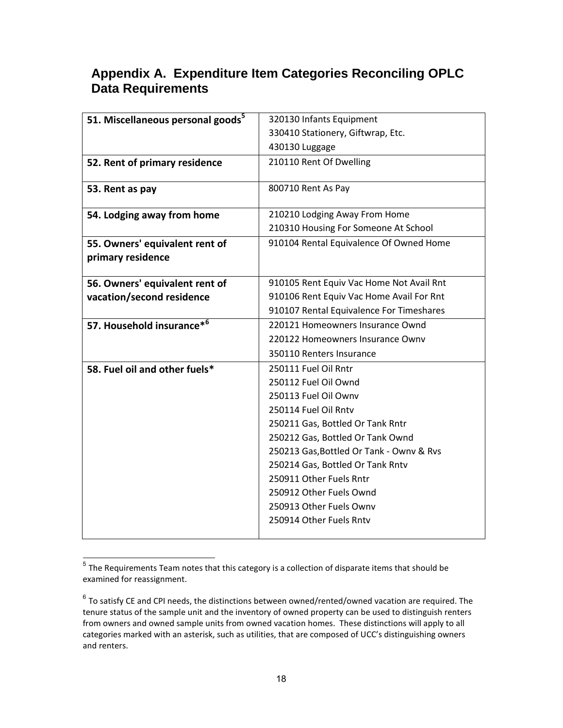## Appendix A. Expenditure Item Categories Reconciling OPLC Data Requirements

| | |
|---|---|
| **51. Miscellaneous personal goods**[5] | 320130 Infants Equipment<br>330410 Stationery, Giftwrap, Etc.<br>430130 Luggage |
| **52. Rent of primary residence** | 210110 Rent Of Dwelling |
| **53. Rent as pay** | 800710 Rent As Pay |
| **54. Lodging away from home** | 210210 Lodging Away From Home<br>210310 Housing For Someone At School |
| **55. Owners' equivalent rent of primary residence** | 910104 Rental Equivalence Of Owned Home |
| **56. Owners' equivalent rent of vacation/second residence** | 910105 Rent Equiv Vac Home Not Avail Rnt<br>910106 Rent Equiv Vac Home Avail For Rnt<br>910107 Rental Equivalence For Timeshares |
| **57. Household insurance***[6] | 220121 Homeowners Insurance Ownd<br>220122 Homeowners Insurance Ownv<br>350110 Renters Insurance |
| **58. Fuel oil and other fuels*** | 250111 Fuel Oil Rntr<br>250112 Fuel Oil Ownd<br>250113 Fuel Oil Ownv<br>250114 Fuel Oil Rntv<br>250211 Gas, Bottled Or Tank Rntr<br>250212 Gas, Bottled Or Tank Ownd<br>250213 Gas,Bottled Or Tank - Ownv & Rvs<br>250214 Gas, Bottled Or Tank Rntv<br>250911 Other Fuels Rntr<br>250912 Other Fuels Ownd<br>250913 Other Fuels Ownv<br>250914 Other Fuels Rntv |

[5] The Requirements Team notes that this category is a collection of disparate items that should be examined for reassignment.

[6] To satisfy CE and CPI needs, the distinctions between owned/rented/owned vacation are required. The tenure status of the sample unit and the inventory of owned property can be used to distinguish renters from owners and owned sample units from owned vacation homes. These distinctions will apply to all categories marked with an asterisk, such as utilities, that are composed of UCC's distinguishing owners and renters.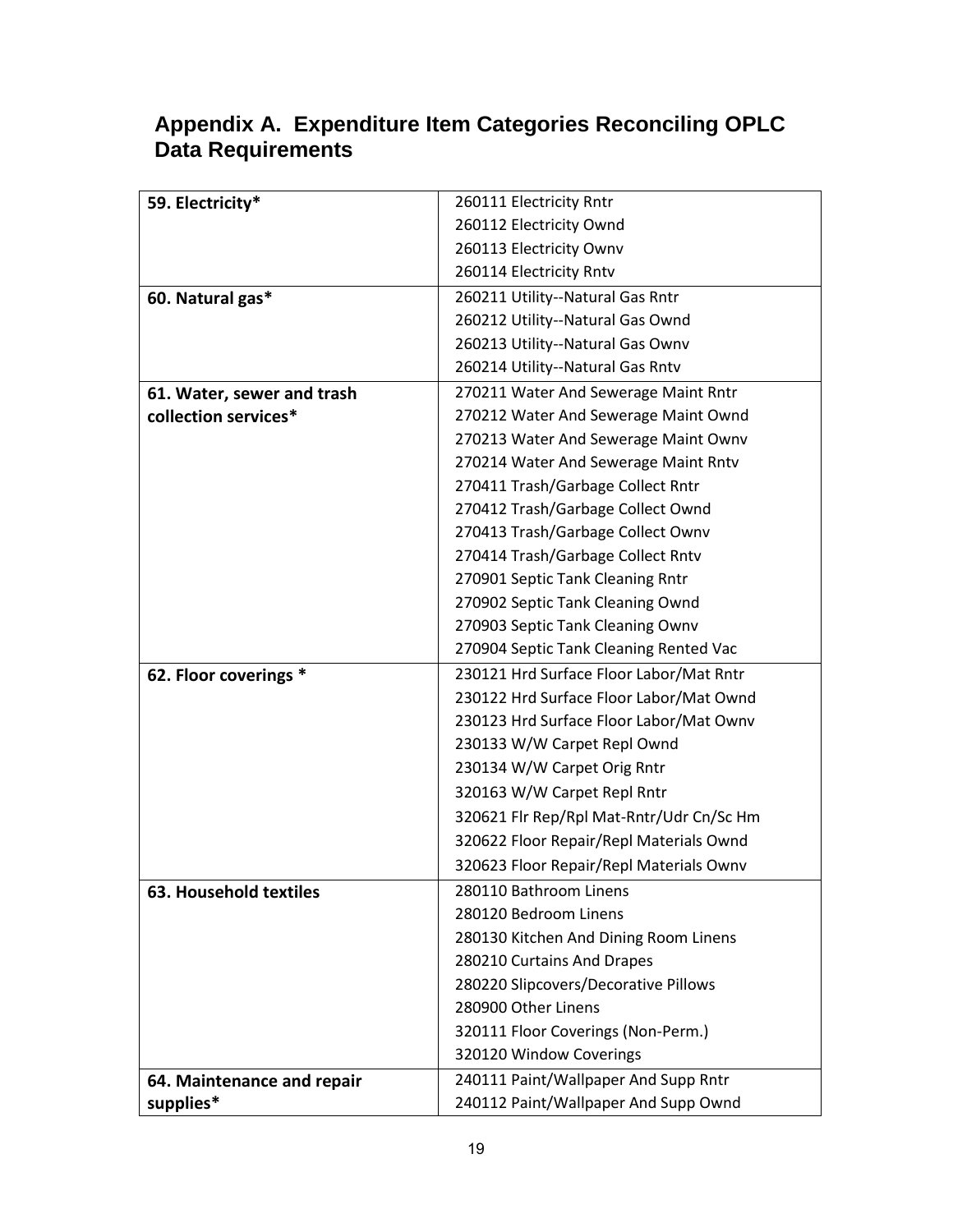## Appendix A. Expenditure Item Categories Reconciling OPLC Data Requirements

| | |
|---|---|
| **59. Electricity*** | 260111 Electricity Rntr<br>260112 Electricity Ownd<br>260113 Electricity Ownv<br>260114 Electricity Rntv |
| **60. Natural gas*** | 260211 Utility--Natural Gas Rntr<br>260212 Utility--Natural Gas Ownd<br>260213 Utility--Natural Gas Ownv<br>260214 Utility--Natural Gas Rntv |
| **61. Water, sewer and trash collection services*** | 270211 Water And Sewerage Maint Rntr<br>270212 Water And Sewerage Maint Ownd<br>270213 Water And Sewerage Maint Ownv<br>270214 Water And Sewerage Maint Rntv<br>270411 Trash/Garbage Collect Rntr<br>270412 Trash/Garbage Collect Ownd<br>270413 Trash/Garbage Collect Ownv<br>270414 Trash/Garbage Collect Rntv<br>270901 Septic Tank Cleaning Rntr<br>270902 Septic Tank Cleaning Ownd<br>270903 Septic Tank Cleaning Ownv<br>270904 Septic Tank Cleaning Rented Vac |
| **62. Floor coverings *** | 230121 Hrd Surface Floor Labor/Mat Rntr<br>230122 Hrd Surface Floor Labor/Mat Ownd<br>230123 Hrd Surface Floor Labor/Mat Ownv<br>230133 W/W Carpet Repl Ownd<br>230134 W/W Carpet Orig Rntr<br>320163 W/W Carpet Repl Rntr<br>320621 Flr Rep/Rpl Mat-Rntr/Udr Cn/Sc Hm<br>320622 Floor Repair/Repl Materials Ownd<br>320623 Floor Repair/Repl Materials Ownv |
| **63. Household textiles** | 280110 Bathroom Linens<br>280120 Bedroom Linens<br>280130 Kitchen And Dining Room Linens<br>280210 Curtains And Drapes<br>280220 Slipcovers/Decorative Pillows<br>280900 Other Linens<br>320111 Floor Coverings (Non-Perm.)<br>320120 Window Coverings |
| **64. Maintenance and repair supplies*** | 240111 Paint/Wallpaper And Supp Rntr<br>240112 Paint/Wallpaper And Supp Ownd |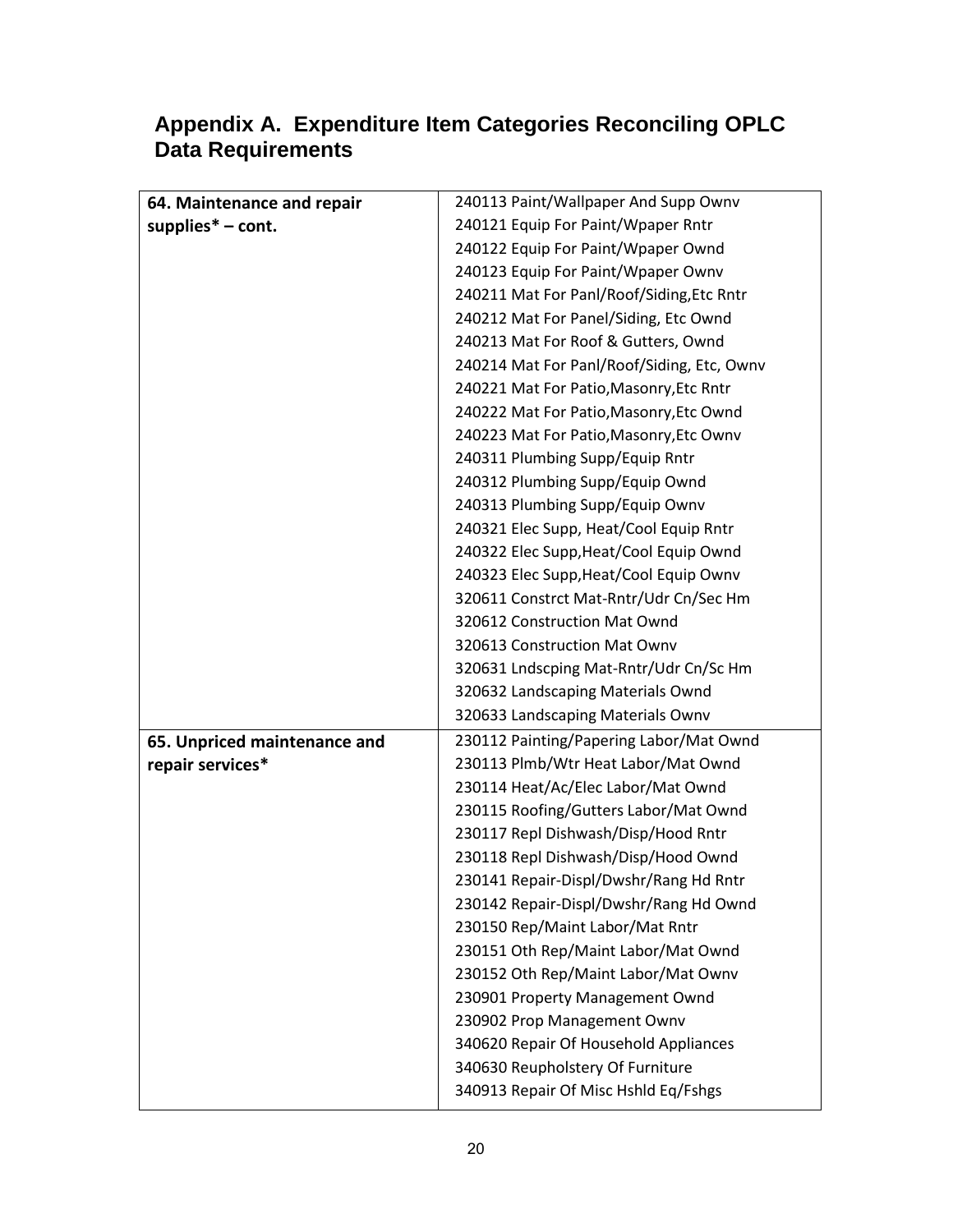## Appendix A.  Expenditure Item Categories Reconciling OPLC Data Requirements

| | |
|---|---|
| **64. Maintenance and repair supplies* – cont.** | 240113 Paint/Wallpaper And Supp Ownv<br>240121 Equip For Paint/Wpaper Rntr<br>240122 Equip For Paint/Wpaper Ownd<br>240123 Equip For Paint/Wpaper Ownv<br>240211 Mat For Panl/Roof/Siding,Etc Rntr<br>240212 Mat For Panel/Siding, Etc Ownd<br>240213 Mat For Roof & Gutters, Ownd<br>240214 Mat For Panl/Roof/Siding, Etc, Ownv<br>240221 Mat For Patio,Masonry,Etc Rntr<br>240222 Mat For Patio,Masonry,Etc Ownd<br>240223 Mat For Patio,Masonry,Etc Ownv<br>240311 Plumbing Supp/Equip Rntr<br>240312 Plumbing Supp/Equip Ownd<br>240313 Plumbing Supp/Equip Ownv<br>240321 Elec Supp, Heat/Cool Equip Rntr<br>240322 Elec Supp,Heat/Cool Equip Ownd<br>240323 Elec Supp,Heat/Cool Equip Ownv<br>320611 Constrct Mat-Rntr/Udr Cn/Sec Hm<br>320612 Construction Mat Ownd<br>320613 Construction Mat Ownv<br>320631 Lndscping Mat-Rntr/Udr Cn/Sc Hm<br>320632 Landscaping Materials Ownd<br>320633 Landscaping Materials Ownv |
| **65. Unpriced maintenance and repair services*** | 230112 Painting/Papering Labor/Mat Ownd<br>230113 Plmb/Wtr Heat Labor/Mat Ownd<br>230114 Heat/Ac/Elec Labor/Mat Ownd<br>230115 Roofing/Gutters Labor/Mat Ownd<br>230117 Repl Dishwash/Disp/Hood Rntr<br>230118 Repl Dishwash/Disp/Hood Ownd<br>230141 Repair-Displ/Dwshr/Rang Hd Rntr<br>230142 Repair-Displ/Dwshr/Rang Hd Ownd<br>230150 Rep/Maint Labor/Mat Rntr<br>230151 Oth Rep/Maint Labor/Mat Ownd<br>230152 Oth Rep/Maint Labor/Mat Ownv<br>230901 Property Management Ownd<br>230902 Prop Management Ownv<br>340620 Repair Of Household Appliances<br>340630 Reupholstery Of Furniture<br>340913 Repair Of Misc Hshld Eq/Fshgs |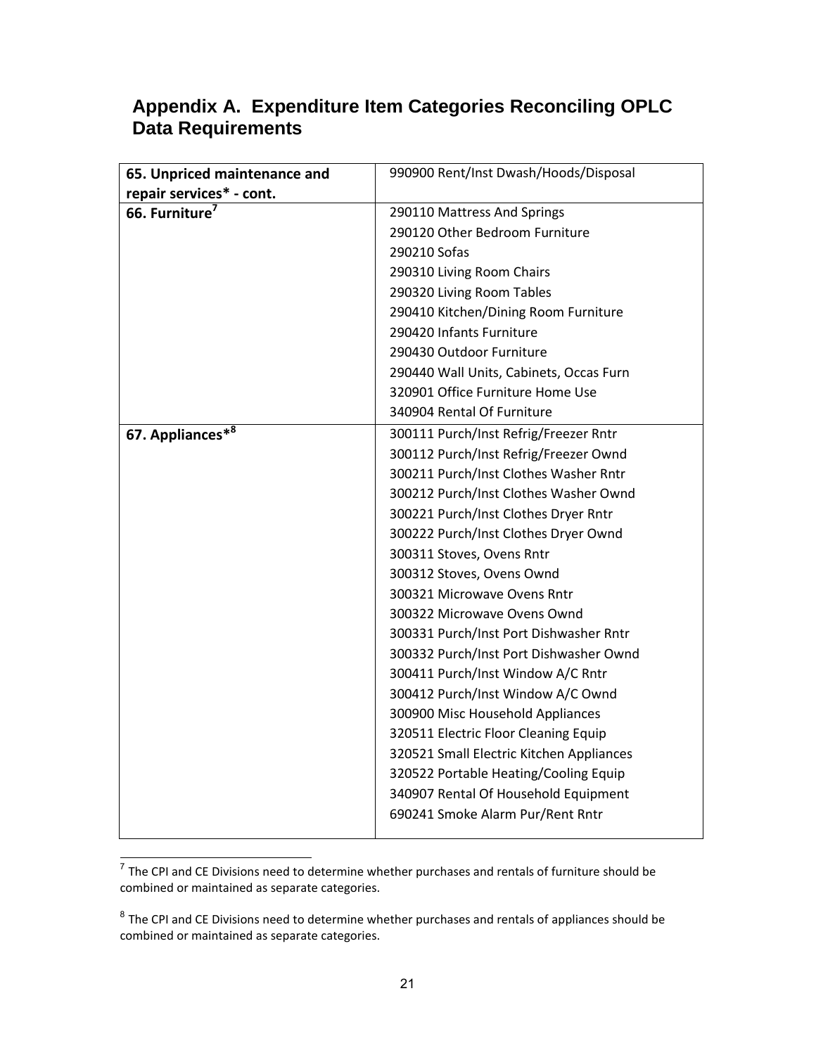## Appendix A. Expenditure Item Categories Reconciling OPLC Data Requirements

| | |
|---|---|
| **65. Unpriced maintenance and repair services* - cont.** | 990900 Rent/Inst Dwash/Hoods/Disposal |
| **66. Furniture[7]** | 290110 Mattress And Springs<br>290120 Other Bedroom Furniture<br>290210 Sofas<br>290310 Living Room Chairs<br>290320 Living Room Tables<br>290410 Kitchen/Dining Room Furniture<br>290420 Infants Furniture<br>290430 Outdoor Furniture<br>290440 Wall Units, Cabinets, Occas Furn<br>320901 Office Furniture Home Use<br>340904 Rental Of Furniture |
| **67. Appliances*[8]** | 300111 Purch/Inst Refrig/Freezer Rntr<br>300112 Purch/Inst Refrig/Freezer Ownd<br>300211 Purch/Inst Clothes Washer Rntr<br>300212 Purch/Inst Clothes Washer Ownd<br>300221 Purch/Inst Clothes Dryer Rntr<br>300222 Purch/Inst Clothes Dryer Ownd<br>300311 Stoves, Ovens Rntr<br>300312 Stoves, Ovens Ownd<br>300321 Microwave Ovens Rntr<br>300322 Microwave Ovens Ownd<br>300331 Purch/Inst Port Dishwasher Rntr<br>300332 Purch/Inst Port Dishwasher Ownd<br>300411 Purch/Inst Window A/C Rntr<br>300412 Purch/Inst Window A/C Ownd<br>300900 Misc Household Appliances<br>320511 Electric Floor Cleaning Equip<br>320521 Small Electric Kitchen Appliances<br>320522 Portable Heating/Cooling Equip<br>340907 Rental Of Household Equipment<br>690241 Smoke Alarm Pur/Rent Rntr |

[7] The CPI and CE Divisions need to determine whether purchases and rentals of furniture should be combined or maintained as separate categories.

[8] The CPI and CE Divisions need to determine whether purchases and rentals of appliances should be combined or maintained as separate categories.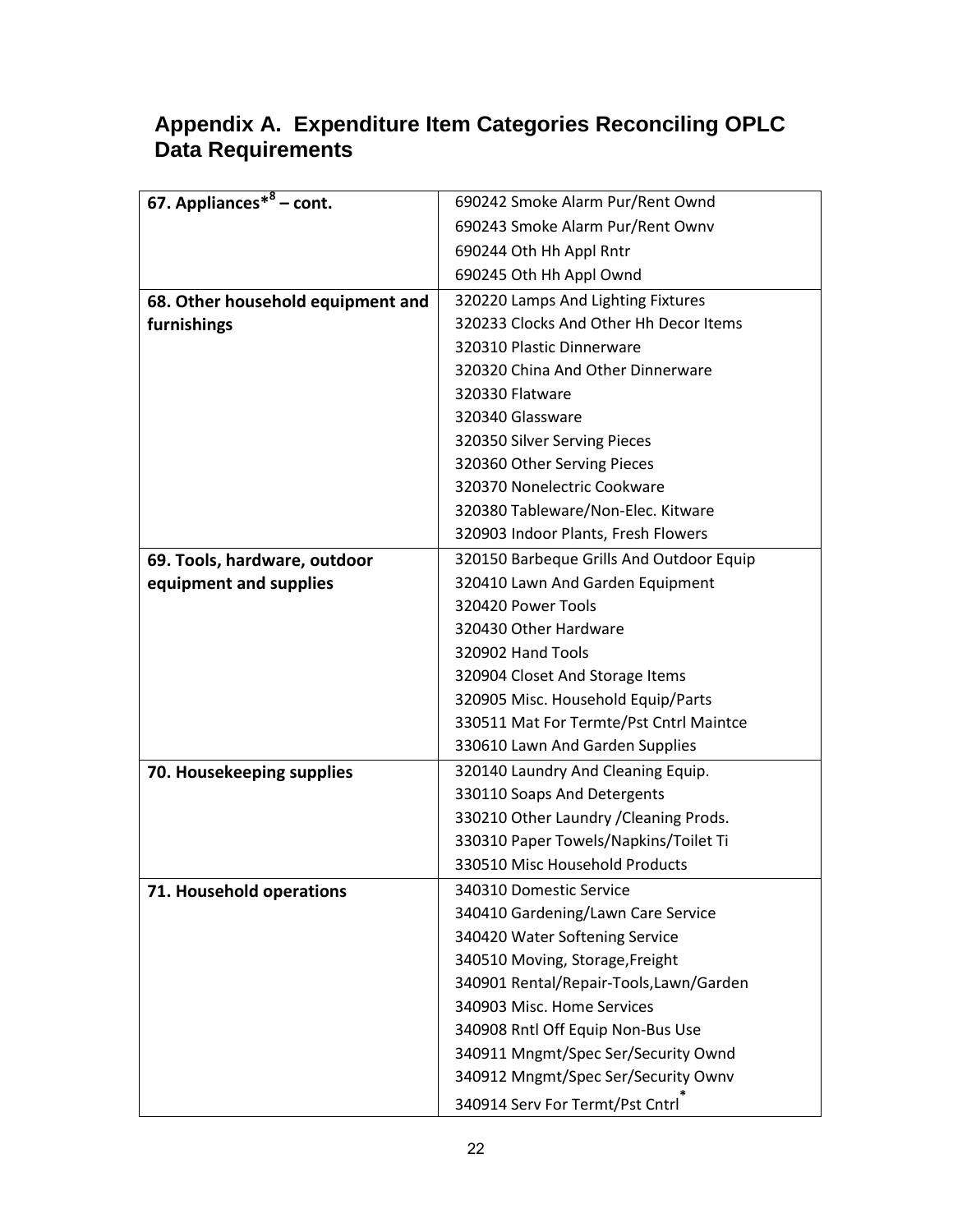## Appendix A.  Expenditure Item Categories Reconciling OPLC Data Requirements

| | |
|---|---|
| **67. Appliances*[8] – cont.** | 690242 Smoke Alarm Pur/Rent Ownd |
| | 690243 Smoke Alarm Pur/Rent Ownv |
| | 690244 Oth Hh Appl Rntr |
| | 690245 Oth Hh Appl Ownd |
| **68. Other household equipment and furnishings** | 320220 Lamps And Lighting Fixtures |
| | 320233 Clocks And Other Hh Decor Items |
| | 320310 Plastic Dinnerware |
| | 320320 China And Other Dinnerware |
| | 320330 Flatware |
| | 320340 Glassware |
| | 320350 Silver Serving Pieces |
| | 320360 Other Serving Pieces |
| | 320370 Nonelectric Cookware |
| | 320380 Tableware/Non-Elec. Kitware |
| | 320903 Indoor Plants, Fresh Flowers |
| **69. Tools, hardware, outdoor equipment and supplies** | 320150 Barbeque Grills And Outdoor Equip |
| | 320410 Lawn And Garden Equipment |
| | 320420 Power Tools |
| | 320430 Other Hardware |
| | 320902 Hand Tools |
| | 320904 Closet And Storage Items |
| | 320905 Misc. Household Equip/Parts |
| | 330511 Mat For Termte/Pst Cntrl Maintce |
| | 330610 Lawn And Garden Supplies |
| **70. Housekeeping supplies** | 320140 Laundry And Cleaning Equip. |
| | 330110 Soaps And Detergents |
| | 330210 Other Laundry /Cleaning Prods. |
| | 330310 Paper Towels/Napkins/Toilet Ti |
| | 330510 Misc Household Products |
| **71. Household operations** | 340310 Domestic Service |
| | 340410 Gardening/Lawn Care Service |
| | 340420 Water Softening Service |
| | 340510 Moving, Storage,Freight |
| | 340901 Rental/Repair-Tools,Lawn/Garden |
| | 340903 Misc. Home Services |
| | 340908 Rntl Off Equip Non-Bus Use |
| | 340911 Mngmt/Spec Ser/Security Ownd |
| | 340912 Mngmt/Spec Ser/Security Ownv |
| | 340914 Serv For Termt/Pst Cntrl* |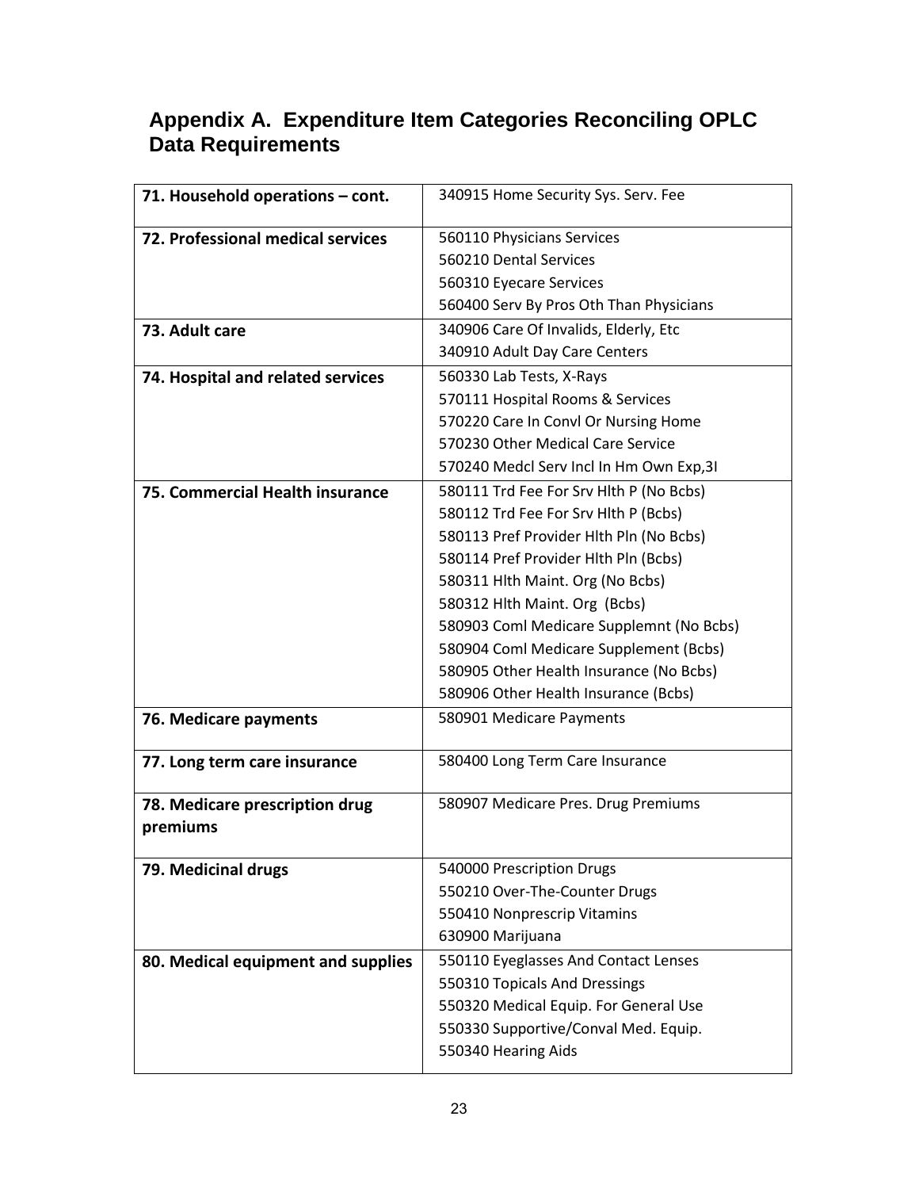## Appendix A. Expenditure Item Categories Reconciling OPLC Data Requirements

| | |
|---|---|
| **71. Household operations – cont.** | 340915 Home Security Sys. Serv. Fee |
| **72. Professional medical services** | 560110 Physicians Services<br>560210 Dental Services<br>560310 Eyecare Services<br>560400 Serv By Pros Oth Than Physicians |
| **73. Adult care** | 340906 Care Of Invalids, Elderly, Etc<br>340910 Adult Day Care Centers |
| **74. Hospital and related services** | 560330 Lab Tests, X-Rays<br>570111 Hospital Rooms & Services<br>570220 Care In Convl Or Nursing Home<br>570230 Other Medical Care Service<br>570240 Medcl Serv Incl In Hm Own Exp,3I |
| **75. Commercial Health insurance** | 580111 Trd Fee For Srv Hlth P (No Bcbs)<br>580112 Trd Fee For Srv Hlth P (Bcbs)<br>580113 Pref Provider Hlth Pln (No Bcbs)<br>580114 Pref Provider Hlth Pln (Bcbs)<br>580311 Hlth Maint. Org (No Bcbs)<br>580312 Hlth Maint. Org (Bcbs)<br>580903 Coml Medicare Supplemnt (No Bcbs)<br>580904 Coml Medicare Supplement (Bcbs)<br>580905 Other Health Insurance (No Bcbs)<br>580906 Other Health Insurance (Bcbs) |
| **76. Medicare payments** | 580901 Medicare Payments |
| **77. Long term care insurance** | 580400 Long Term Care Insurance |
| **78. Medicare prescription drug premiums** | 580907 Medicare Pres. Drug Premiums |
| **79. Medicinal drugs** | 540000 Prescription Drugs<br>550210 Over-The-Counter Drugs<br>550410 Nonprescrip Vitamins<br>630900 Marijuana |
| **80. Medical equipment and supplies** | 550110 Eyeglasses And Contact Lenses<br>550310 Topicals And Dressings<br>550320 Medical Equip. For General Use<br>550330 Supportive/Conval Med. Equip.<br>550340 Hearing Aids |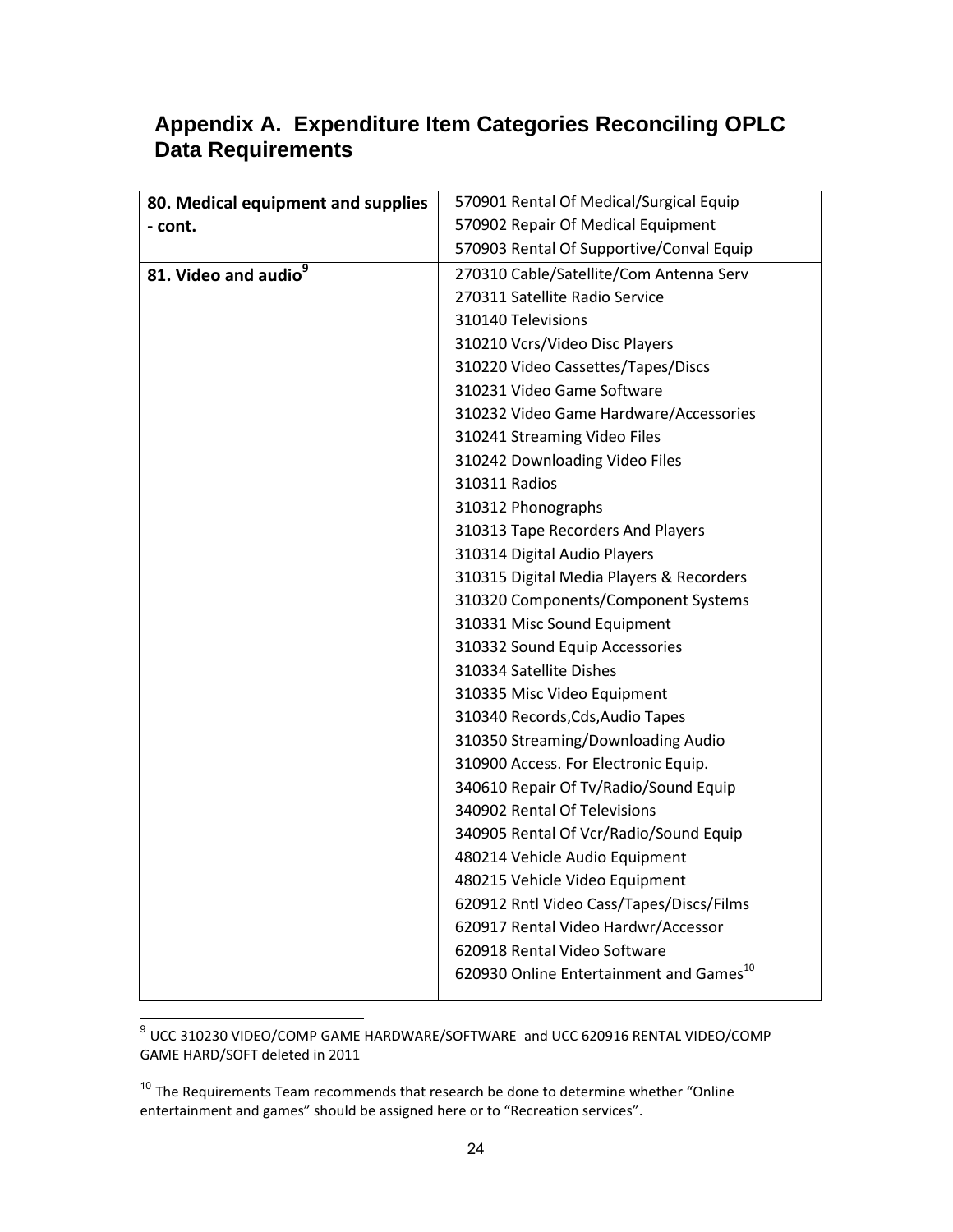# Appendix A. Expenditure Item Categories Reconciling OPLC Data Requirements

| Category | Items |
|---|---|
| **80. Medical equipment and supplies - cont.** | 570901 Rental Of Medical/Surgical Equip<br>570902 Repair Of Medical Equipment<br>570903 Rental Of Supportive/Conval Equip |
| **81. Video and audio**[9] | 270310 Cable/Satellite/Com Antenna Serv<br>270311 Satellite Radio Service<br>310140 Televisions<br>310210 Vcrs/Video Disc Players<br>310220 Video Cassettes/Tapes/Discs<br>310231 Video Game Software<br>310232 Video Game Hardware/Accessories<br>310241 Streaming Video Files<br>310242 Downloading Video Files<br>310311 Radios<br>310312 Phonographs<br>310313 Tape Recorders And Players<br>310314 Digital Audio Players<br>310315 Digital Media Players & Recorders<br>310320 Components/Component Systems<br>310331 Misc Sound Equipment<br>310332 Sound Equip Accessories<br>310334 Satellite Dishes<br>310335 Misc Video Equipment<br>310340 Records,Cds,Audio Tapes<br>310350 Streaming/Downloading Audio<br>310900 Access. For Electronic Equip.<br>340610 Repair Of Tv/Radio/Sound Equip<br>340902 Rental Of Televisions<br>340905 Rental Of Vcr/Radio/Sound Equip<br>480214 Vehicle Audio Equipment<br>480215 Vehicle Video Equipment<br>620912 Rntl Video Cass/Tapes/Discs/Films<br>620917 Rental Video Hardwr/Accessor<br>620918 Rental Video Software<br>620930 Online Entertainment and Games[10] |

[9] UCC 310230 VIDEO/COMP GAME HARDWARE/SOFTWARE and UCC 620916 RENTAL VIDEO/COMP GAME HARD/SOFT deleted in 2011

[10] The Requirements Team recommends that research be done to determine whether "Online entertainment and games" should be assigned here or to "Recreation services".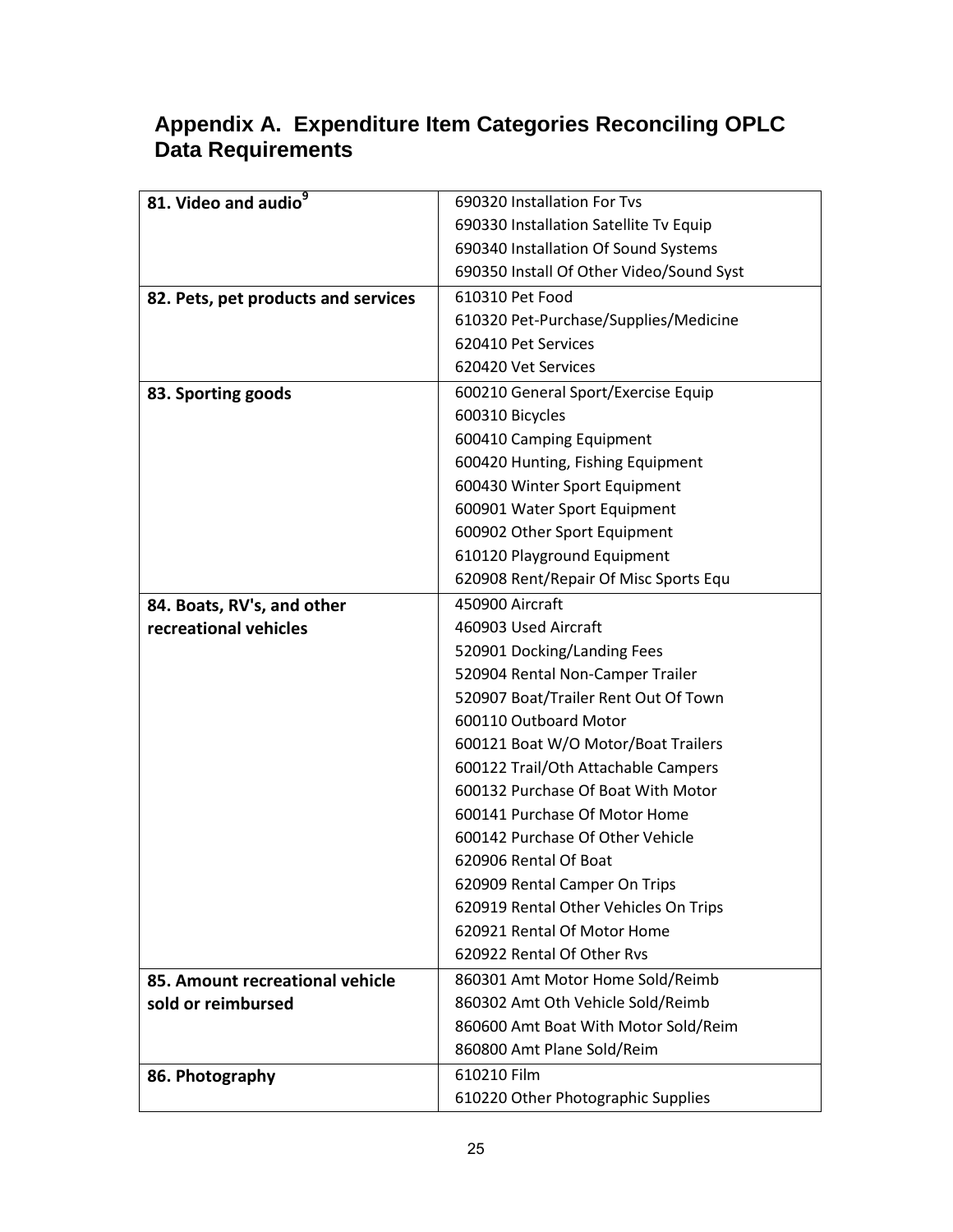# Appendix A. Expenditure Item Categories Reconciling OPLC Data Requirements

| | |
|---|---|
| **81. Video and audio**[9] | 690320 Installation For Tvs<br>690330 Installation Satellite Tv Equip<br>690340 Installation Of Sound Systems<br>690350 Install Of Other Video/Sound Syst |
| **82. Pets, pet products and services** | 610310 Pet Food<br>610320 Pet-Purchase/Supplies/Medicine<br>620410 Pet Services<br>620420 Vet Services |
| **83. Sporting goods** | 600210 General Sport/Exercise Equip<br>600310 Bicycles<br>600410 Camping Equipment<br>600420 Hunting, Fishing Equipment<br>600430 Winter Sport Equipment<br>600901 Water Sport Equipment<br>600902 Other Sport Equipment<br>610120 Playground Equipment<br>620908 Rent/Repair Of Misc Sports Equ |
| **84. Boats, RV's, and other recreational vehicles** | 450900 Aircraft<br>460903 Used Aircraft<br>520901 Docking/Landing Fees<br>520904 Rental Non-Camper Trailer<br>520907 Boat/Trailer Rent Out Of Town<br>600110 Outboard Motor<br>600121 Boat W/O Motor/Boat Trailers<br>600122 Trail/Oth Attachable Campers<br>600132 Purchase Of Boat With Motor<br>600141 Purchase Of Motor Home<br>600142 Purchase Of Other Vehicle<br>620906 Rental Of Boat<br>620909 Rental Camper On Trips<br>620919 Rental Other Vehicles On Trips<br>620921 Rental Of Motor Home<br>620922 Rental Of Other Rvs |
| **85. Amount recreational vehicle sold or reimbursed** | 860301 Amt Motor Home Sold/Reimb<br>860302 Amt Oth Vehicle Sold/Reimb<br>860600 Amt Boat With Motor Sold/Reim<br>860800 Amt Plane Sold/Reim |
| **86. Photography** | 610210 Film<br>610220 Other Photographic Supplies |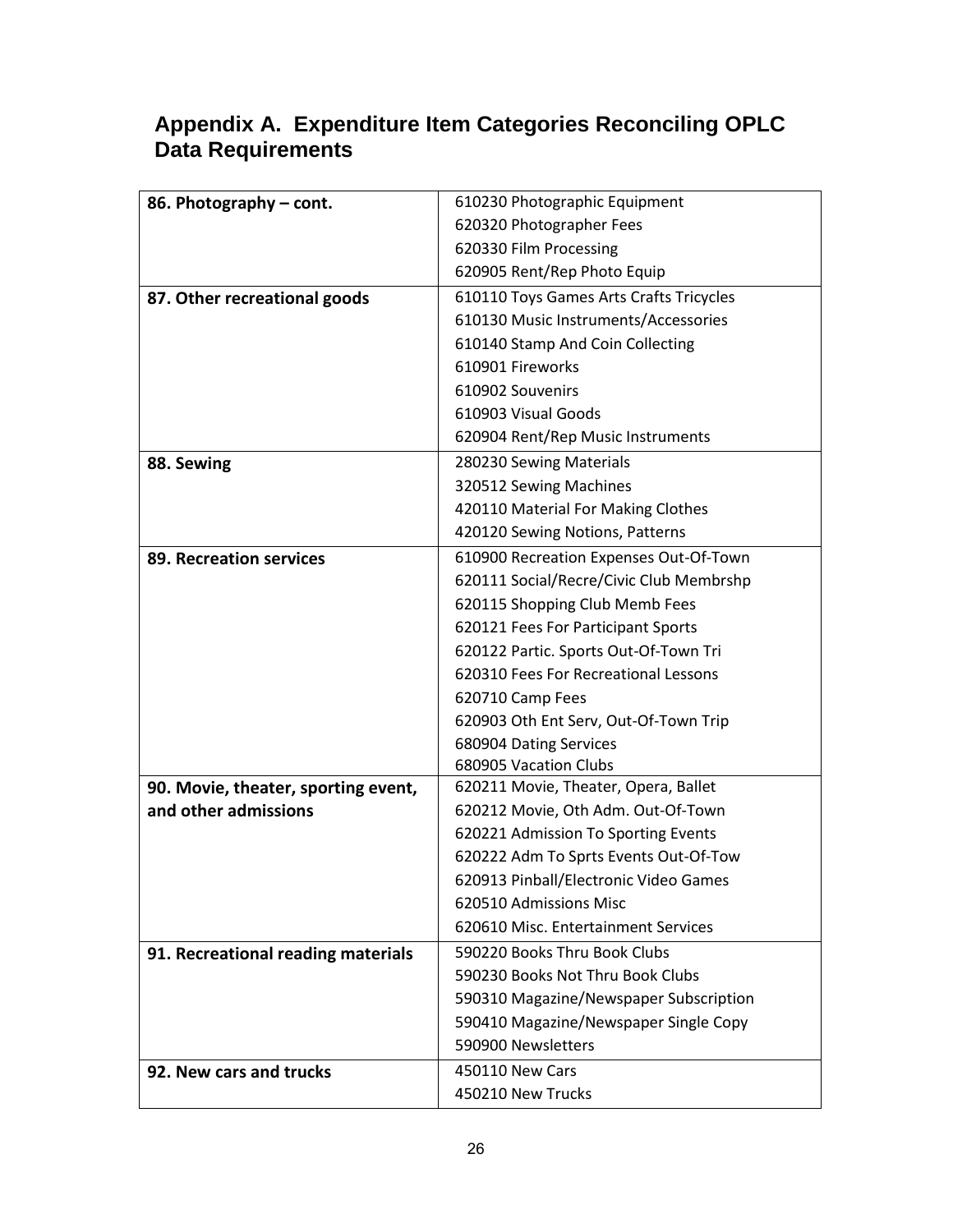## Appendix A. Expenditure Item Categories Reconciling OPLC Data Requirements

| | |
|---|---|
| **86. Photography – cont.** | 610230 Photographic Equipment<br>620320 Photographer Fees<br>620330 Film Processing<br>620905 Rent/Rep Photo Equip |
| **87. Other recreational goods** | 610110 Toys Games Arts Crafts Tricycles<br>610130 Music Instruments/Accessories<br>610140 Stamp And Coin Collecting<br>610901 Fireworks<br>610902 Souvenirs<br>610903 Visual Goods<br>620904 Rent/Rep Music Instruments |
| **88. Sewing** | 280230 Sewing Materials<br>320512 Sewing Machines<br>420110 Material For Making Clothes<br>420120 Sewing Notions, Patterns |
| **89. Recreation services** | 610900 Recreation Expenses Out-Of-Town<br>620111 Social/Recre/Civic Club Membrshp<br>620115 Shopping Club Memb Fees<br>620121 Fees For Participant Sports<br>620122 Partic. Sports Out-Of-Town Tri<br>620310 Fees For Recreational Lessons<br>620710 Camp Fees<br>620903 Oth Ent Serv, Out-Of-Town Trip<br>680904 Dating Services<br>680905 Vacation Clubs |
| **90. Movie, theater, sporting event, and other admissions** | 620211 Movie, Theater, Opera, Ballet<br>620212 Movie, Oth Adm. Out-Of-Town<br>620221 Admission To Sporting Events<br>620222 Adm To Sprts Events Out-Of-Tow<br>620913 Pinball/Electronic Video Games<br>620510 Admissions Misc<br>620610 Misc. Entertainment Services |
| **91. Recreational reading materials** | 590220 Books Thru Book Clubs<br>590230 Books Not Thru Book Clubs<br>590310 Magazine/Newspaper Subscription<br>590410 Magazine/Newspaper Single Copy<br>590900 Newsletters |
| **92. New cars and trucks** | 450110 New Cars<br>450210 New Trucks |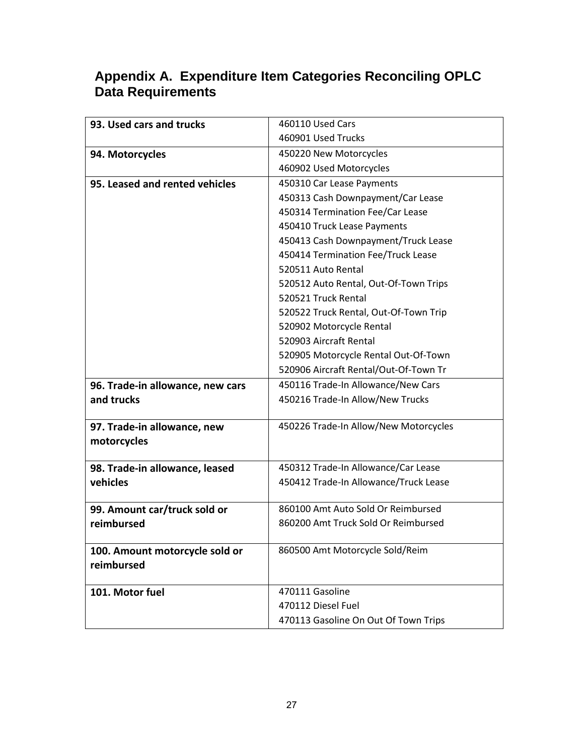## Appendix A. Expenditure Item Categories Reconciling OPLC Data Requirements

| | |
|---|---|
| **93. Used cars and trucks** | 460110 Used Cars<br>460901 Used Trucks |
| **94. Motorcycles** | 450220 New Motorcycles<br>460902 Used Motorcycles |
| **95. Leased and rented vehicles** | 450310 Car Lease Payments<br>450313 Cash Downpayment/Car Lease<br>450314 Termination Fee/Car Lease<br>450410 Truck Lease Payments<br>450413 Cash Downpayment/Truck Lease<br>450414 Termination Fee/Truck Lease<br>520511 Auto Rental<br>520512 Auto Rental, Out-Of-Town Trips<br>520521 Truck Rental<br>520522 Truck Rental, Out-Of-Town Trip<br>520902 Motorcycle Rental<br>520903 Aircraft Rental<br>520905 Motorcycle Rental Out-Of-Town<br>520906 Aircraft Rental/Out-Of-Town Tr |
| **96. Trade-in allowance, new cars and trucks** | 450116 Trade-In Allowance/New Cars<br>450216 Trade-In Allow/New Trucks |
| **97. Trade-in allowance, new motorcycles** | 450226 Trade-In Allow/New Motorcycles |
| **98. Trade-in allowance, leased vehicles** | 450312 Trade-In Allowance/Car Lease<br>450412 Trade-In Allowance/Truck Lease |
| **99. Amount car/truck sold or reimbursed** | 860100 Amt Auto Sold Or Reimbursed<br>860200 Amt Truck Sold Or Reimbursed |
| **100. Amount motorcycle sold or reimbursed** | 860500 Amt Motorcycle Sold/Reim |
| **101. Motor fuel** | 470111 Gasoline<br>470112 Diesel Fuel<br>470113 Gasoline On Out Of Town Trips |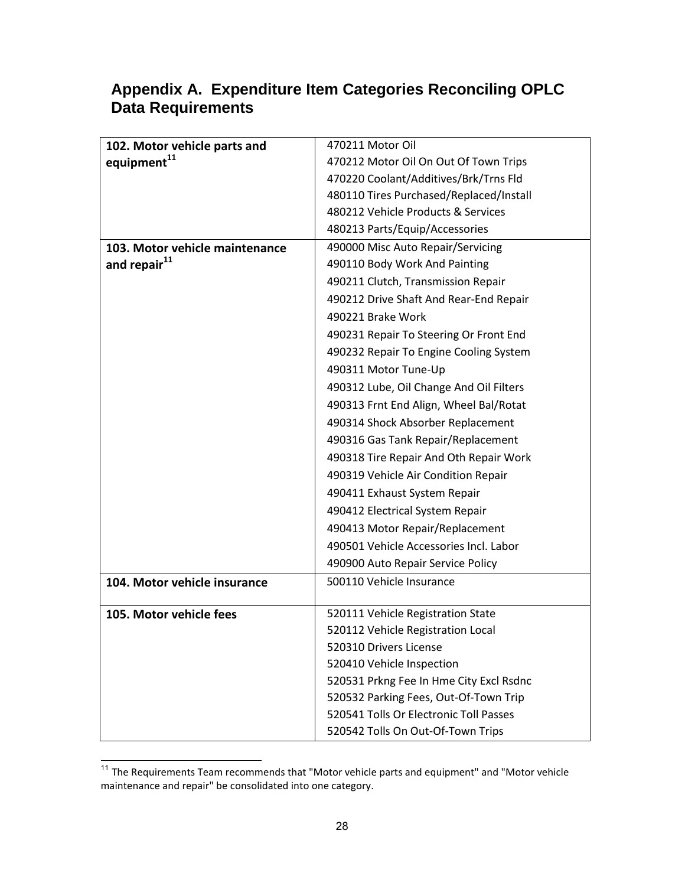## Appendix A. Expenditure Item Categories Reconciling OPLC Data Requirements

| | |
|---|---|
| **102. Motor vehicle parts and equipment**[11] | 470211 Motor Oil<br>470212 Motor Oil On Out Of Town Trips<br>470220 Coolant/Additives/Brk/Trns Fld<br>480110 Tires Purchased/Replaced/Install<br>480212 Vehicle Products & Services<br>480213 Parts/Equip/Accessories |
| **103. Motor vehicle maintenance and repair**[11] | 490000 Misc Auto Repair/Servicing<br>490110 Body Work And Painting<br>490211 Clutch, Transmission Repair<br>490212 Drive Shaft And Rear-End Repair<br>490221 Brake Work<br>490231 Repair To Steering Or Front End<br>490232 Repair To Engine Cooling System<br>490311 Motor Tune-Up<br>490312 Lube, Oil Change And Oil Filters<br>490313 Frnt End Align, Wheel Bal/Rotat<br>490314 Shock Absorber Replacement<br>490316 Gas Tank Repair/Replacement<br>490318 Tire Repair And Oth Repair Work<br>490319 Vehicle Air Condition Repair<br>490411 Exhaust System Repair<br>490412 Electrical System Repair<br>490413 Motor Repair/Replacement<br>490501 Vehicle Accessories Incl. Labor<br>490900 Auto Repair Service Policy |
| **104. Motor vehicle insurance** | 500110 Vehicle Insurance |
| **105. Motor vehicle fees** | 520111 Vehicle Registration State<br>520112 Vehicle Registration Local<br>520310 Drivers License<br>520410 Vehicle Inspection<br>520531 Prkng Fee In Hme City Excl Rsdnc<br>520532 Parking Fees, Out-Of-Town Trip<br>520541 Tolls Or Electronic Toll Passes<br>520542 Tolls On Out-Of-Town Trips |

[11] The Requirements Team recommends that "Motor vehicle parts and equipment" and "Motor vehicle maintenance and repair" be consolidated into one category.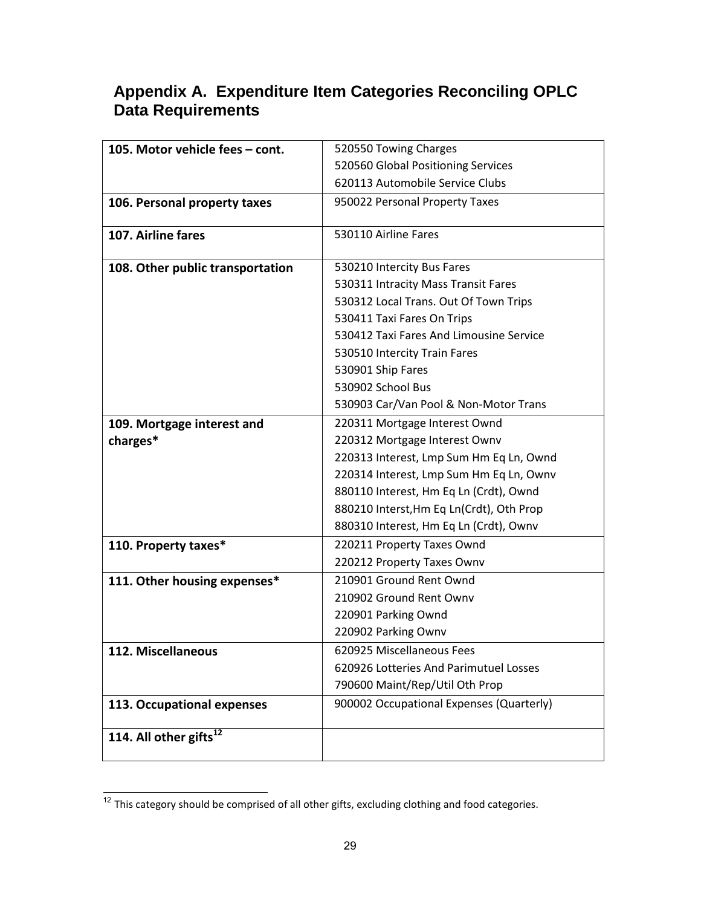## Appendix A. Expenditure Item Categories Reconciling OPLC Data Requirements

| | |
|---|---|
| **105. Motor vehicle fees – cont.** | 520550 Towing Charges<br>520560 Global Positioning Services<br>620113 Automobile Service Clubs |
| **106. Personal property taxes** | 950022 Personal Property Taxes |
| **107. Airline fares** | 530110 Airline Fares |
| **108. Other public transportation** | 530210 Intercity Bus Fares<br>530311 Intracity Mass Transit Fares<br>530312 Local Trans. Out Of Town Trips<br>530411 Taxi Fares On Trips<br>530412 Taxi Fares And Limousine Service<br>530510 Intercity Train Fares<br>530901 Ship Fares<br>530902 School Bus<br>530903 Car/Van Pool & Non-Motor Trans |
| **109. Mortgage interest and charges*** | 220311 Mortgage Interest Ownd<br>220312 Mortgage Interest Ownv<br>220313 Interest, Lmp Sum Hm Eq Ln, Ownd<br>220314 Interest, Lmp Sum Hm Eq Ln, Ownv<br>880110 Interest, Hm Eq Ln (Crdt), Ownd<br>880210 Interst,Hm Eq Ln(Crdt), Oth Prop<br>880310 Interest, Hm Eq Ln (Crdt), Ownv |
| **110. Property taxes*** | 220211 Property Taxes Ownd<br>220212 Property Taxes Ownv |
| **111. Other housing expenses*** | 210901 Ground Rent Ownd<br>210902 Ground Rent Ownv<br>220901 Parking Ownd<br>220902 Parking Ownv |
| **112. Miscellaneous** | 620925 Miscellaneous Fees<br>620926 Lotteries And Parimutuel Losses<br>790600 Maint/Rep/Util Oth Prop |
| **113. Occupational expenses** | 900002 Occupational Expenses (Quarterly) |
| **114. All other gifts[12]** | |

[12] This category should be comprised of all other gifts, excluding clothing and food categories.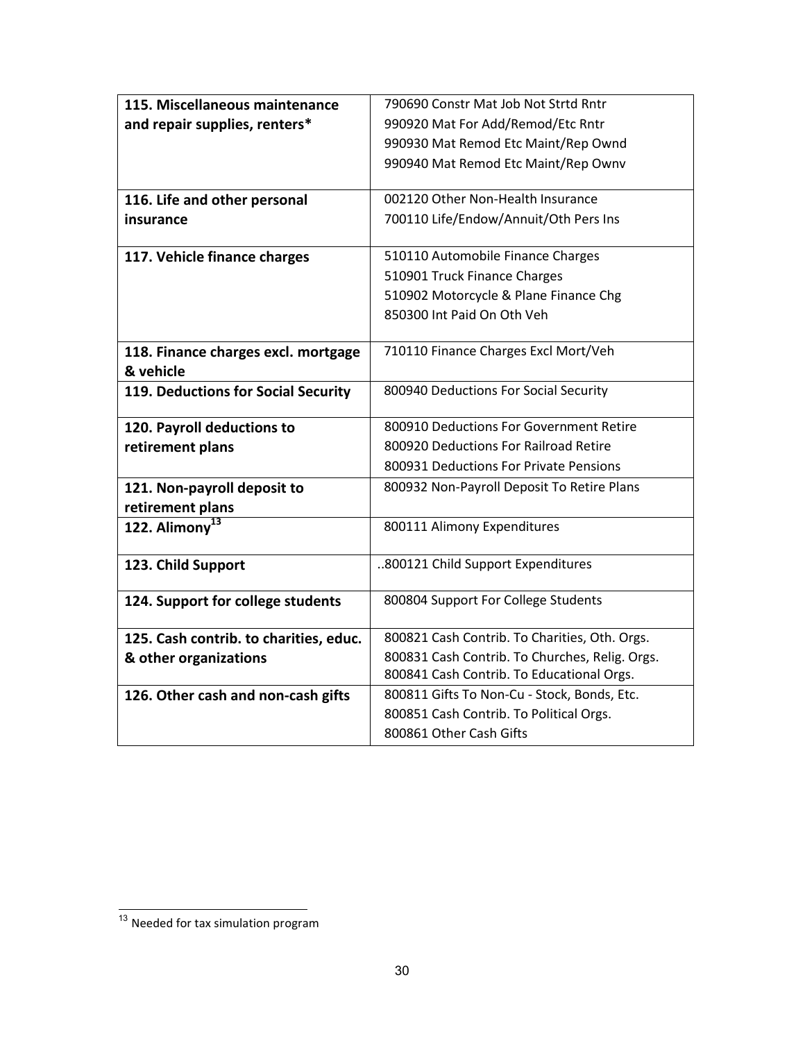| | |
|---|---|
| **115. Miscellaneous maintenance and repair supplies, renters*** | 790690 Constr Mat Job Not Strtd Rntr<br>990920 Mat For Add/Remod/Etc Rntr<br>990930 Mat Remod Etc Maint/Rep Ownd<br>990940 Mat Remod Etc Maint/Rep Ownv |
| **116. Life and other personal insurance** | 002120 Other Non-Health Insurance<br>700110 Life/Endow/Annuit/Oth Pers Ins |
| **117. Vehicle finance charges** | 510110 Automobile Finance Charges<br>510901 Truck Finance Charges<br>510902 Motorcycle & Plane Finance Chg<br>850300 Int Paid On Oth Veh |
| **118. Finance charges excl. mortgage & vehicle** | 710110 Finance Charges Excl Mort/Veh |
| **119. Deductions for Social Security** | 800940 Deductions For Social Security |
| **120. Payroll deductions to retirement plans** | 800910 Deductions For Government Retire<br>800920 Deductions For Railroad Retire<br>800931 Deductions For Private Pensions |
| **121. Non-payroll deposit to retirement plans** | 800932 Non-Payroll Deposit To Retire Plans |
| **122. Alimony[13]** | 800111 Alimony Expenditures |
| **123. Child Support** | ..800121 Child Support Expenditures |
| **124. Support for college students** | 800804 Support For College Students |
| **125. Cash contrib. to charities, educ. & other organizations** | 800821 Cash Contrib. To Charities, Oth. Orgs.<br>800831 Cash Contrib. To Churches, Relig. Orgs.<br>800841 Cash Contrib. To Educational Orgs. |
| **126. Other cash and non-cash gifts** | 800811 Gifts To Non-Cu - Stock, Bonds, Etc.<br>800851 Cash Contrib. To Political Orgs.<br>800861 Other Cash Gifts |

[13] Needed for tax simulation program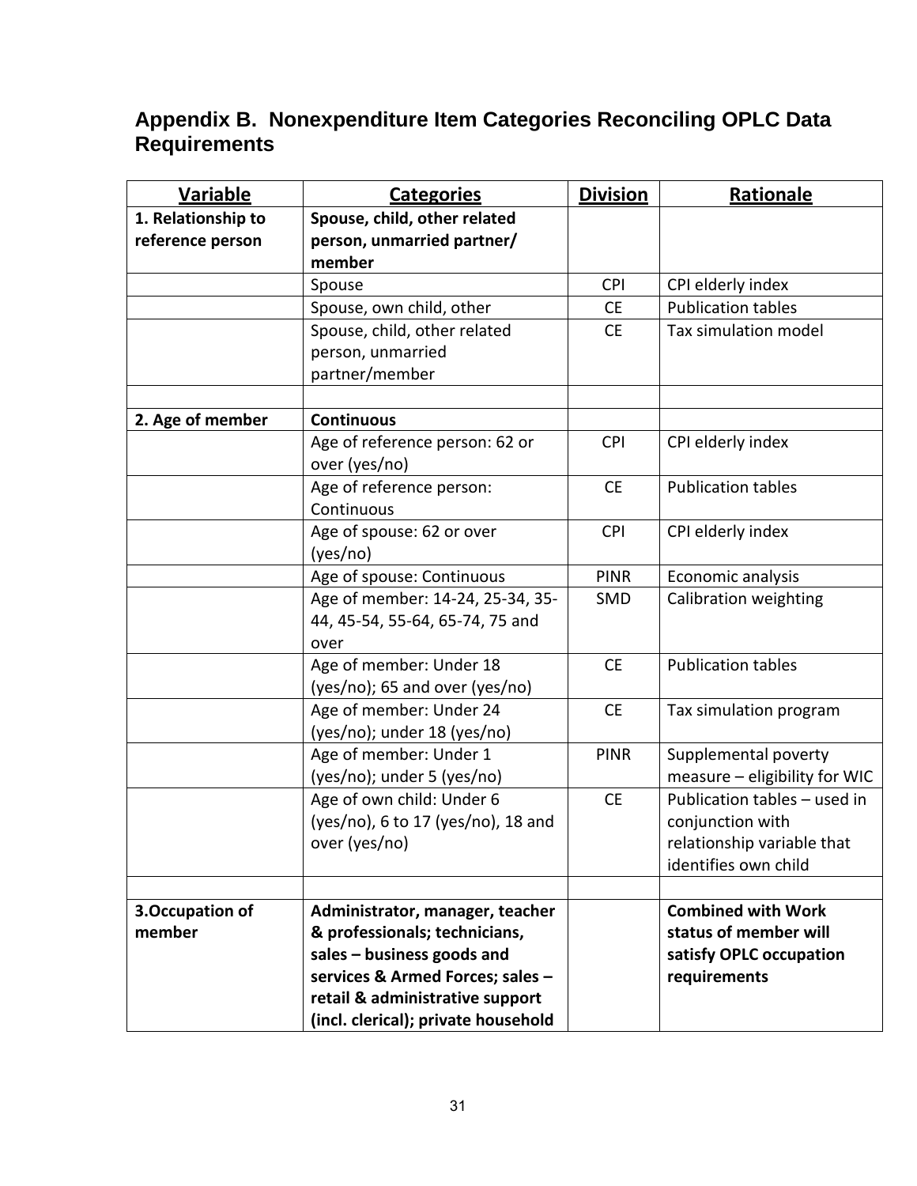## Appendix B. Nonexpenditure Item Categories Reconciling OPLC Data Requirements

| Variable | Categories | Division | Rationale |
|---|---|---|---|
| **1. Relationship to reference person** | **Spouse, child, other related person, unmarried partner/ member** | | |
| | Spouse | CPI | CPI elderly index |
| | Spouse, own child, other | CE | Publication tables |
| | Spouse, child, other related person, unmarried partner/member | CE | Tax simulation model |
| | | | |
| **2. Age of member** | **Continuous** | | |
| | Age of reference person: 62 or over (yes/no) | CPI | CPI elderly index |
| | Age of reference person: Continuous | CE | Publication tables |
| | Age of spouse: 62 or over (yes/no) | CPI | CPI elderly index |
| | Age of spouse: Continuous | PINR | Economic analysis |
| | Age of member: 14-24, 25-34, 35-44, 45-54, 55-64, 65-74, 75 and over | SMD | Calibration weighting |
| | Age of member: Under 18 (yes/no); 65 and over (yes/no) | CE | Publication tables |
| | Age of member: Under 24 (yes/no); under 18 (yes/no) | CE | Tax simulation program |
| | Age of member: Under 1 (yes/no); under 5 (yes/no) | PINR | Supplemental poverty measure – eligibility for WIC |
| | Age of own child: Under 6 (yes/no), 6 to 17 (yes/no), 18 and over (yes/no) | CE | Publication tables – used in conjunction with relationship variable that identifies own child |
| | | | |
| **3.Occupation of member** | **Administrator, manager, teacher & professionals; technicians, sales – business goods and services & Armed Forces; sales – retail & administrative support (incl. clerical); private household** | | **Combined with Work status of member will satisfy OPLC occupation requirements** |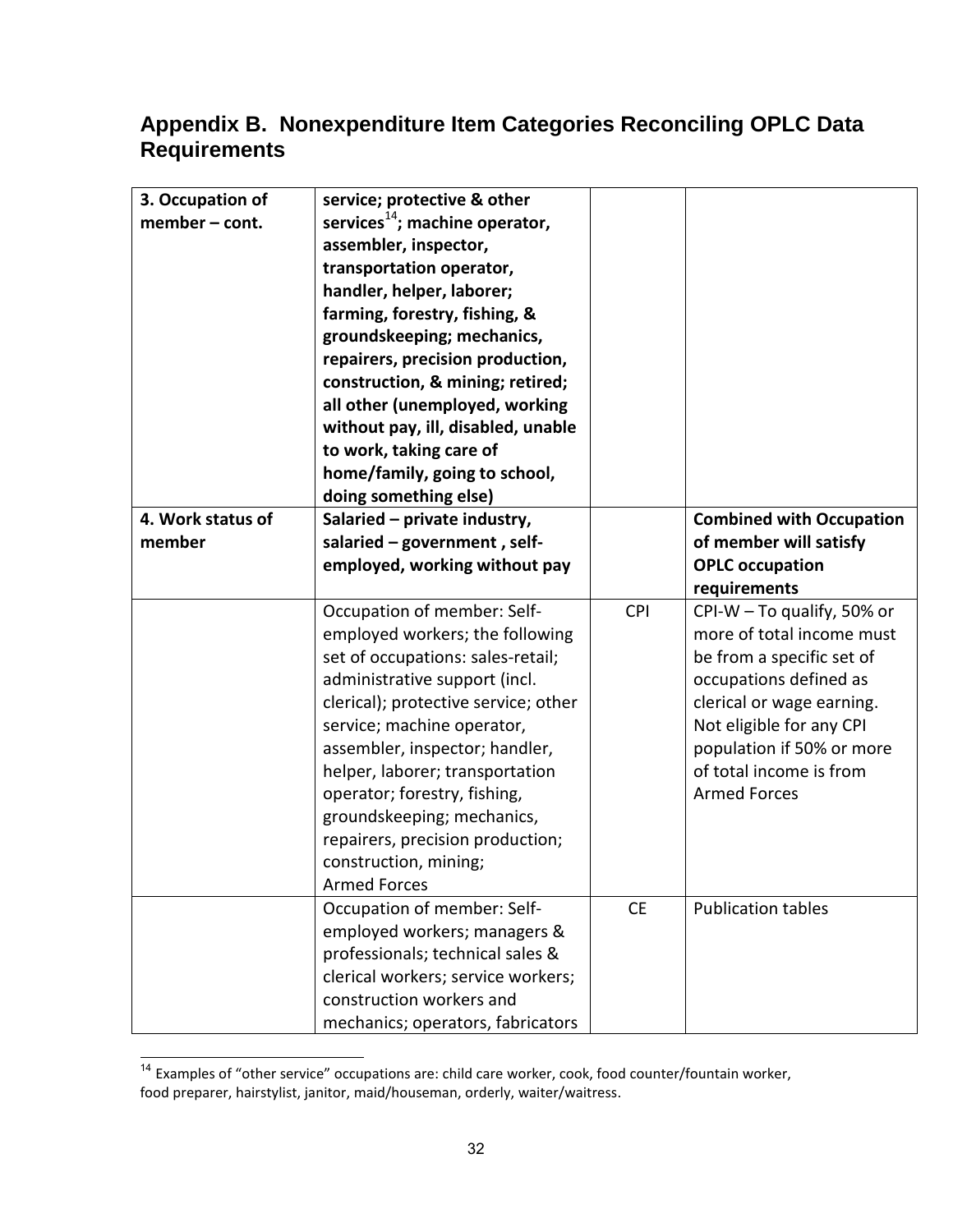## Appendix B. Nonexpenditure Item Categories Reconciling OPLC Data Requirements

| | | | |
|---|---|---|---|
| **3. Occupation of member – cont.** | **service; protective & other services[14]; machine operator, assembler, inspector, transportation operator, handler, helper, laborer; farming, forestry, fishing, & groundskeeping; mechanics, repairers, precision production, construction, & mining; retired; all other (unemployed, working without pay, ill, disabled, unable to work, taking care of home/family, going to school, doing something else)** | | |
| **4. Work status of member** | **Salaried – private industry, salaried – government , self-employed, working without pay** | | **Combined with Occupation of member will satisfy OPLC occupation requirements** |
| | Occupation of member: Self-employed workers; the following set of occupations: sales-retail; administrative support (incl. clerical); protective service; other service; machine operator, assembler, inspector; handler, helper, laborer; transportation operator; forestry, fishing, groundskeeping; mechanics, repairers, precision production; construction, mining; Armed Forces | CPI | CPI-W – To qualify, 50% or more of total income must be from a specific set of occupations defined as clerical or wage earning. Not eligible for any CPI population if 50% or more of total income is from Armed Forces |
| | Occupation of member: Self-employed workers; managers & professionals; technical sales & clerical workers; service workers; construction workers and mechanics; operators, fabricators | CE | Publication tables |

[14] Examples of "other service" occupations are: child care worker, cook, food counter/fountain worker, food preparer, hairstylist, janitor, maid/houseman, orderly, waiter/waitress.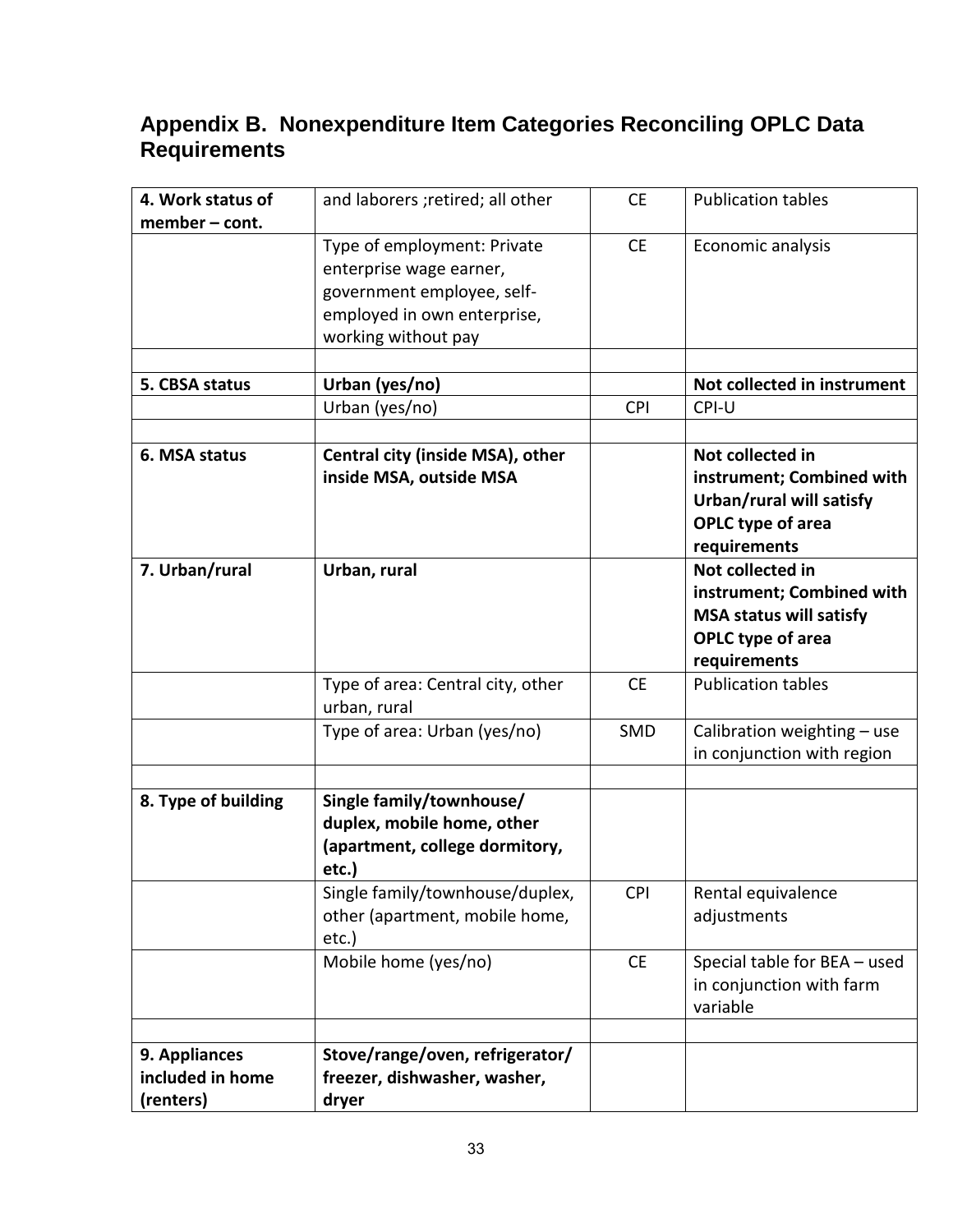## Appendix B. Nonexpenditure Item Categories Reconciling OPLC Data Requirements

| | | | |
|---|---|---|---|
| **4. Work status of member – cont.** | and laborers ;retired; all other | CE | Publication tables |
| | Type of employment: Private enterprise wage earner, government employee, self-employed in own enterprise, working without pay | CE | Economic analysis |
| | | | |
| **5. CBSA status** | **Urban (yes/no)** | | **Not collected in instrument** |
| | Urban (yes/no) | CPI | CPI-U |
| | | | |
| **6. MSA status** | **Central city (inside MSA), other inside MSA, outside MSA** | | **Not collected in instrument; Combined with Urban/rural will satisfy OPLC type of area requirements** |
| **7. Urban/rural** | **Urban, rural** | | **Not collected in instrument; Combined with MSA status will satisfy OPLC type of area requirements** |
| | Type of area: Central city, other urban, rural | CE | Publication tables |
| | Type of area: Urban (yes/no) | SMD | Calibration weighting – use in conjunction with region |
| | | | |
| **8. Type of building** | **Single family/townhouse/ duplex, mobile home, other (apartment, college dormitory, etc.)** | | |
| | Single family/townhouse/duplex, other (apartment, mobile home, etc.) | CPI | Rental equivalence adjustments |
| | Mobile home (yes/no) | CE | Special table for BEA – used in conjunction with farm variable |
| | | | |
| **9. Appliances included in home (renters)** | **Stove/range/oven, refrigerator/ freezer, dishwasher, washer, dryer** | | |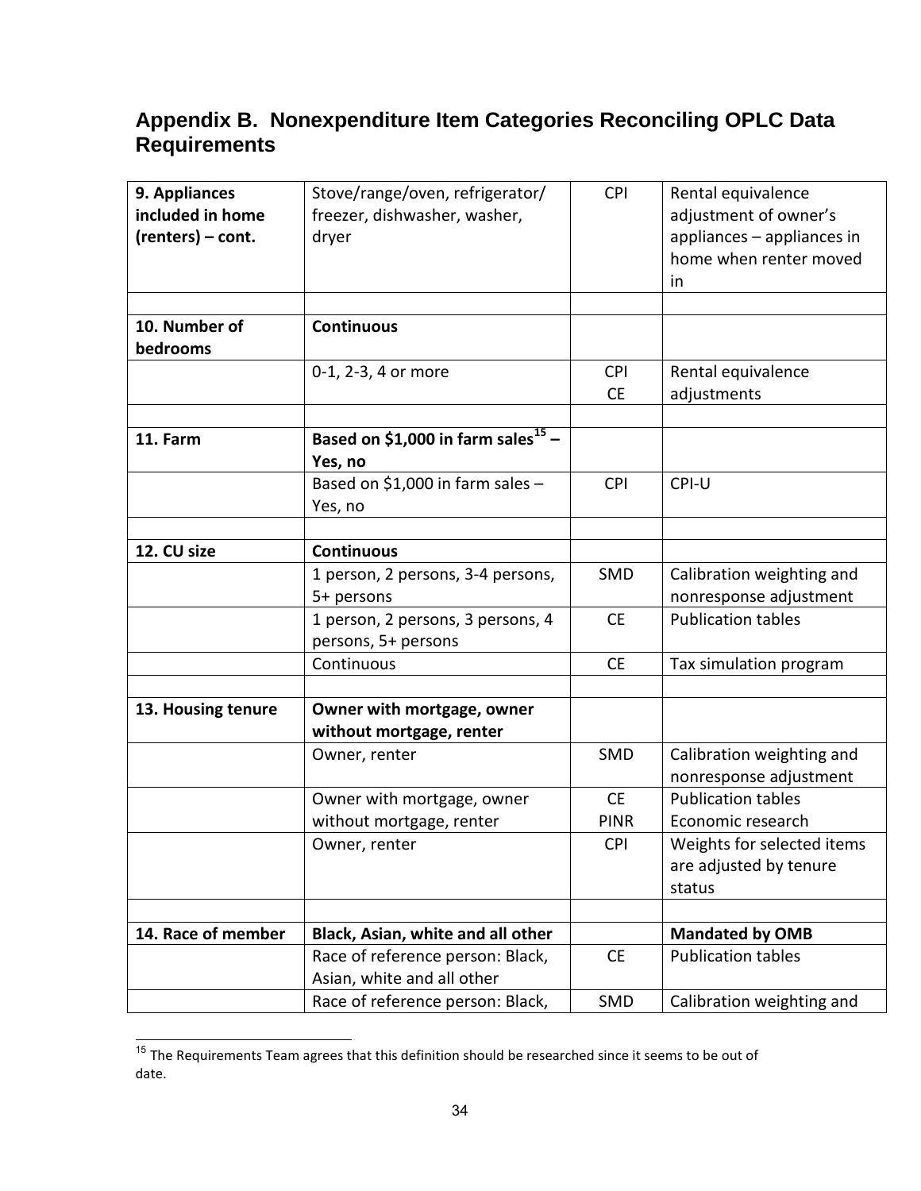## Appendix B. Nonexpenditure Item Categories Reconciling OPLC Data Requirements

| | | | |
|---|---|---|---|
| **9. Appliances included in home (renters) – cont.** | Stove/range/oven, refrigerator/ freezer, dishwasher, washer, dryer | CPI | Rental equivalence adjustment of owner's appliances – appliances in home when renter moved in |
| | | | |
| **10. Number of bedrooms** | **Continuous** | | |
| | 0-1, 2-3, 4 or more | CPI CE | Rental equivalence adjustments |
| | | | |
| **11. Farm** | **Based on $1,000 in farm sales[15] – Yes, no** | | |
| | Based on $1,000 in farm sales – Yes, no | CPI | CPI-U |
| | | | |
| **12. CU size** | **Continuous** | | |
| | 1 person, 2 persons, 3-4 persons, 5+ persons | SMD | Calibration weighting and nonresponse adjustment |
| | 1 person, 2 persons, 3 persons, 4 persons, 5+ persons | CE | Publication tables |
| | Continuous | CE | Tax simulation program |
| | | | |
| **13. Housing tenure** | **Owner with mortgage, owner without mortgage, renter** | | |
| | Owner, renter | SMD | Calibration weighting and nonresponse adjustment |
| | Owner with mortgage, owner without mortgage, renter | CE PINR | Publication tables Economic research |
| | Owner, renter | CPI | Weights for selected items are adjusted by tenure status |
| | | | |
| **14. Race of member** | **Black, Asian, white and all other** | | **Mandated by OMB** |
| | Race of reference person: Black, Asian, white and all other | CE | Publication tables |
| | Race of reference person: Black, | SMD | Calibration weighting and |

[15] The Requirements Team agrees that this definition should be researched since it seems to be out of date.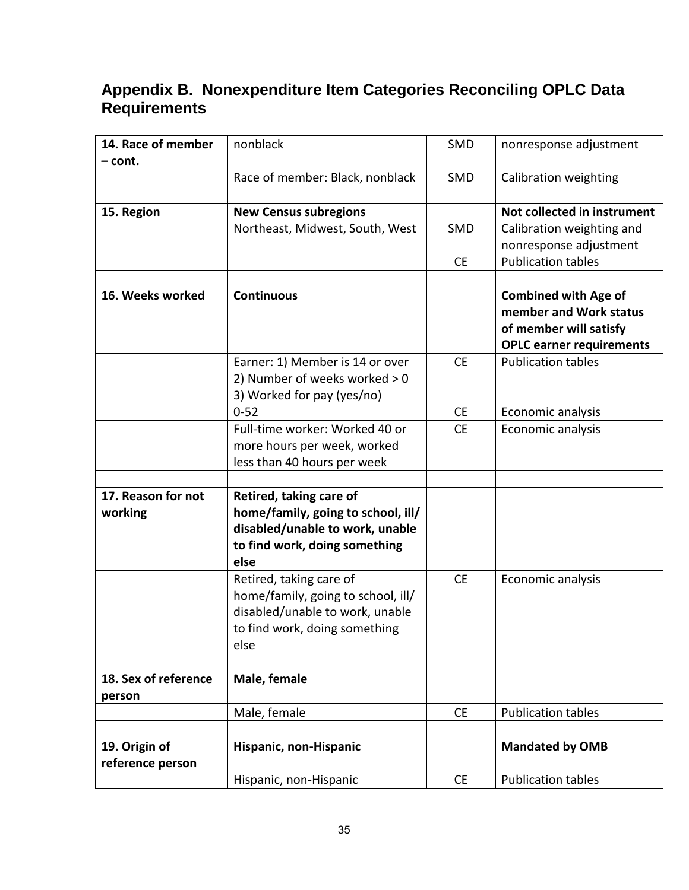## Appendix B. Nonexpenditure Item Categories Reconciling OPLC Data Requirements

| | | | |
|---|---|---|---|
| **14. Race of member – cont.** | nonblack | SMD | nonresponse adjustment |
| | Race of member: Black, nonblack | SMD | Calibration weighting |
| | | | |
| **15. Region** | **New Census subregions** | | **Not collected in instrument** |
| | Northeast, Midwest, South, West | SMD<br><br>CE | Calibration weighting and nonresponse adjustment<br>Publication tables |
| | | | |
| **16. Weeks worked** | **Continuous** | | **Combined with Age of member and Work status of member will satisfy OPLC earner requirements** |
| | Earner: 1) Member is 14 or over 2) Number of weeks worked > 0 3) Worked for pay (yes/no) | CE | Publication tables |
| | 0-52 | CE | Economic analysis |
| | Full-time worker: Worked 40 or more hours per week, worked less than 40 hours per week | CE | Economic analysis |
| | | | |
| **17. Reason for not working** | **Retired, taking care of home/family, going to school, ill/ disabled/unable to work, unable to find work, doing something else** | | |
| | Retired, taking care of home/family, going to school, ill/ disabled/unable to work, unable to find work, doing something else | CE | Economic analysis |
| | | | |
| **18. Sex of reference person** | **Male, female** | | |
| | Male, female | CE | Publication tables |
| | | | |
| **19. Origin of reference person** | **Hispanic, non-Hispanic** | | **Mandated by OMB** |
| | Hispanic, non-Hispanic | CE | Publication tables |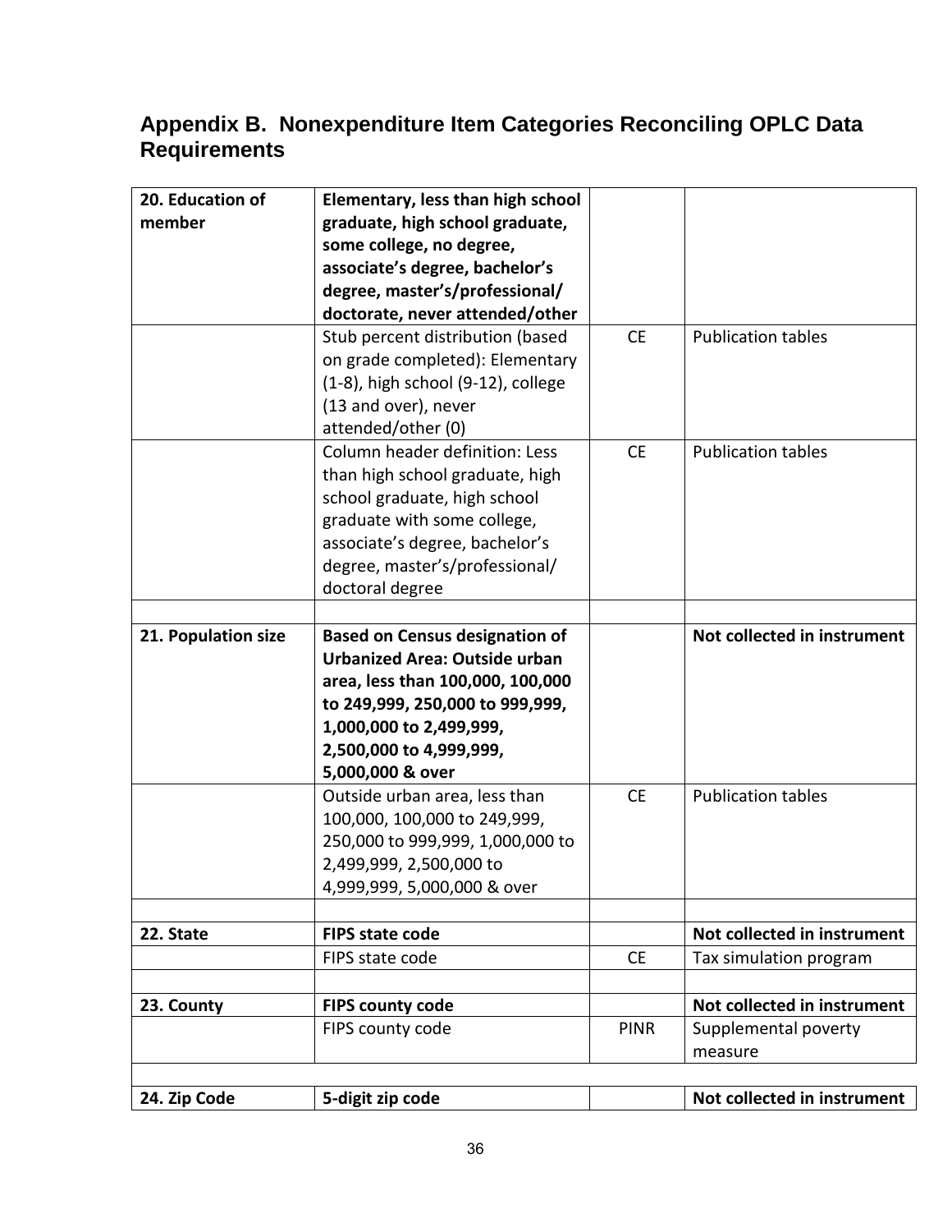## Appendix B. Nonexpenditure Item Categories Reconciling OPLC Data Requirements

| | | | |
|---|---|---|---|
| **20. Education of member** | **Elementary, less than high school graduate, high school graduate, some college, no degree, associate's degree, bachelor's degree, master's/professional/ doctorate, never attended/other** | | |
| | Stub percent distribution (based on grade completed): Elementary (1-8), high school (9-12), college (13 and over), never attended/other (0) | CE | Publication tables |
| | Column header definition: Less than high school graduate, high school graduate, high school graduate with some college, associate's degree, bachelor's degree, master's/professional/ doctoral degree | CE | Publication tables |
| | | | |
| **21. Population size** | **Based on Census designation of Urbanized Area: Outside urban area, less than 100,000, 100,000 to 249,999, 250,000 to 999,999, 1,000,000 to 2,499,999, 2,500,000 to 4,999,999, 5,000,000 & over** | | **Not collected in instrument** |
| | Outside urban area, less than 100,000, 100,000 to 249,999, 250,000 to 999,999, 1,000,000 to 2,499,999, 2,500,000 to 4,999,999, 5,000,000 & over | CE | Publication tables |
| | | | |
| **22. State** | **FIPS state code** | | **Not collected in instrument** |
| | FIPS state code | CE | Tax simulation program |
| | | | |
| **23. County** | **FIPS county code** | | **Not collected in instrument** |
| | FIPS county code | PINR | Supplemental poverty measure |
| | | | |
| **24. Zip Code** | **5-digit zip code** | | **Not collected in instrument** |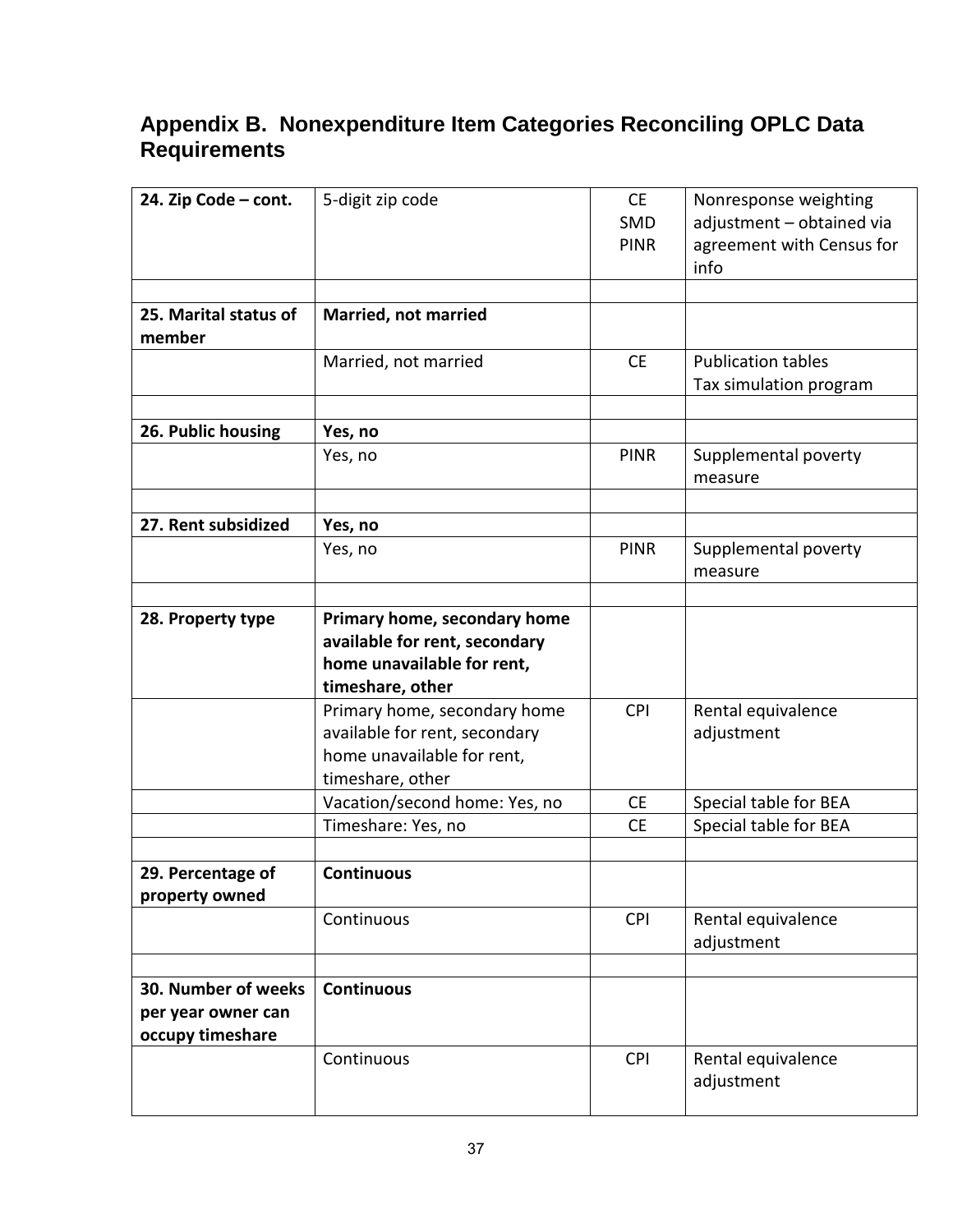## Appendix B. Nonexpenditure Item Categories Reconciling OPLC Data Requirements

| | | | |
|---|---|---|---|
| **24. Zip Code – cont.** | 5-digit zip code | CE<br>SMD<br>PINR | Nonresponse weighting adjustment – obtained via agreement with Census for info |
| | | | |
| **25. Marital status of member** | **Married, not married** | | |
| | Married, not married | CE | Publication tables<br>Tax simulation program |
| | | | |
| **26. Public housing** | **Yes, no** | | |
| | Yes, no | PINR | Supplemental poverty measure |
| | | | |
| **27. Rent subsidized** | **Yes, no** | | |
| | Yes, no | PINR | Supplemental poverty measure |
| | | | |
| **28. Property type** | **Primary home, secondary home available for rent, secondary home unavailable for rent, timeshare, other** | | |
| | Primary home, secondary home available for rent, secondary home unavailable for rent, timeshare, other | CPI | Rental equivalence adjustment |
| | Vacation/second home: Yes, no | CE | Special table for BEA |
| | Timeshare: Yes, no | CE | Special table for BEA |
| | | | |
| **29. Percentage of property owned** | **Continuous** | | |
| | Continuous | CPI | Rental equivalence adjustment |
| | | | |
| **30. Number of weeks per year owner can occupy timeshare** | **Continuous** | | |
| | Continuous | CPI | Rental equivalence adjustment |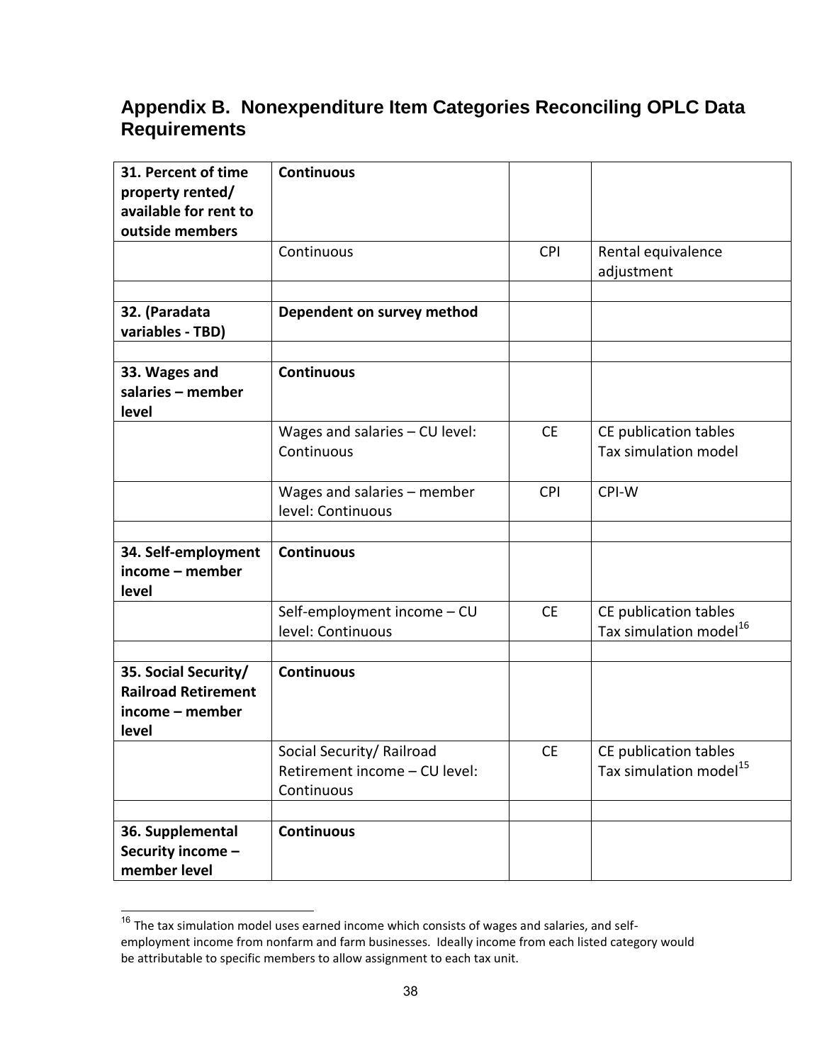## Appendix B. Nonexpenditure Item Categories Reconciling OPLC Data Requirements

| | | | |
|---|---|---|---|
| **31. Percent of time property rented/ available for rent to outside members** | **Continuous** | | |
| | Continuous | CPI | Rental equivalence adjustment |
| | | | |
| **32. (Paradata variables - TBD)** | **Dependent on survey method** | | |
| | | | |
| **33. Wages and salaries – member level** | **Continuous** | | |
| | Wages and salaries – CU level: Continuous | CE | CE publication tables Tax simulation model |
| | Wages and salaries – member level: Continuous | CPI | CPI-W |
| | | | |
| **34. Self-employment income – member level** | **Continuous** | | |
| | Self-employment income – CU level: Continuous | CE | CE publication tables Tax simulation model[16] |
| | | | |
| **35. Social Security/ Railroad Retirement income – member level** | **Continuous** | | |
| | Social Security/ Railroad Retirement income – CU level: Continuous | CE | CE publication tables Tax simulation model[15] |
| | | | |
| **36. Supplemental Security income – member level** | **Continuous** | | |

[16] The tax simulation model uses earned income which consists of wages and salaries, and self-employment income from nonfarm and farm businesses. Ideally income from each listed category would be attributable to specific members to allow assignment to each tax unit.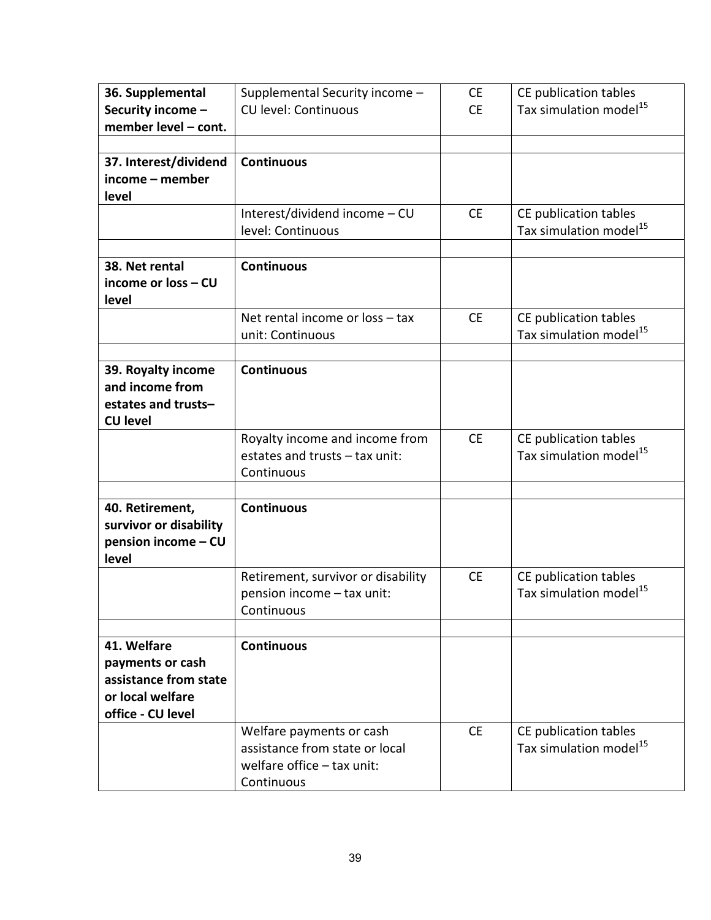| | | | |
|---|---|---|---|
| **36. Supplemental Security income – member level – cont.** | Supplemental Security income – CU level: Continuous | CE<br>CE | CE publication tables<br>Tax simulation model[15] |
| | | | |
| **37. Interest/dividend income – member level** | **Continuous** | | |
| | Interest/dividend income – CU level: Continuous | CE | CE publication tables<br>Tax simulation model[15] |
| | | | |
| **38. Net rental income or loss – CU level** | **Continuous** | | |
| | Net rental income or loss – tax unit: Continuous | CE | CE publication tables<br>Tax simulation model[15] |
| | | | |
| **39. Royalty income and income from estates and trusts– CU level** | **Continuous** | | |
| | Royalty income and income from estates and trusts – tax unit: Continuous | CE | CE publication tables<br>Tax simulation model[15] |
| | | | |
| **40. Retirement, survivor or disability pension income – CU level** | **Continuous** | | |
| | Retirement, survivor or disability pension income – tax unit: Continuous | CE | CE publication tables<br>Tax simulation model[15] |
| | | | |
| **41. Welfare payments or cash assistance from state or local welfare office - CU level** | **Continuous** | | |
| | Welfare payments or cash assistance from state or local welfare office – tax unit: Continuous | CE | CE publication tables<br>Tax simulation model[15] |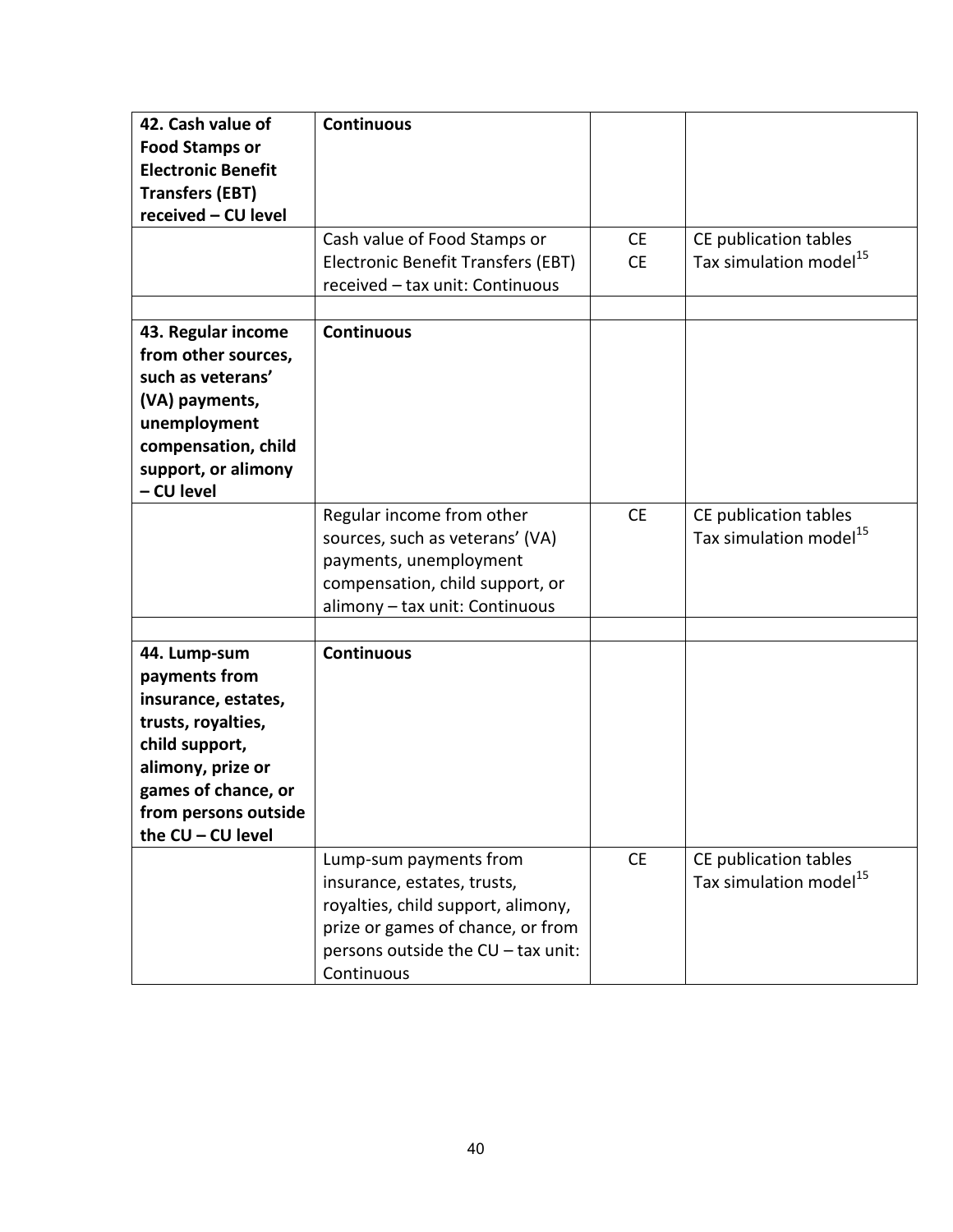| | | | |
|---|---|---|---|
| **42. Cash value of Food Stamps or Electronic Benefit Transfers (EBT) received – CU level** | **Continuous** | | |
| | Cash value of Food Stamps or Electronic Benefit Transfers (EBT) received – tax unit: Continuous | CE<br>CE | CE publication tables<br>Tax simulation model[15] |
| | | | |
| **43. Regular income from other sources, such as veterans' (VA) payments, unemployment compensation, child support, or alimony – CU level** | **Continuous** | | |
| | Regular income from other sources, such as veterans' (VA) payments, unemployment compensation, child support, or alimony – tax unit: Continuous | CE | CE publication tables<br>Tax simulation model[15] |
| | | | |
| **44. Lump-sum payments from insurance, estates, trusts, royalties, child support, alimony, prize or games of chance, or from persons outside the CU – CU level** | **Continuous** | | |
| | Lump-sum payments from insurance, estates, trusts, royalties, child support, alimony, prize or games of chance, or from persons outside the CU – tax unit: Continuous | CE | CE publication tables<br>Tax simulation model[15] |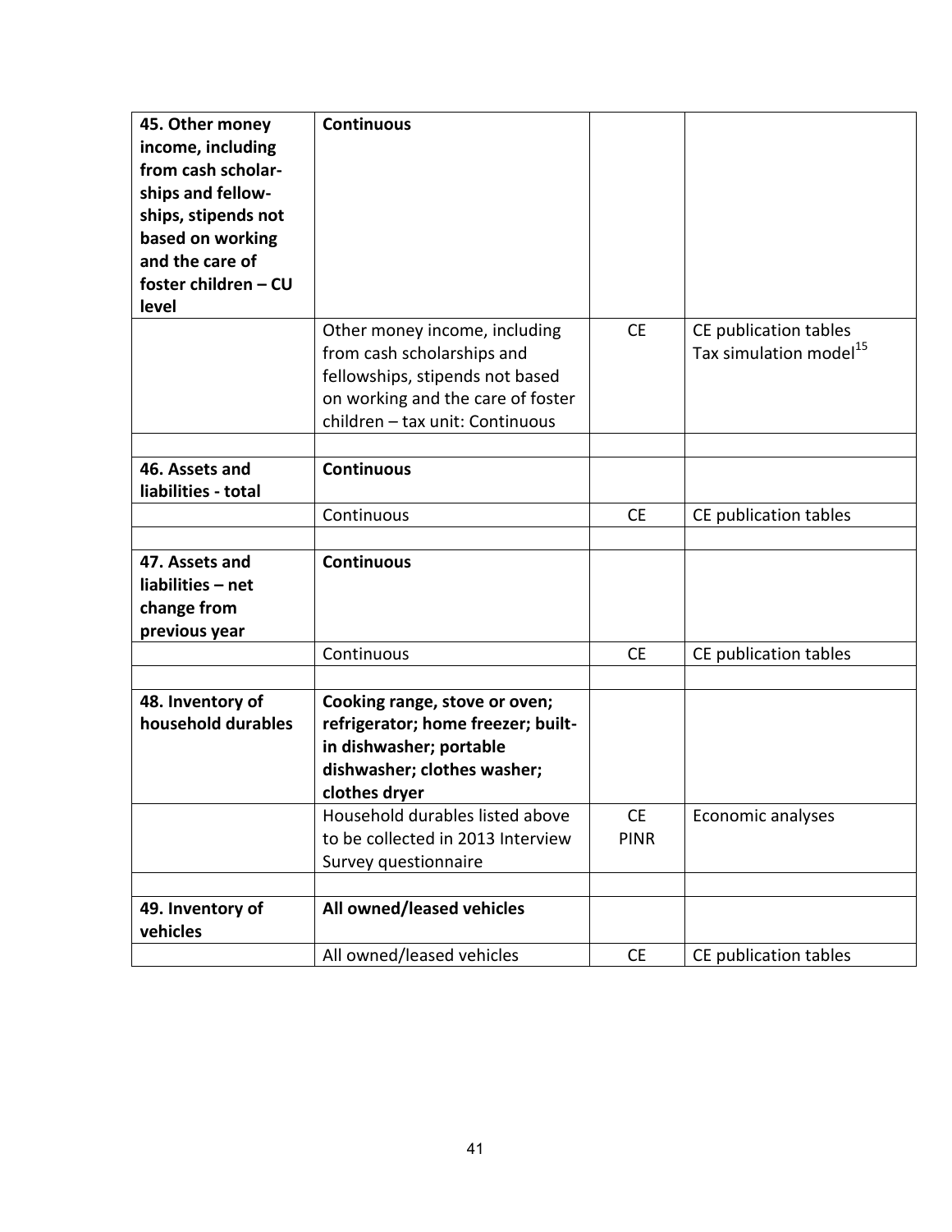| | | | |
|---|---|---|---|
| **45. Other money income, including from cash scholar-ships and fellow-ships, stipends not based on working and the care of foster children – CU level** | **Continuous** | | |
| | Other money income, including from cash scholarships and fellowships, stipends not based on working and the care of foster children – tax unit: Continuous | CE | CE publication tables Tax simulation model[15] |
| | | | |
| **46. Assets and liabilities - total** | **Continuous** | | |
| | Continuous | CE | CE publication tables |
| | | | |
| **47. Assets and liabilities – net change from previous year** | **Continuous** | | |
| | Continuous | CE | CE publication tables |
| | | | |
| **48. Inventory of household durables** | **Cooking range, stove or oven; refrigerator; home freezer; built-in dishwasher; portable dishwasher; clothes washer; clothes dryer** | | |
| | Household durables listed above to be collected in 2013 Interview Survey questionnaire | CE PINR | Economic analyses |
| | | | |
| **49. Inventory of vehicles** | **All owned/leased vehicles** | | |
| | All owned/leased vehicles | CE | CE publication tables |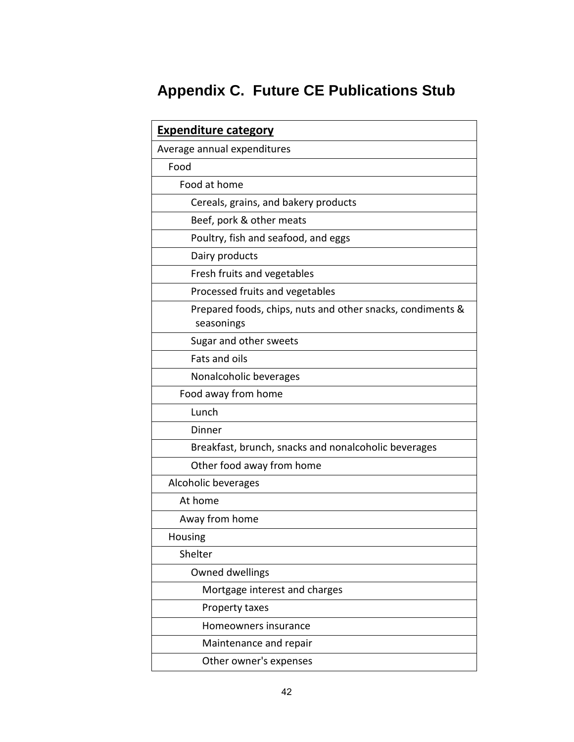# Appendix C. Future CE Publications Stub

| **Expenditure category** |
|---|
| Average annual expenditures |
| Food |
| Food at home |
| Cereals, grains, and bakery products |
| Beef, pork & other meats |
| Poultry, fish and seafood, and eggs |
| Dairy products |
| Fresh fruits and vegetables |
| Processed fruits and vegetables |
| Prepared foods, chips, nuts and other snacks, condiments & seasonings |
| Sugar and other sweets |
| Fats and oils |
| Nonalcoholic beverages |
| Food away from home |
| Lunch |
| Dinner |
| Breakfast, brunch, snacks and nonalcoholic beverages |
| Other food away from home |
| Alcoholic beverages |
| At home |
| Away from home |
| Housing |
| Shelter |
| Owned dwellings |
| Mortgage interest and charges |
| Property taxes |
| Homeowners insurance |
| Maintenance and repair |
| Other owner's expenses |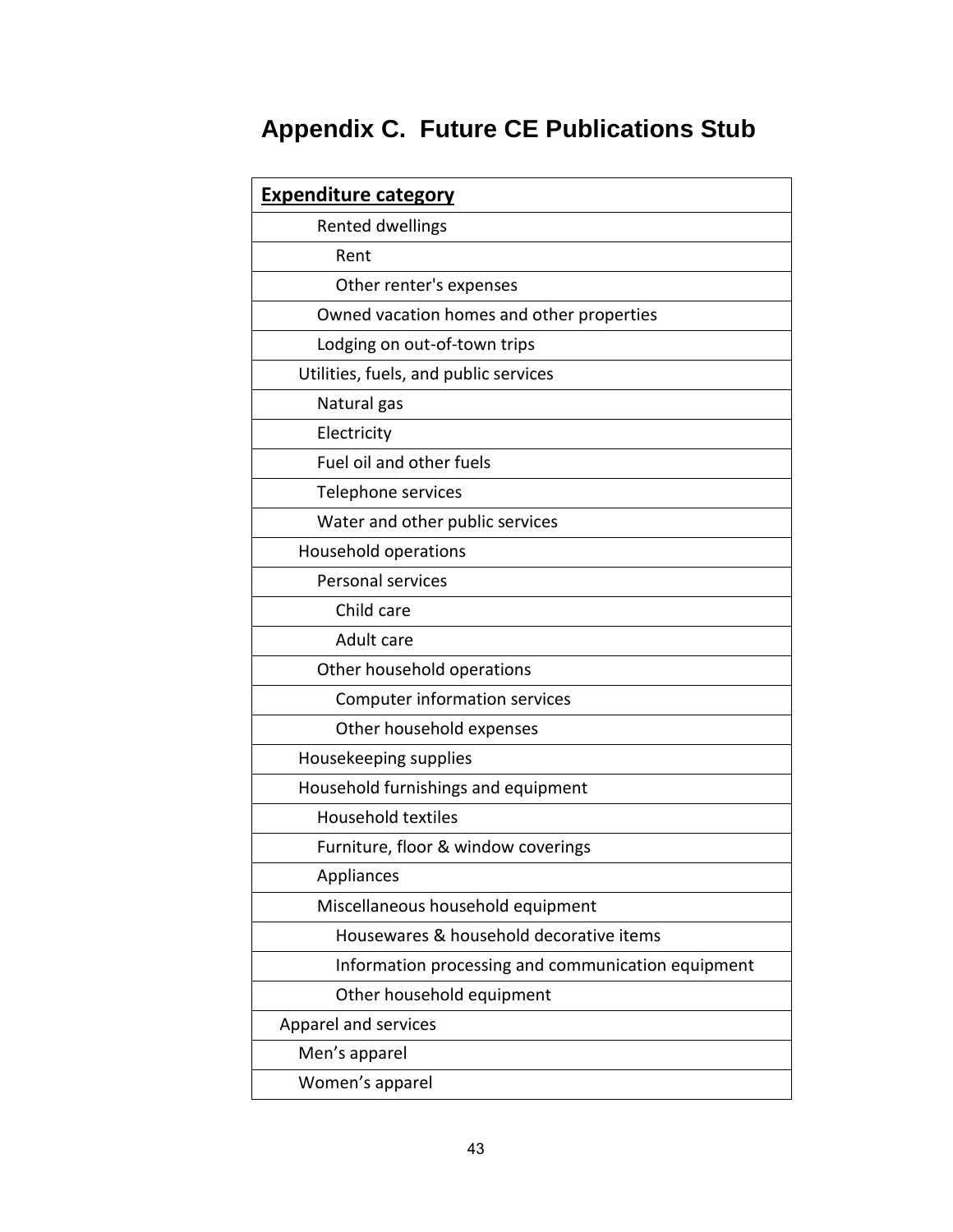# Appendix C. Future CE Publications Stub

| **Expenditure category** |
|---|
| Rented dwellings |
| Rent |
| Other renter's expenses |
| Owned vacation homes and other properties |
| Lodging on out-of-town trips |
| Utilities, fuels, and public services |
| Natural gas |
| Electricity |
| Fuel oil and other fuels |
| Telephone services |
| Water and other public services |
| Household operations |
| Personal services |
| Child care |
| Adult care |
| Other household operations |
| Computer information services |
| Other household expenses |
| Housekeeping supplies |
| Household furnishings and equipment |
| Household textiles |
| Furniture, floor & window coverings |
| Appliances |
| Miscellaneous household equipment |
| Housewares & household decorative items |
| Information processing and communication equipment |
| Other household equipment |
| Apparel and services |
| Men's apparel |
| Women's apparel |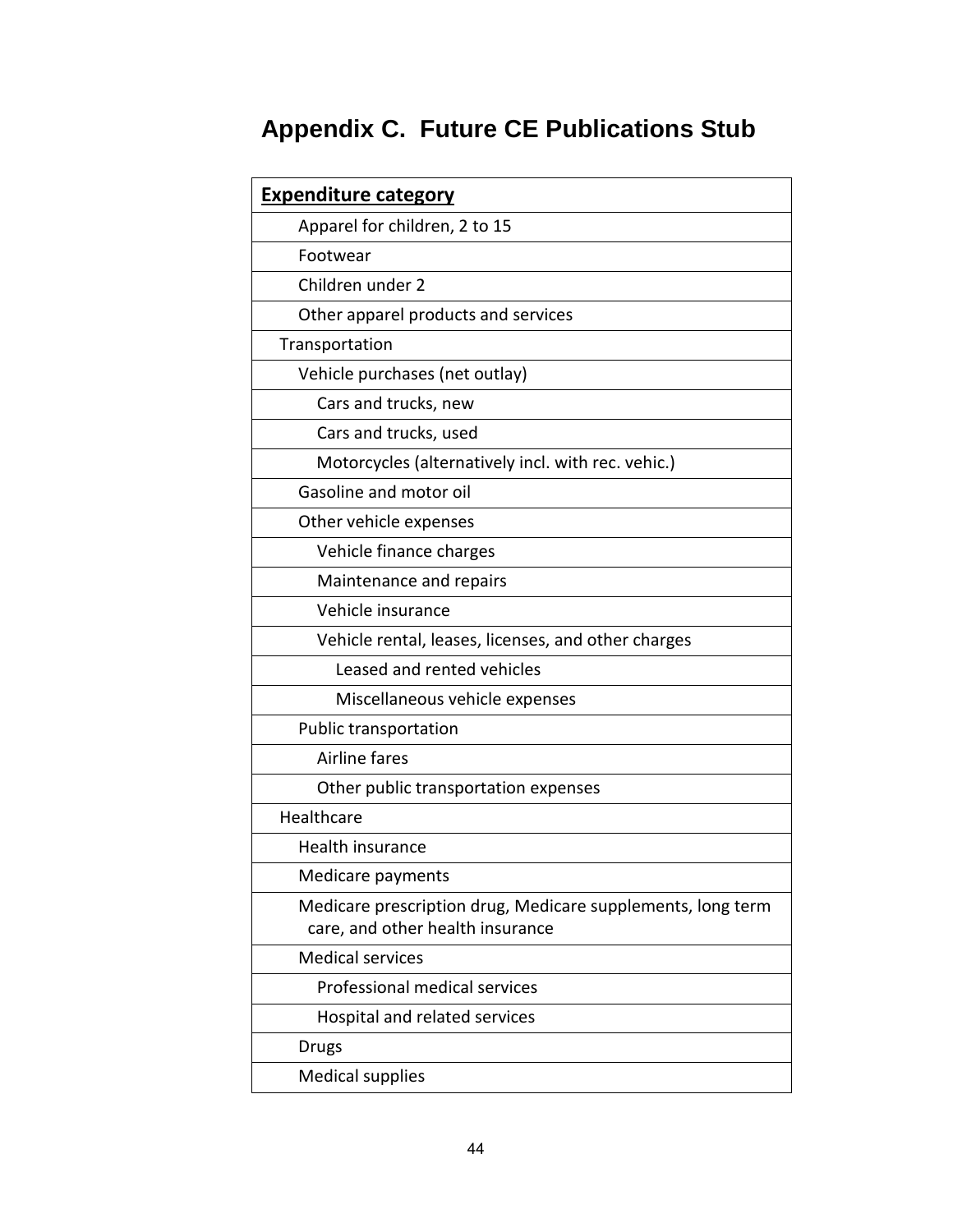# Appendix C. Future CE Publications Stub

| **Expenditure category** |
|---|
| Apparel for children, 2 to 15 |
| Footwear |
| Children under 2 |
| Other apparel products and services |
| Transportation |
| Vehicle purchases (net outlay) |
| Cars and trucks, new |
| Cars and trucks, used |
| Motorcycles (alternatively incl. with rec. vehic.) |
| Gasoline and motor oil |
| Other vehicle expenses |
| Vehicle finance charges |
| Maintenance and repairs |
| Vehicle insurance |
| Vehicle rental, leases, licenses, and other charges |
| Leased and rented vehicles |
| Miscellaneous vehicle expenses |
| Public transportation |
| Airline fares |
| Other public transportation expenses |
| Healthcare |
| Health insurance |
| Medicare payments |
| Medicare prescription drug, Medicare supplements, long term care, and other health insurance |
| Medical services |
| Professional medical services |
| Hospital and related services |
| Drugs |
| Medical supplies |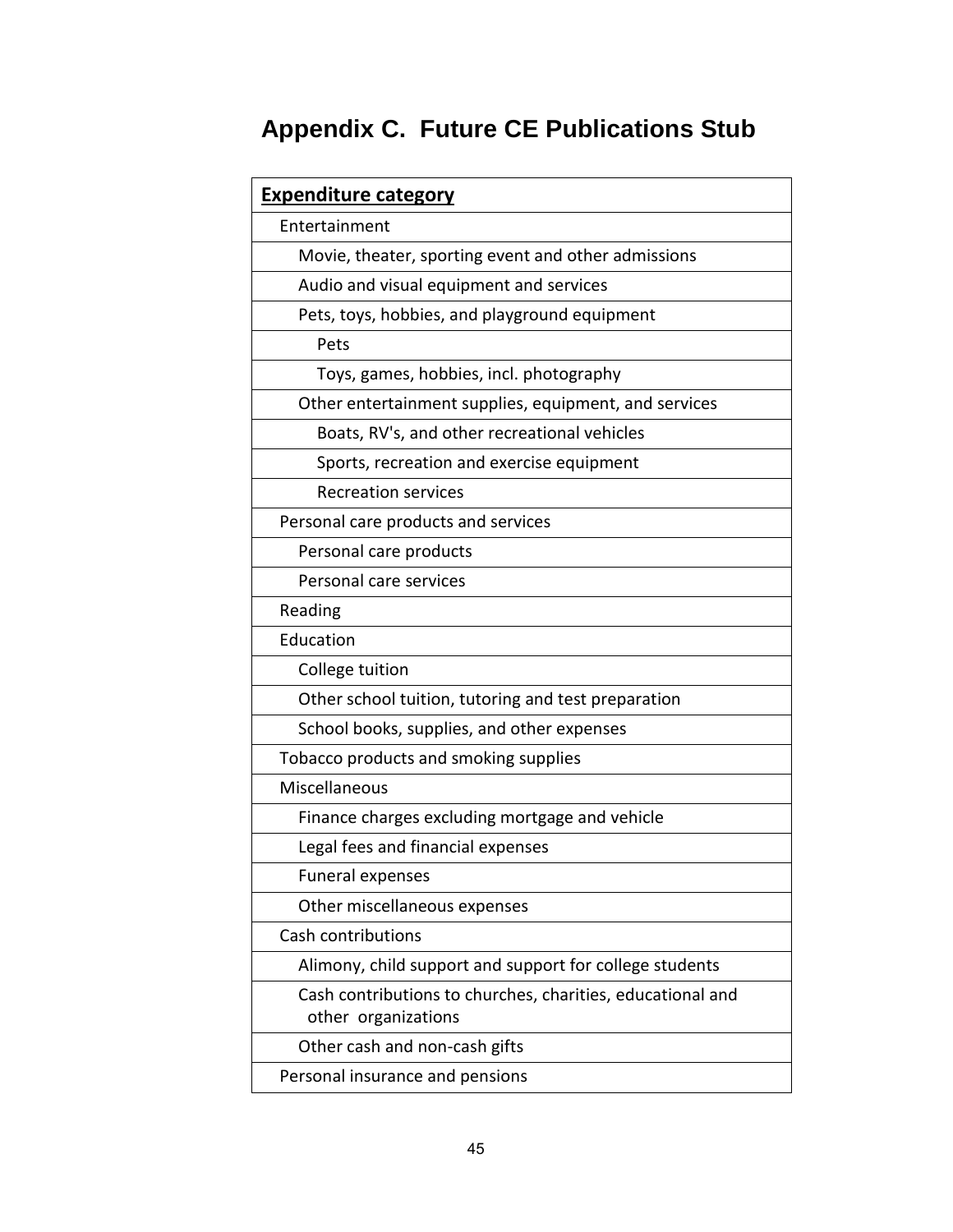# Appendix C. Future CE Publications Stub

| Expenditure category |
|---|
| Entertainment |
| Movie, theater, sporting event and other admissions |
| Audio and visual equipment and services |
| Pets, toys, hobbies, and playground equipment |
| Pets |
| Toys, games, hobbies, incl. photography |
| Other entertainment supplies, equipment, and services |
| Boats, RV's, and other recreational vehicles |
| Sports, recreation and exercise equipment |
| Recreation services |
| Personal care products and services |
| Personal care products |
| Personal care services |
| Reading |
| Education |
| College tuition |
| Other school tuition, tutoring and test preparation |
| School books, supplies, and other expenses |
| Tobacco products and smoking supplies |
| Miscellaneous |
| Finance charges excluding mortgage and vehicle |
| Legal fees and financial expenses |
| Funeral expenses |
| Other miscellaneous expenses |
| Cash contributions |
| Alimony, child support and support for college students |
| Cash contributions to churches, charities, educational and other organizations |
| Other cash and non-cash gifts |
| Personal insurance and pensions |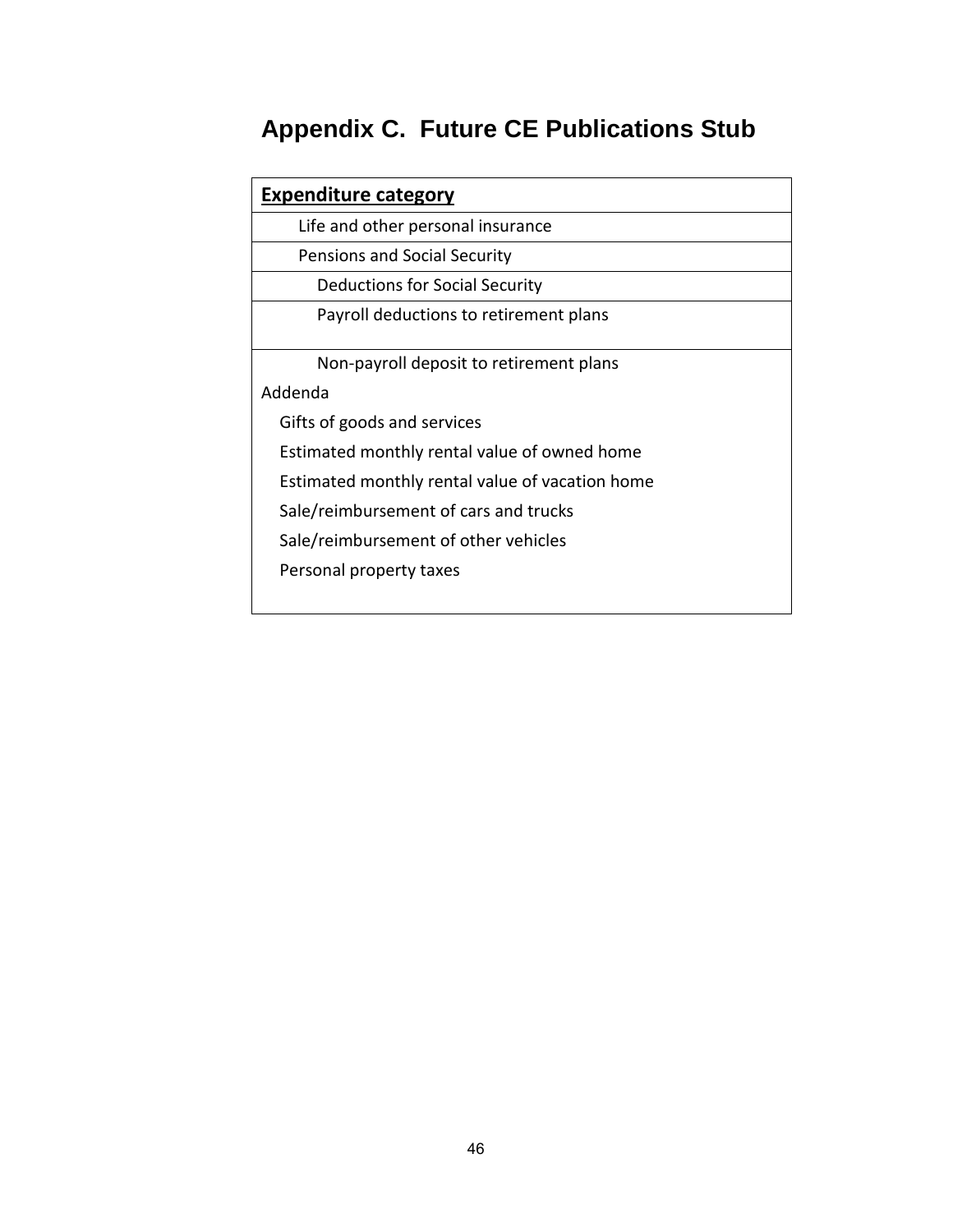# Appendix C. Future CE Publications Stub

| Expenditure category |
|---|
| Life and other personal insurance |
| Pensions and Social Security |
| Deductions for Social Security |
| Payroll deductions to retirement plans |
| Non-payroll deposit to retirement plans |
| Addenda |
| Gifts of goods and services |
| Estimated monthly rental value of owned home |
| Estimated monthly rental value of vacation home |
| Sale/reimbursement of cars and trucks |
| Sale/reimbursement of other vehicles |
| Personal property taxes |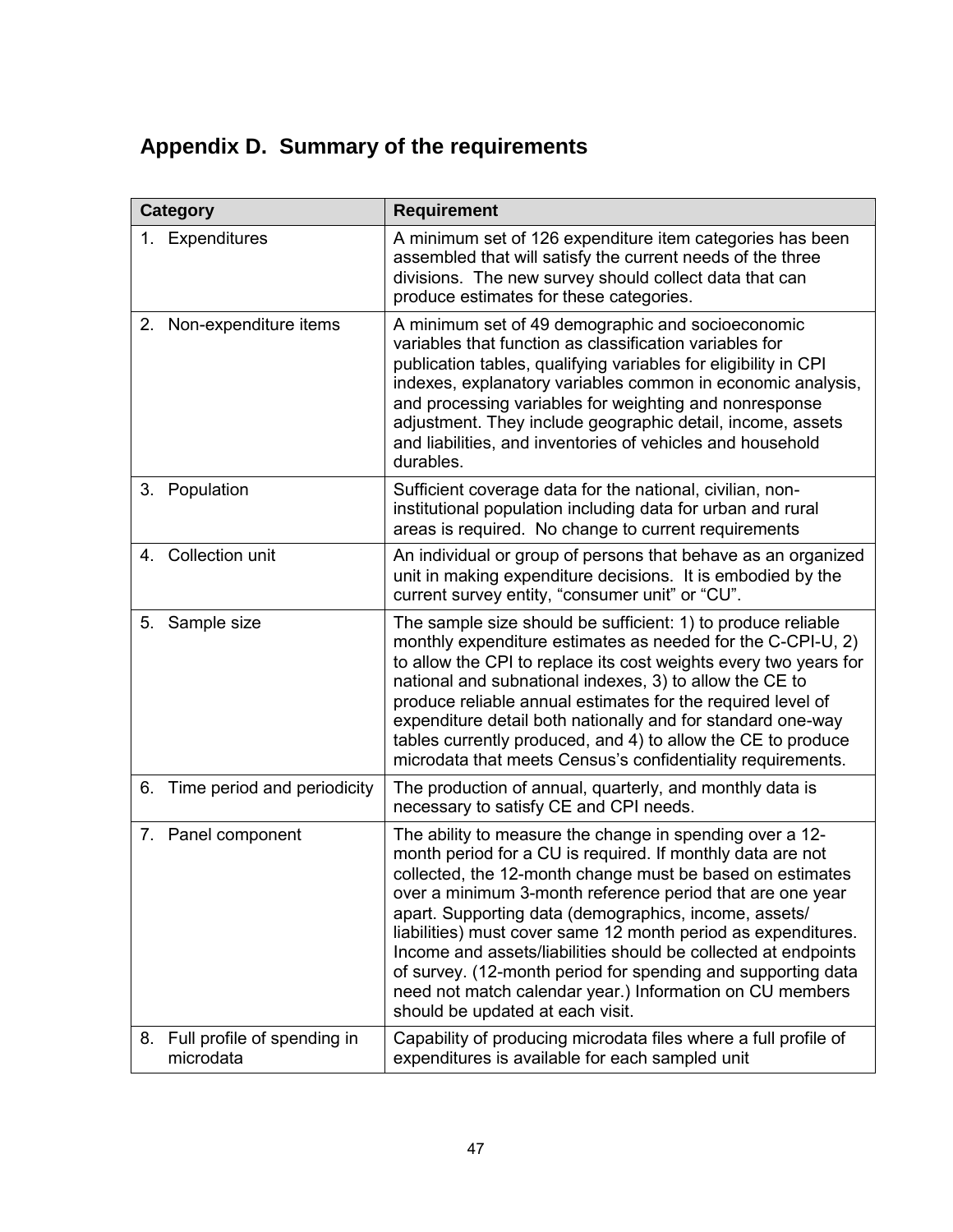## Appendix D. Summary of the requirements

| Category | Requirement |
|---|---|
| 1. Expenditures | A minimum set of 126 expenditure item categories has been assembled that will satisfy the current needs of the three divisions. The new survey should collect data that can produce estimates for these categories. |
| 2. Non-expenditure items | A minimum set of 49 demographic and socioeconomic variables that function as classification variables for publication tables, qualifying variables for eligibility in CPI indexes, explanatory variables common in economic analysis, and processing variables for weighting and nonresponse adjustment. They include geographic detail, income, assets and liabilities, and inventories of vehicles and household durables. |
| 3. Population | Sufficient coverage data for the national, civilian, non-institutional population including data for urban and rural areas is required. No change to current requirements |
| 4. Collection unit | An individual or group of persons that behave as an organized unit in making expenditure decisions. It is embodied by the current survey entity, "consumer unit" or "CU". |
| 5. Sample size | The sample size should be sufficient: 1) to produce reliable monthly expenditure estimates as needed for the C-CPI-U, 2) to allow the CPI to replace its cost weights every two years for national and subnational indexes, 3) to allow the CE to produce reliable annual estimates for the required level of expenditure detail both nationally and for standard one-way tables currently produced, and 4) to allow the CE to produce microdata that meets Census's confidentiality requirements. |
| 6. Time period and periodicity | The production of annual, quarterly, and monthly data is necessary to satisfy CE and CPI needs. |
| 7. Panel component | The ability to measure the change in spending over a 12-month period for a CU is required. If monthly data are not collected, the 12-month change must be based on estimates over a minimum 3-month reference period that are one year apart. Supporting data (demographics, income, assets/ liabilities) must cover same 12 month period as expenditures. Income and assets/liabilities should be collected at endpoints of survey. (12-month period for spending and supporting data need not match calendar year.) Information on CU members should be updated at each visit. |
| 8. Full profile of spending in microdata | Capability of producing microdata files where a full profile of expenditures is available for each sampled unit |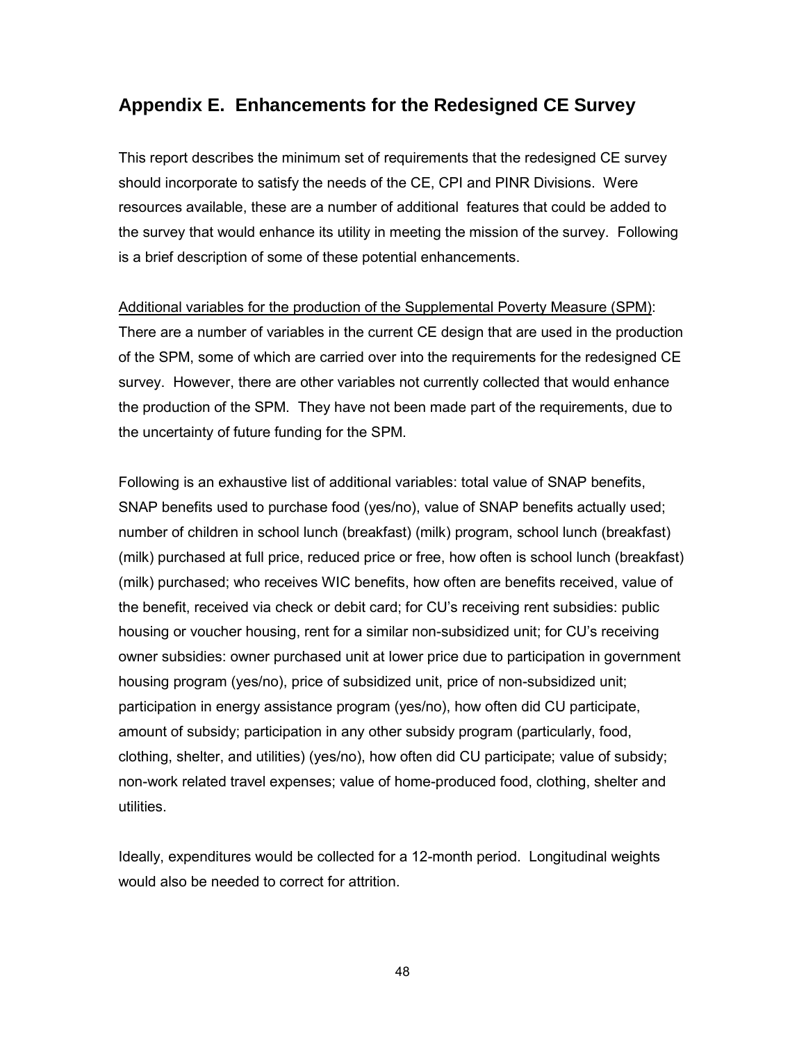## Appendix E. Enhancements for the Redesigned CE Survey

This report describes the minimum set of requirements that the redesigned CE survey should incorporate to satisfy the needs of the CE, CPI and PINR Divisions. Were resources available, these are a number of additional features that could be added to the survey that would enhance its utility in meeting the mission of the survey. Following is a brief description of some of these potential enhancements.

<u>Additional variables for the production of the Supplemental Poverty Measure (SPM)</u>: There are a number of variables in the current CE design that are used in the production of the SPM, some of which are carried over into the requirements for the redesigned CE survey. However, there are other variables not currently collected that would enhance the production of the SPM. They have not been made part of the requirements, due to the uncertainty of future funding for the SPM.

Following is an exhaustive list of additional variables: total value of SNAP benefits, SNAP benefits used to purchase food (yes/no), value of SNAP benefits actually used; number of children in school lunch (breakfast) (milk) program, school lunch (breakfast) (milk) purchased at full price, reduced price or free, how often is school lunch (breakfast) (milk) purchased; who receives WIC benefits, how often are benefits received, value of the benefit, received via check or debit card; for CU's receiving rent subsidies: public housing or voucher housing, rent for a similar non-subsidized unit; for CU's receiving owner subsidies: owner purchased unit at lower price due to participation in government housing program (yes/no), price of subsidized unit, price of non-subsidized unit; participation in energy assistance program (yes/no), how often did CU participate, amount of subsidy; participation in any other subsidy program (particularly, food, clothing, shelter, and utilities) (yes/no), how often did CU participate; value of subsidy; non-work related travel expenses; value of home-produced food, clothing, shelter and utilities.

Ideally, expenditures would be collected for a 12-month period. Longitudinal weights would also be needed to correct for attrition.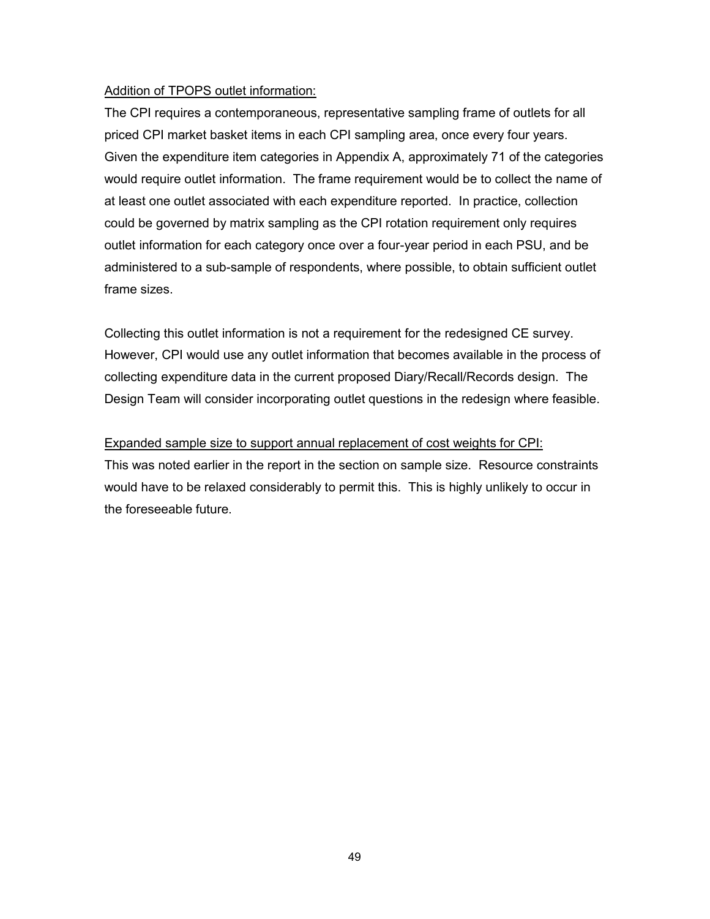<u>Addition of TPOPS outlet information:</u>

The CPI requires a contemporaneous, representative sampling frame of outlets for all priced CPI market basket items in each CPI sampling area, once every four years. Given the expenditure item categories in Appendix A, approximately 71 of the categories would require outlet information. The frame requirement would be to collect the name of at least one outlet associated with each expenditure reported. In practice, collection could be governed by matrix sampling as the CPI rotation requirement only requires outlet information for each category once over a four-year period in each PSU, and be administered to a sub-sample of respondents, where possible, to obtain sufficient outlet frame sizes.

Collecting this outlet information is not a requirement for the redesigned CE survey. However, CPI would use any outlet information that becomes available in the process of collecting expenditure data in the current proposed Diary/Recall/Records design. The Design Team will consider incorporating outlet questions in the redesign where feasible.

<u>Expanded sample size to support annual replacement of cost weights for CPI:</u>

This was noted earlier in the report in the section on sample size. Resource constraints would have to be relaxed considerably to permit this. This is highly unlikely to occur in the foreseeable future.